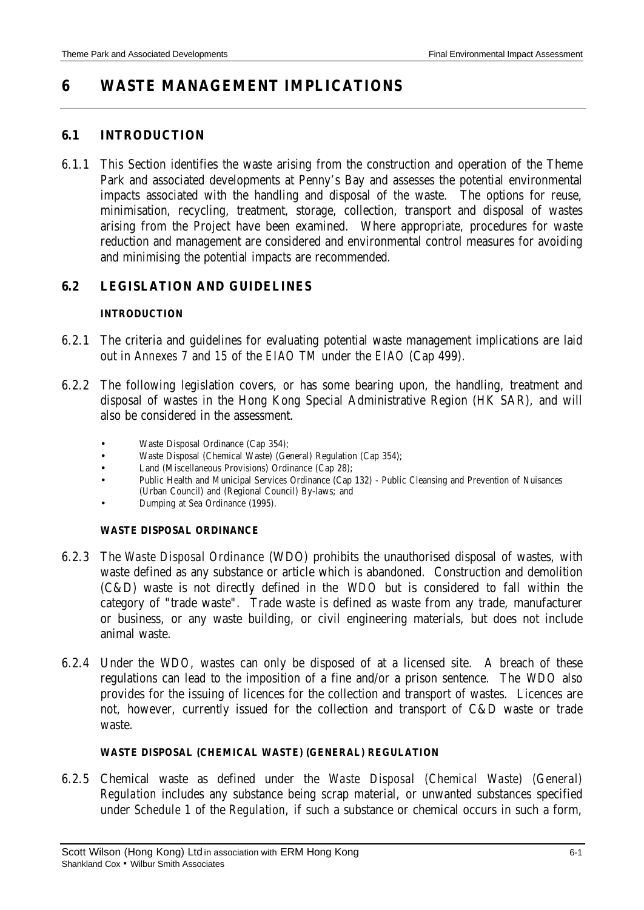# 6 WASTE MANAGEMENT IMPLICATIONS

## 6.1 INTRODUCTION

6.1.1 This Section identifies the waste arising from the construction and operation of the Theme Park and associated developments at Penny's Bay and assesses the potential environmental impacts associated with the handling and disposal of the waste. The options for reuse, minimisation, recycling, treatment, storage, collection, transport and disposal of wastes arising from the Project have been examined. Where appropriate, procedures for waste reduction and management are considered and environmental control measures for avoiding and minimising the potential impacts are recommended.

## 6.2 LEGISLATION AND GUIDELINES

### INTRODUCTION

6.2.1 The criteria and guidelines for evaluating potential waste management implications are laid out in *Annexes 7* and *15* of the *EIAO TM* under the *EIAO* (Cap 499).

6.2.2 The following legislation covers, or has some bearing upon, the handling, treatment and disposal of wastes in the Hong Kong Special Administrative Region (HK SAR), and will also be considered in the assessment.

- Waste Disposal Ordinance (Cap 354);
- Waste Disposal (Chemical Waste) (General) Regulation (Cap 354);
- Land (Miscellaneous Provisions) Ordinance (Cap 28);
- Public Health and Municipal Services Ordinance (Cap 132) - Public Cleansing and Prevention of Nuisances (Urban Council) and (Regional Council) By-laws; and
- Dumping at Sea Ordinance (1995).

### WASTE DISPOSAL ORDINANCE

6.2.3 The *Waste Disposal Ordinance* (WDO) prohibits the unauthorised disposal of wastes, with waste defined as any substance or article which is abandoned. Construction and demolition (C&D) waste is not directly defined in the *WDO* but is considered to fall within the category of "trade waste". Trade waste is defined as waste from any trade, manufacturer or business, or any waste building, or civil engineering materials, but does not include animal waste.

6.2.4 Under the *WDO*, wastes can only be disposed of at a licensed site. A breach of these regulations can lead to the imposition of a fine and/or a prison sentence. The *WDO* also provides for the issuing of licences for the collection and transport of wastes. Licences are not, however, currently issued for the collection and transport of C&D waste or trade waste.

### WASTE DISPOSAL (CHEMICAL WASTE) (GENERAL) REGULATION

6.2.5 Chemical waste as defined under the *Waste Disposal (Chemical Waste) (General) Regulation* includes any substance being scrap material, or unwanted substances specified under *Schedule 1* of the *Regulation*, if such a substance or chemical occurs in such a form,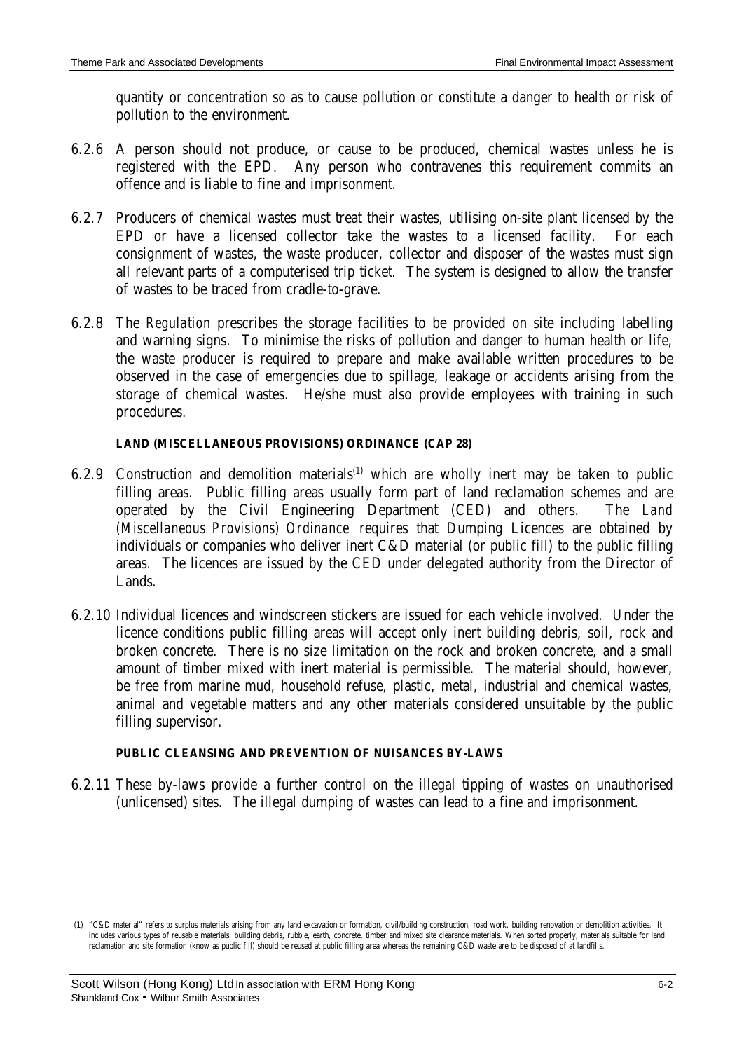quantity or concentration so as to cause pollution or constitute a danger to health or risk of pollution to the environment.

6.2.6 A person should not produce, or cause to be produced, chemical wastes unless he is registered with the EPD. Any person who contravenes this requirement commits an offence and is liable to fine and imprisonment.

6.2.7 Producers of chemical wastes must treat their wastes, utilising on-site plant licensed by the EPD or have a licensed collector take the wastes to a licensed facility. For each consignment of wastes, the waste producer, collector and disposer of the wastes must sign all relevant parts of a computerised trip ticket. The system is designed to allow the transfer of wastes to be traced from cradle-to-grave.

6.2.8 The *Regulation* prescribes the storage facilities to be provided on site including labelling and warning signs. To minimise the risks of pollution and danger to human health or life, the waste producer is required to prepare and make available written procedures to be observed in the case of emergencies due to spillage, leakage or accidents arising from the storage of chemical wastes. He/she must also provide employees with training in such procedures.

**LAND (MISCELLANEOUS PROVISIONS) ORDINANCE (CAP 28)**

6.2.9 Construction and demolition materials[1] which are wholly inert may be taken to public filling areas. Public filling areas usually form part of land reclamation schemes and are operated by the Civil Engineering Department (CED) and others. The *Land (Miscellaneous Provisions) Ordinance* requires that Dumping Licences are obtained by individuals or companies who deliver inert C&D material (or public fill) to the public filling areas. The licences are issued by the CED under delegated authority from the Director of Lands.

6.2.10 Individual licences and windscreen stickers are issued for each vehicle involved. Under the licence conditions public filling areas will accept only inert building debris, soil, rock and broken concrete. There is no size limitation on the rock and broken concrete, and a small amount of timber mixed with inert material is permissible. The material should, however, be free from marine mud, household refuse, plastic, metal, industrial and chemical wastes, animal and vegetable matters and any other materials considered unsuitable by the public filling supervisor.

**PUBLIC CLEANSING AND PREVENTION OF NUISANCES BY-LAWS**

6.2.11 These by-laws provide a further control on the illegal tipping of wastes on unauthorised (unlicensed) sites. The illegal dumping of wastes can lead to a fine and imprisonment.

(1) "C&D material" refers to surplus materials arising from any land excavation or formation, civil/building construction, road work, building renovation or demolition activities. It includes various types of reusable materials, building debris, rubble, earth, concrete, timber and mixed site clearance materials. When sorted properly, materials suitable for land reclamation and site formation (know as public fill) should be reused at public filling area whereas the remaining C&D waste are to be disposed of at landfills.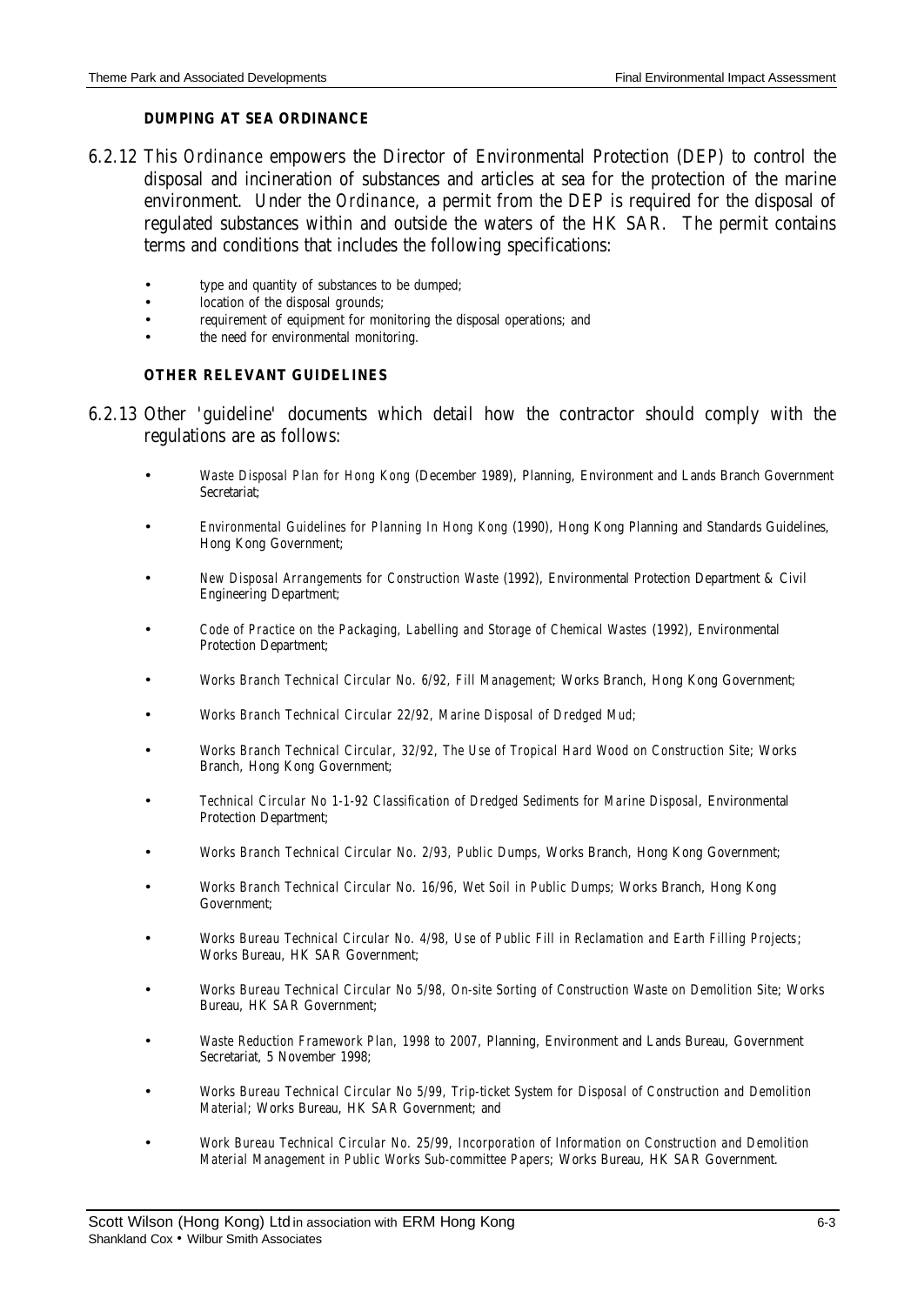#### DUMPING AT SEA ORDINANCE

6.2.12 This *Ordinance* empowers the Director of Environmental Protection (DEP) to control the disposal and incineration of substances and articles at sea for the protection of the marine environment. Under the *Ordinance*, a permit from the DEP is required for the disposal of regulated substances within and outside the waters of the HK SAR. The permit contains terms and conditions that includes the following specifications:

- type and quantity of substances to be dumped;
- location of the disposal grounds;
- requirement of equipment for monitoring the disposal operations; and
- the need for environmental monitoring.

#### OTHER RELEVANT GUIDELINES

6.2.13 Other 'guideline' documents which detail how the contractor should comply with the regulations are as follows:

- *Waste Disposal Plan for Hong Kong* (December 1989), Planning, Environment and Lands Branch Government Secretariat;
- *Environmental Guidelines for Planning In Hong Kong* (1990), Hong Kong Planning and Standards Guidelines, Hong Kong Government;
- *New Disposal Arrangements for Construction Waste* (1992), Environmental Protection Department & Civil Engineering Department;
- *Code of Practice on the Packaging, Labelling and Storage of Chemical Wastes* (1992), Environmental Protection Department;
- *Works Branch Technical Circular No. 6/92, Fill Management*; Works Branch, Hong Kong Government;
- *Works Branch Technical Circular 22/92, Marine Disposal of Dredged Mud*;
- *Works Branch Technical Circular, 32/92, The Use of Tropical Hard Wood on Construction Site*; Works Branch, Hong Kong Government;
- *Technical Circular No 1-1-92 Classification of Dredged Sediments for Marine Disposal*, Environmental Protection Department;
- *Works Branch Technical Circular No. 2/93, Public Dumps*, Works Branch, Hong Kong Government;
- *Works Branch Technical Circular No. 16/96, Wet Soil in Public Dumps*; Works Branch, Hong Kong Government;
- *Works Bureau Technical Circular No. 4/98, Use of Public Fill in Reclamation and Earth Filling Projects*; Works Bureau, HK SAR Government;
- *Works Bureau Technical Circular No 5/98, On-site Sorting of Construction Waste on Demolition Site*; Works Bureau, HK SAR Government;
- *Waste Reduction Framework Plan, 1998 to 2007*, Planning, Environment and Lands Bureau, Government Secretariat, 5 November 1998;
- *Works Bureau Technical Circular No 5/99, Trip-ticket System for Disposal of Construction and Demolition Material*; Works Bureau, HK SAR Government; and
- *Work Bureau Technical Circular No. 25/99, Incorporation of Information on Construction and Demolition Material Management in Public Works Sub-committee Papers*; Works Bureau, HK SAR Government.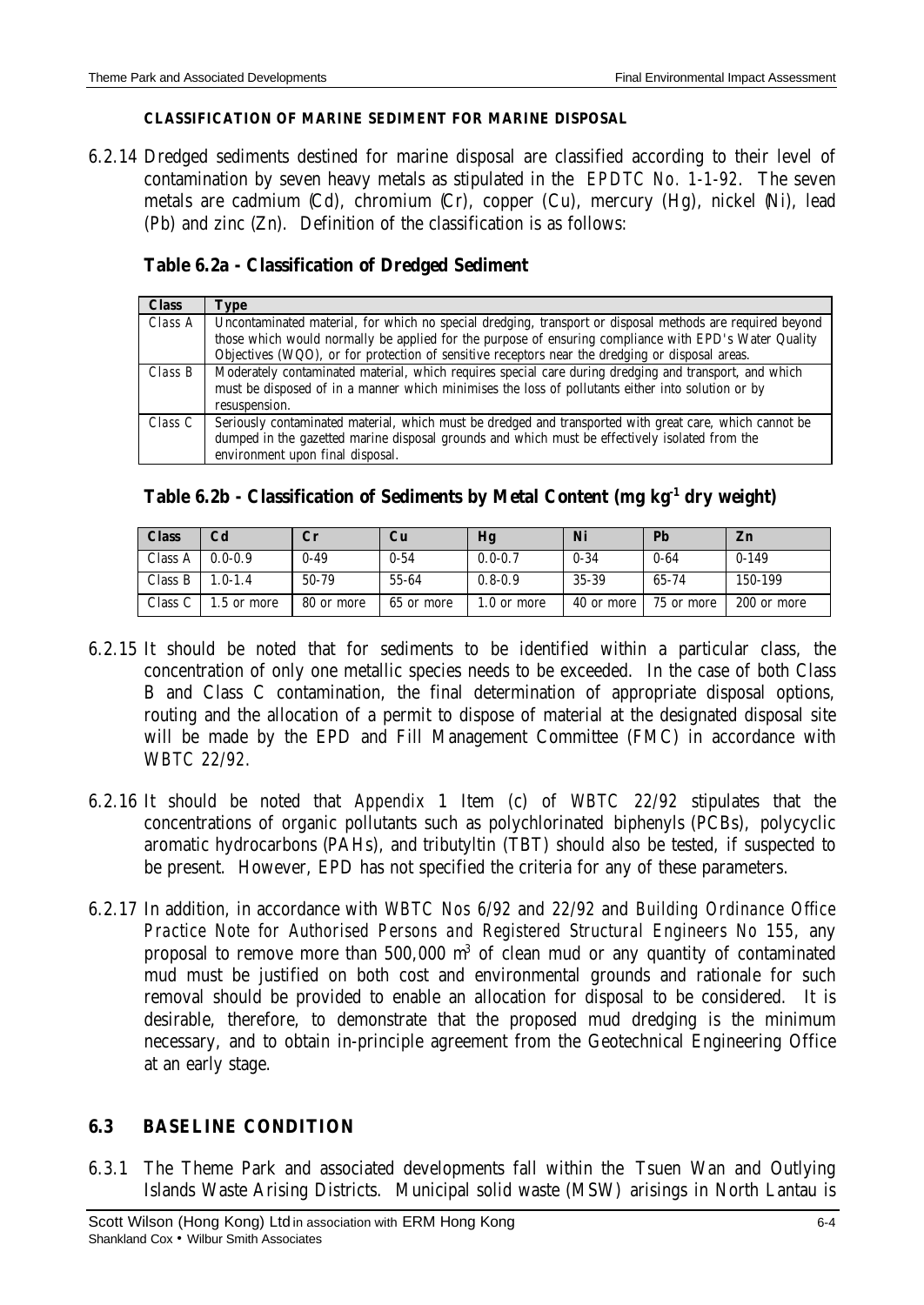**CLASSIFICATION OF MARINE SEDIMENT FOR MARINE DISPOSAL**

6.2.14 Dredged sediments destined for marine disposal are classified according to their level of contamination by seven heavy metals as stipulated in the *EPDTC No. 1-1-92*. The seven metals are cadmium (Cd), chromium (Cr), copper (Cu), mercury (Hg), nickel (Ni), lead (Pb) and zinc (Zn). Definition of the classification is as follows:

**Table 6.2a - Classification of Dredged Sediment**

| Class | Type |
|---|---|
| Class A | Uncontaminated material, for which no special dredging, transport or disposal methods are required beyond those which would normally be applied for the purpose of ensuring compliance with EPD's Water Quality Objectives (WQO), or for protection of sensitive receptors near the dredging or disposal areas. |
| Class B | Moderately contaminated material, which requires special care during dredging and transport, and which must be disposed of in a manner which minimises the loss of pollutants either into solution or by resuspension. |
| Class C | Seriously contaminated material, which must be dredged and transported with great care, which cannot be dumped in the gazetted marine disposal grounds and which must be effectively isolated from the environment upon final disposal. |

**Table 6.2b - Classification of Sediments by Metal Content (mg $kg^{-1}$ dry weight)**

| Class | Cd | Cr | Cu | Hg | Ni | Pb | Zn |
|---|---|---|---|---|---|---|---|
| Class A | 0.0-0.9 | 0-49 | 0-54 | 0.0-0.7 | 0-34 | 0-64 | 0-149 |
| Class B | 1.0-1.4 | 50-79 | 55-64 | 0.8-0.9 | 35-39 | 65-74 | 150-199 |
| Class C | 1.5 or more | 80 or more | 65 or more | 1.0 or more | 40 or more | 75 or more | 200 or more |

6.2.15 It should be noted that for sediments to be identified within a particular class, the concentration of only one metallic species needs to be exceeded. In the case of both Class B and Class C contamination, the final determination of appropriate disposal options, routing and the allocation of a permit to dispose of material at the designated disposal site will be made by the EPD and Fill Management Committee (FMC) in accordance with *WBTC 22/92*.

6.2.16 It should be noted that *Appendix* 1 Item (c) of *WBTC 22/92* stipulates that the concentrations of organic pollutants such as polychlorinated biphenyls (PCBs), polycyclic aromatic hydrocarbons (PAHs), and tributyltin (TBT) should also be tested, if suspected to be present. However, EPD has not specified the criteria for any of these parameters.

6.2.17 In addition, in accordance with *WBTC Nos 6/92* and *22/92* and *Building Ordinance Office Practice Note for Authorised Persons and Registered Structural Engineers No 155*, any proposal to remove more than 500,000 $m^3$ of clean mud or any quantity of contaminated mud must be justified on both cost and environmental grounds and rationale for such removal should be provided to enable an allocation for disposal to be considered. It is desirable, therefore, to demonstrate that the proposed mud dredging is the minimum necessary, and to obtain in-principle agreement from the Geotechnical Engineering Office at an early stage.

## 6.3 BASELINE CONDITION

6.3.1 The Theme Park and associated developments fall within the Tsuen Wan and Outlying Islands Waste Arising Districts. Municipal solid waste (MSW) arisings in North Lantau is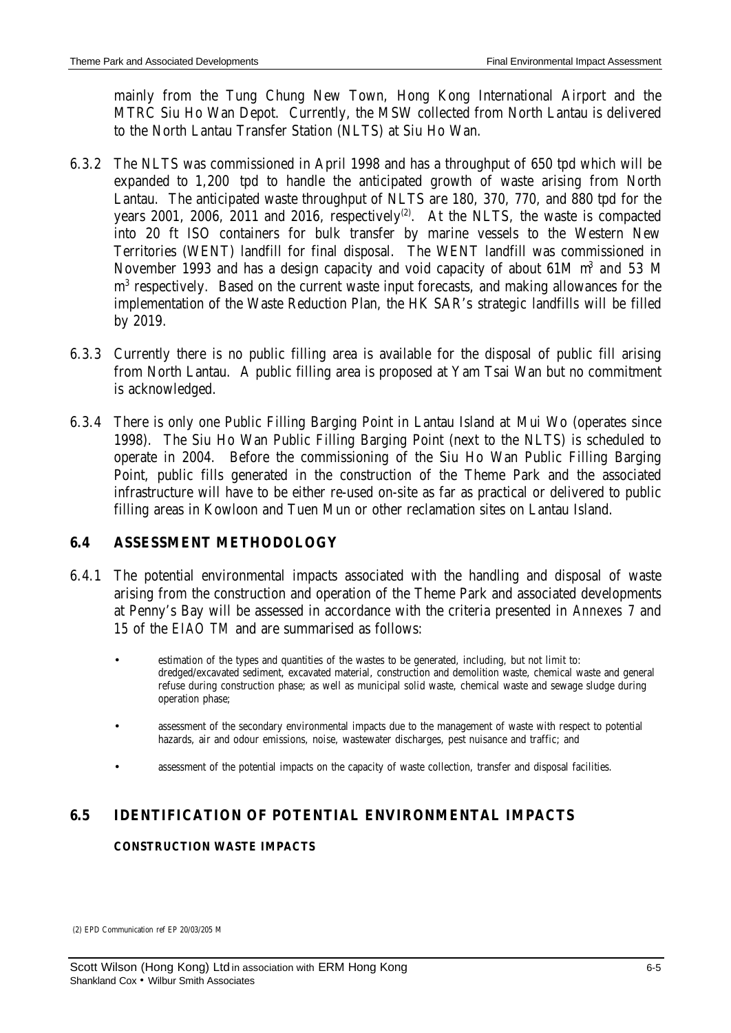mainly from the Tung Chung New Town, Hong Kong International Airport and the MTRC Siu Ho Wan Depot. Currently, the MSW collected from North Lantau is delivered to the North Lantau Transfer Station (NLTS) at Siu Ho Wan.

6.3.2 The NLTS was commissioned in April 1998 and has a throughput of 650 tpd which will be expanded to 1,200 tpd to handle the anticipated growth of waste arising from North Lantau. The anticipated waste throughput of NLTS are 180, 370, 770, and 880 tpd for the years 2001, 2006, 2011 and 2016, respectively[(2)]. At the NLTS, the waste is compacted into 20 ft ISO containers for bulk transfer by marine vessels to the Western New Territories (WENT) landfill for final disposal. The WENT landfill was commissioned in November 1993 and has a design capacity and void capacity of about 61M $m^3$ and 53 M $m^3$ respectively. Based on the current waste input forecasts, and making allowances for the implementation of the Waste Reduction Plan, the HK SAR's strategic landfills will be filled by 2019.

6.3.3 Currently there is no public filling area is available for the disposal of public fill arising from North Lantau. A public filling area is proposed at Yam Tsai Wan but no commitment is acknowledged.

6.3.4 There is only one Public Filling Barging Point in Lantau Island at Mui Wo (operates since 1998). The Siu Ho Wan Public Filling Barging Point (next to the NLTS) is scheduled to operate in 2004. Before the commissioning of the Siu Ho Wan Public Filling Barging Point, public fills generated in the construction of the Theme Park and the associated infrastructure will have to be either re-used on-site as far as practical or delivered to public filling areas in Kowloon and Tuen Mun or other reclamation sites on Lantau Island.

## 6.4 ASSESSMENT METHODOLOGY

6.4.1 The potential environmental impacts associated with the handling and disposal of waste arising from the construction and operation of the Theme Park and associated developments at Penny's Bay will be assessed in accordance with the criteria presented in *Annexes 7* and *15* of the *EIAO TM* and are summarised as follows:

- estimation of the types and quantities of the wastes to be generated, including, but not limit to: dredged/excavated sediment, excavated material, construction and demolition waste, chemical waste and general refuse during construction phase; as well as municipal solid waste, chemical waste and sewage sludge during operation phase;
- assessment of the secondary environmental impacts due to the management of waste with respect to potential hazards, air and odour emissions, noise, wastewater discharges, pest nuisance and traffic; and
- assessment of the potential impacts on the capacity of waste collection, transfer and disposal facilities.

## 6.5 IDENTIFICATION OF POTENTIAL ENVIRONMENTAL IMPACTS

### CONSTRUCTION WASTE IMPACTS

(2) EPD Communication ref EP 20/03/205 M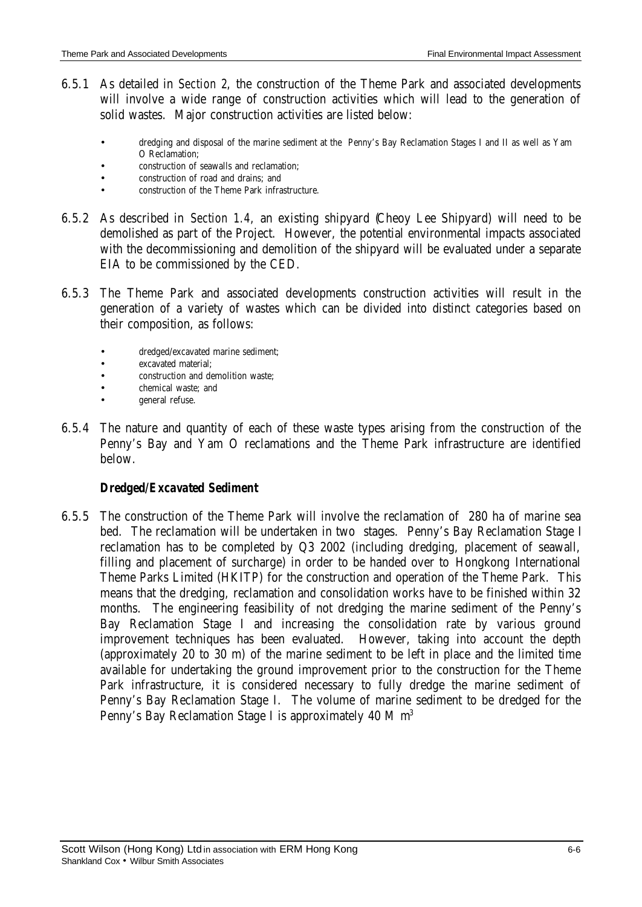6.5.1 As detailed in *Section 2*, the construction of the Theme Park and associated developments will involve a wide range of construction activities which will lead to the generation of solid wastes. Major construction activities are listed below:

- dredging and disposal of the marine sediment at the Penny's Bay Reclamation Stages I and II as well as Yam O Reclamation;
- construction of seawalls and reclamation;
- construction of road and drains; and
- construction of the Theme Park infrastructure.

6.5.2 As described in *Section 1.4*, an existing shipyard (Cheoy Lee Shipyard) will need to be demolished as part of the Project. However, the potential environmental impacts associated with the decommissioning and demolition of the shipyard will be evaluated under a separate EIA to be commissioned by the CED.

6.5.3 The Theme Park and associated developments construction activities will result in the generation of a variety of wastes which can be divided into distinct categories based on their composition, as follows:

- dredged/excavated marine sediment;
- excavated material;
- construction and demolition waste;
- chemical waste; and
- general refuse.

6.5.4 The nature and quantity of each of these waste types arising from the construction of the Penny's Bay and Yam O reclamations and the Theme Park infrastructure are identified below.

***Dredged/Excavated Sediment***

6.5.5 The construction of the Theme Park will involve the reclamation of 280 ha of marine sea bed. The reclamation will be undertaken in two stages. Penny's Bay Reclamation Stage I reclamation has to be completed by Q3 2002 (including dredging, placement of seawall, filling and placement of surcharge) in order to be handed over to Hongkong International Theme Parks Limited (HKITP) for the construction and operation of the Theme Park. This means that the dredging, reclamation and consolidation works have to be finished within 32 months. The engineering feasibility of not dredging the marine sediment of the Penny's Bay Reclamation Stage I and increasing the consolidation rate by various ground improvement techniques has been evaluated. However, taking into account the depth (approximately 20 to 30 m) of the marine sediment to be left in place and the limited time available for undertaking the ground improvement prior to the construction for the Theme Park infrastructure, it is considered necessary to fully dredge the marine sediment of Penny's Bay Reclamation Stage I. The volume of marine sediment to be dredged for the Penny's Bay Reclamation Stage I is approximately 40 M $m^3$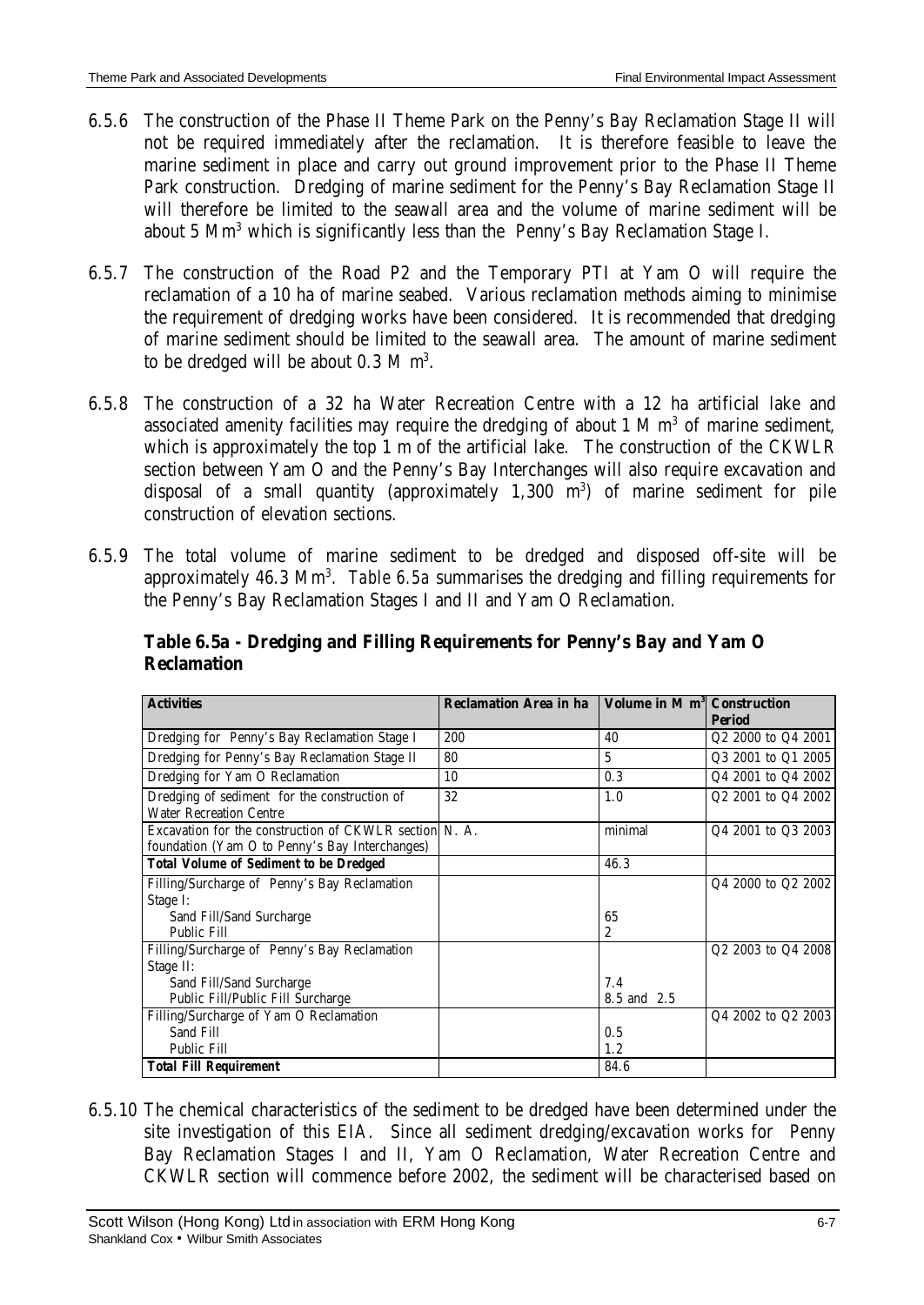6.5.6 The construction of the Phase II Theme Park on the Penny's Bay Reclamation Stage II will not be required immediately after the reclamation. It is therefore feasible to leave the marine sediment in place and carry out ground improvement prior to the Phase II Theme Park construction. Dredging of marine sediment for the Penny's Bay Reclamation Stage II will therefore be limited to the seawall area and the volume of marine sediment will be about 5 $Mm^3$ which is significantly less than the Penny's Bay Reclamation Stage I.

6.5.7 The construction of the Road P2 and the Temporary PTI at Yam O will require the reclamation of a 10 ha of marine seabed. Various reclamation methods aiming to minimise the requirement of dredging works have been considered. It is recommended that dredging of marine sediment should be limited to the seawall area. The amount of marine sediment to be dredged will be about 0.3 M $m^3$.

6.5.8 The construction of a 32 ha Water Recreation Centre with a 12 ha artificial lake and associated amenity facilities may require the dredging of about 1 M $m^3$ of marine sediment, which is approximately the top 1 m of the artificial lake. The construction of the CKWLR section between Yam O and the Penny's Bay Interchanges will also require excavation and disposal of a small quantity (approximately 1,300 $m^3$) of marine sediment for pile construction of elevation sections.

6.5.9 The total volume of marine sediment to be dredged and disposed off-site will be approximately 46.3 $Mm^3$. *Table 6.5a* summarises the dredging and filling requirements for the Penny's Bay Reclamation Stages I and II and Yam O Reclamation.

**Table 6.5a - Dredging and Filling Requirements for Penny's Bay and Yam O Reclamation**

| Activities | Reclamation Area in ha | Volume in M $m^3$ | Construction Period |
|---|---|---|---|
| Dredging for Penny's Bay Reclamation Stage I | 200 | 40 | Q2 2000 to Q4 2001 |
| Dredging for Penny's Bay Reclamation Stage II | 80 | 5 | Q3 2001 to Q1 2005 |
| Dredging for Yam O Reclamation | 10 | 0.3 | Q4 2001 to Q4 2002 |
| Dredging of sediment for the construction of Water Recreation Centre | 32 | 1.0 | Q2 2001 to Q4 2002 |
| Excavation for the construction of CKWLR section foundation (Yam O to Penny's Bay Interchanges) | N. A. | minimal | Q4 2001 to Q3 2003 |
| **Total Volume of Sediment to be Dredged** | | 46.3 | |
| Filling/Surcharge of Penny's Bay Reclamation Stage I:<br>Sand Fill/Sand Surcharge<br>Public Fill | | <br><br>65<br>2 | Q4 2000 to Q2 2002 |
| Filling/Surcharge of Penny's Bay Reclamation Stage II:<br>Sand Fill/Sand Surcharge<br>Public Fill/Public Fill Surcharge | | <br><br>7.4<br>8.5 and 2.5 | Q2 2003 to Q4 2008 |
| Filling/Surcharge of Yam O Reclamation<br>Sand Fill<br>Public Fill | | <br>0.5<br>1.2 | Q4 2002 to Q2 2003 |
| ***Total Fill Requirement*** | | 84.6 | |

6.5.10 The chemical characteristics of the sediment to be dredged have been determined under the site investigation of this EIA. Since all sediment dredging/excavation works for Penny Bay Reclamation Stages I and II, Yam O Reclamation, Water Recreation Centre and CKWLR section will commence before 2002, the sediment will be characterised based on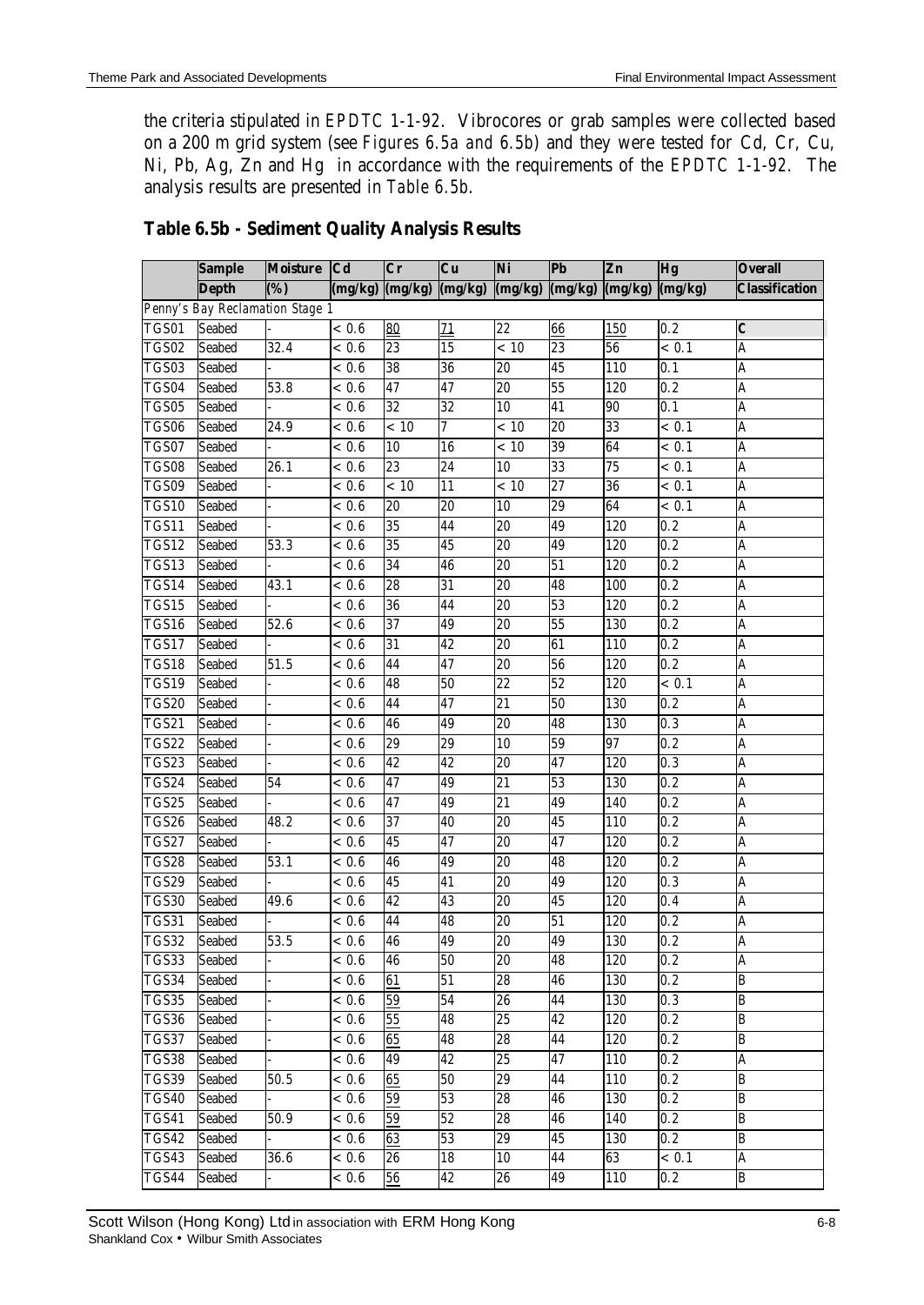the criteria stipulated in *EPDTC 1-1-92*. Vibrocores or grab samples were collected based on a 200 m grid system (see *Figures 6.5a and 6.5b*) and they were tested for Cd, Cr, Cu, Ni, Pb, Ag, Zn and Hg in accordance with the requirements of the *EPDTC 1-1-92*. The analysis results are presented in *Table 6.5b*.

**Table 6.5b - Sediment Quality Analysis Results**

| | Sample Depth | Moisture (%) | Cd (mg/kg) | Cr (mg/kg) | Cu (mg/kg) | Ni (mg/kg) | Pb (mg/kg) | Zn (mg/kg) | Hg (mg/kg) | Overall Classification |
|---|---|---|---|---|---|---|---|---|---|---|
| *Penny's Bay Reclamation Stage 1* | | | | | | | | | | |
| TGS01 | Seabed | - | < 0.6 | 80 | 71 | 22 | 66 | 150 | 0.2 | C |
| TGS02 | Seabed | 32.4 | < 0.6 | 23 | 15 | < 10 | 23 | 56 | < 0.1 | A |
| TGS03 | Seabed | - | < 0.6 | 38 | 36 | 20 | 45 | 110 | 0.1 | A |
| TGS04 | Seabed | 53.8 | < 0.6 | 47 | 47 | 20 | 55 | 120 | 0.2 | A |
| TGS05 | Seabed | - | < 0.6 | 32 | 32 | 10 | 41 | 90 | 0.1 | A |
| TGS06 | Seabed | 24.9 | < 0.6 | < 10 | 7 | < 10 | 20 | 33 | < 0.1 | A |
| TGS07 | Seabed | - | < 0.6 | 10 | 16 | < 10 | 39 | 64 | < 0.1 | A |
| TGS08 | Seabed | 26.1 | < 0.6 | 23 | 24 | 10 | 33 | 75 | < 0.1 | A |
| TGS09 | Seabed | - | < 0.6 | < 10 | 11 | < 10 | 27 | 36 | < 0.1 | A |
| TGS10 | Seabed | - | < 0.6 | 20 | 20 | 10 | 29 | 64 | < 0.1 | A |
| TGS11 | Seabed | - | < 0.6 | 35 | 44 | 20 | 49 | 120 | 0.2 | A |
| TGS12 | Seabed | 53.3 | < 0.6 | 35 | 45 | 20 | 49 | 120 | 0.2 | A |
| TGS13 | Seabed | - | < 0.6 | 34 | 46 | 20 | 51 | 120 | 0.2 | A |
| TGS14 | Seabed | 43.1 | < 0.6 | 28 | 31 | 20 | 48 | 100 | 0.2 | A |
| TGS15 | Seabed | - | < 0.6 | 36 | 44 | 20 | 53 | 120 | 0.2 | A |
| TGS16 | Seabed | 52.6 | < 0.6 | 37 | 49 | 20 | 55 | 130 | 0.2 | A |
| TGS17 | Seabed | - | < 0.6 | 31 | 42 | 20 | 61 | 110 | 0.2 | A |
| TGS18 | Seabed | 51.5 | < 0.6 | 44 | 47 | 20 | 56 | 120 | 0.2 | A |
| TGS19 | Seabed | - | < 0.6 | 48 | 50 | 22 | 52 | 120 | < 0.1 | A |
| TGS20 | Seabed | - | < 0.6 | 44 | 47 | 21 | 50 | 130 | 0.2 | A |
| TGS21 | Seabed | - | < 0.6 | 46 | 49 | 20 | 48 | 130 | 0.3 | A |
| TGS22 | Seabed | - | < 0.6 | 29 | 29 | 10 | 59 | 97 | 0.2 | A |
| TGS23 | Seabed | - | < 0.6 | 42 | 42 | 20 | 47 | 120 | 0.3 | A |
| TGS24 | Seabed | 54 | < 0.6 | 47 | 49 | 21 | 53 | 130 | 0.2 | A |
| TGS25 | Seabed | - | < 0.6 | 47 | 49 | 21 | 49 | 140 | 0.2 | A |
| TGS26 | Seabed | 48.2 | < 0.6 | 37 | 40 | 20 | 45 | 110 | 0.2 | A |
| TGS27 | Seabed | - | < 0.6 | 45 | 47 | 20 | 47 | 120 | 0.2 | A |
| TGS28 | Seabed | 53.1 | < 0.6 | 46 | 49 | 20 | 48 | 120 | 0.2 | A |
| TGS29 | Seabed | - | < 0.6 | 45 | 41 | 20 | 49 | 120 | 0.3 | A |
| TGS30 | Seabed | 49.6 | < 0.6 | 42 | 43 | 20 | 45 | 120 | 0.4 | A |
| TGS31 | Seabed | - | < 0.6 | 44 | 48 | 20 | 51 | 120 | 0.2 | A |
| TGS32 | Seabed | 53.5 | < 0.6 | 46 | 49 | 20 | 49 | 130 | 0.2 | A |
| TGS33 | Seabed | - | < 0.6 | 46 | 50 | 20 | 48 | 120 | 0.2 | A |
| TGS34 | Seabed | - | < 0.6 | 61 | 51 | 28 | 46 | 130 | 0.2 | B |
| TGS35 | Seabed | - | < 0.6 | 59 | 54 | 26 | 44 | 130 | 0.3 | B |
| TGS36 | Seabed | - | < 0.6 | 55 | 48 | 25 | 42 | 120 | 0.2 | B |
| TGS37 | Seabed | - | < 0.6 | 65 | 48 | 28 | 44 | 120 | 0.2 | B |
| TGS38 | Seabed | - | < 0.6 | 49 | 42 | 25 | 47 | 110 | 0.2 | A |
| TGS39 | Seabed | 50.5 | < 0.6 | 65 | 50 | 29 | 44 | 110 | 0.2 | B |
| TGS40 | Seabed | - | < 0.6 | 59 | 53 | 28 | 46 | 130 | 0.2 | B |
| TGS41 | Seabed | 50.9 | < 0.6 | 59 | 52 | 28 | 46 | 140 | 0.2 | B |
| TGS42 | Seabed | - | < 0.6 | 63 | 53 | 29 | 45 | 130 | 0.2 | B |
| TGS43 | Seabed | 36.6 | < 0.6 | 26 | 18 | 10 | 44 | 63 | < 0.1 | A |
| TGS44 | Seabed | - | < 0.6 | 56 | 42 | 26 | 49 | 110 | 0.2 | B |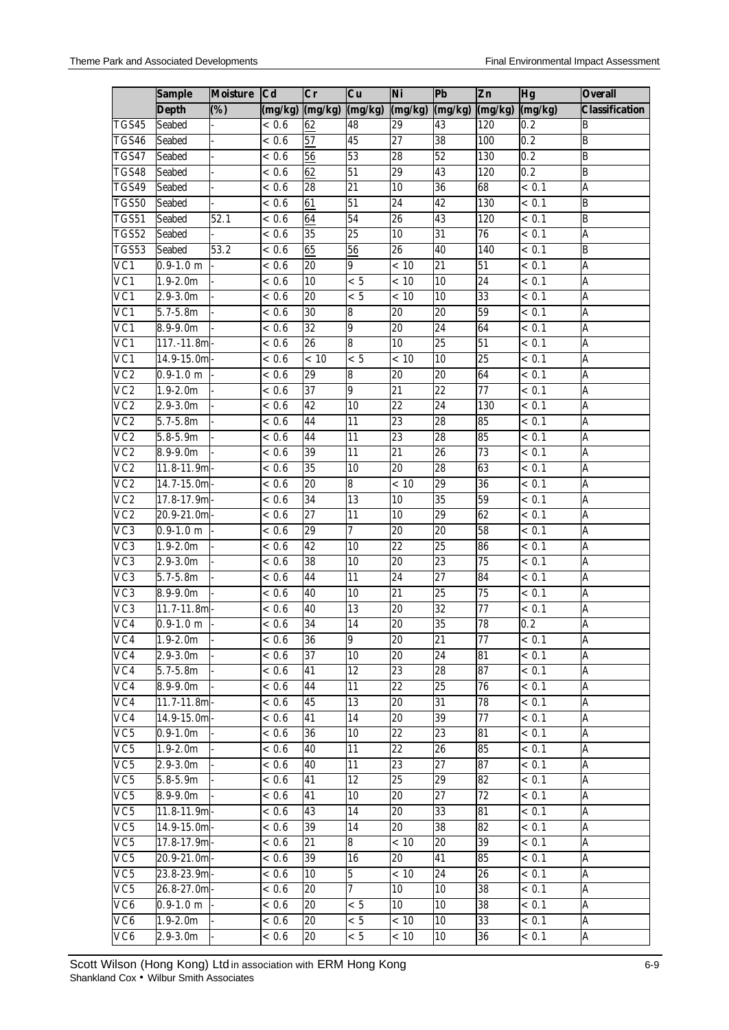| | Sample Depth | Moisture (%) | Cd (mg/kg) | Cr (mg/kg) | Cu (mg/kg) | Ni (mg/kg) | Pb (mg/kg) | Zn (mg/kg) | Hg (mg/kg) | Overall Classification |
|---|---|---|---|---|---|---|---|---|---|---|
| TGS45 | Seabed | - | < 0.6 | 62 | 48 | 29 | 43 | 120 | 0.2 | B |
| TGS46 | Seabed | - | < 0.6 | 57 | 45 | 27 | 38 | 100 | 0.2 | B |
| TGS47 | Seabed | - | < 0.6 | 56 | 53 | 28 | 52 | 130 | 0.2 | B |
| TGS48 | Seabed | - | < 0.6 | 62 | 51 | 29 | 43 | 120 | 0.2 | B |
| TGS49 | Seabed | - | < 0.6 | 28 | 21 | 10 | 36 | 68 | < 0.1 | A |
| TGS50 | Seabed | - | < 0.6 | 61 | 51 | 24 | 42 | 130 | < 0.1 | B |
| TGS51 | Seabed | 52.1 | < 0.6 | 64 | 54 | 26 | 43 | 120 | < 0.1 | B |
| TGS52 | Seabed | - | < 0.6 | 35 | 25 | 10 | 31 | 76 | < 0.1 | A |
| TGS53 | Seabed | 53.2 | < 0.6 | 65 | 56 | 26 | 40 | 140 | < 0.1 | B |
| VC1 | 0.9-1.0 m | - | < 0.6 | 20 | 9 | < 10 | 21 | 51 | < 0.1 | A |
| VC1 | 1.9-2.0m | - | < 0.6 | 10 | < 5 | < 10 | 10 | 24 | < 0.1 | A |
| VC1 | 2.9-3.0m | - | < 0.6 | 20 | < 5 | < 10 | 10 | 33 | < 0.1 | A |
| VC1 | 5.7-5.8m | - | < 0.6 | 30 | 8 | 20 | 20 | 59 | < 0.1 | A |
| VC1 | 8.9-9.0m | - | < 0.6 | 32 | 9 | 20 | 24 | 64 | < 0.1 | A |
| VC1 | 117.-11.8m | - | < 0.6 | 26 | 8 | 10 | 25 | 51 | < 0.1 | A |
| VC1 | 14.9-15.0m | - | < 0.6 | < 10 | < 5 | < 10 | 10 | 25 | < 0.1 | A |
| VC2 | 0.9-1.0 m | - | < 0.6 | 29 | 8 | 20 | 20 | 64 | < 0.1 | A |
| VC2 | 1.9-2.0m | - | < 0.6 | 37 | 9 | 21 | 22 | 77 | < 0.1 | A |
| VC2 | 2.9-3.0m | - | < 0.6 | 42 | 10 | 22 | 24 | 130 | < 0.1 | A |
| VC2 | 5.7-5.8m | - | < 0.6 | 44 | 11 | 23 | 28 | 85 | < 0.1 | A |
| VC2 | 5.8-5.9m | - | < 0.6 | 44 | 11 | 23 | 28 | 85 | < 0.1 | A |
| VC2 | 8.9-9.0m | - | < 0.6 | 39 | 11 | 21 | 26 | 73 | < 0.1 | A |
| VC2 | 11.8-11.9m | - | < 0.6 | 35 | 10 | 20 | 28 | 63 | < 0.1 | A |
| VC2 | 14.7-15.0m | - | < 0.6 | 20 | 8 | < 10 | 29 | 36 | < 0.1 | A |
| VC2 | 17.8-17.9m | - | < 0.6 | 34 | 13 | 10 | 35 | 59 | < 0.1 | A |
| VC2 | 20.9-21.0m | - | < 0.6 | 27 | 11 | 10 | 29 | 62 | < 0.1 | A |
| VC3 | 0.9-1.0 m | - | < 0.6 | 29 | 7 | 20 | 20 | 58 | < 0.1 | A |
| VC3 | 1.9-2.0m | - | < 0.6 | 42 | 10 | 22 | 25 | 86 | < 0.1 | A |
| VC3 | 2.9-3.0m | - | < 0.6 | 38 | 10 | 20 | 23 | 75 | < 0.1 | A |
| VC3 | 5.7-5.8m | - | < 0.6 | 44 | 11 | 24 | 27 | 84 | < 0.1 | A |
| VC3 | 8.9-9.0m | - | < 0.6 | 40 | 10 | 21 | 25 | 75 | < 0.1 | A |
| VC3 | 11.7-11.8m | - | < 0.6 | 40 | 13 | 20 | 32 | 77 | < 0.1 | A |
| VC4 | 0.9-1.0 m | - | < 0.6 | 34 | 14 | 20 | 35 | 78 | 0.2 | A |
| VC4 | 1.9-2.0m | - | < 0.6 | 36 | 9 | 20 | 21 | 77 | < 0.1 | A |
| VC4 | 2.9-3.0m | - | < 0.6 | 37 | 10 | 20 | 24 | 81 | < 0.1 | A |
| VC4 | 5.7-5.8m | - | < 0.6 | 41 | 12 | 23 | 28 | 87 | < 0.1 | A |
| VC4 | 8.9-9.0m | - | < 0.6 | 44 | 11 | 22 | 25 | 76 | < 0.1 | A |
| VC4 | 11.7-11.8m | - | < 0.6 | 45 | 13 | 20 | 31 | 78 | < 0.1 | A |
| VC4 | 14.9-15.0m | - | < 0.6 | 41 | 14 | 20 | 39 | 77 | < 0.1 | A |
| VC5 | 0.9-1.0m | - | < 0.6 | 36 | 10 | 22 | 23 | 81 | < 0.1 | A |
| VC5 | 1.9-2.0m | - | < 0.6 | 40 | 11 | 22 | 26 | 85 | < 0.1 | A |
| VC5 | 2.9-3.0m | - | < 0.6 | 40 | 11 | 23 | 27 | 87 | < 0.1 | A |
| VC5 | 5.8-5.9m | - | < 0.6 | 41 | 12 | 25 | 29 | 82 | < 0.1 | A |
| VC5 | 8.9-9.0m | - | < 0.6 | 41 | 10 | 20 | 27 | 72 | < 0.1 | A |
| VC5 | 11.8-11.9m | - | < 0.6 | 43 | 14 | 20 | 33 | 81 | < 0.1 | A |
| VC5 | 14.9-15.0m | - | < 0.6 | 39 | 14 | 20 | 38 | 82 | < 0.1 | A |
| VC5 | 17.8-17.9m | - | < 0.6 | 21 | 8 | < 10 | 20 | 39 | < 0.1 | A |
| VC5 | 20.9-21.0m | - | < 0.6 | 39 | 16 | 20 | 41 | 85 | < 0.1 | A |
| VC5 | 23.8-23.9m | - | < 0.6 | 10 | 5 | < 10 | 24 | 26 | < 0.1 | A |
| VC5 | 26.8-27.0m | - | < 0.6 | 20 | 7 | 10 | 10 | 38 | < 0.1 | A |
| VC6 | 0.9-1.0 m | - | < 0.6 | 20 | < 5 | 10 | 10 | 38 | < 0.1 | A |
| VC6 | 1.9-2.0m | - | < 0.6 | 20 | < 5 | < 10 | 10 | 33 | < 0.1 | A |
| VC6 | 2.9-3.0m | - | < 0.6 | 20 | < 5 | < 10 | 10 | 36 | < 0.1 | A |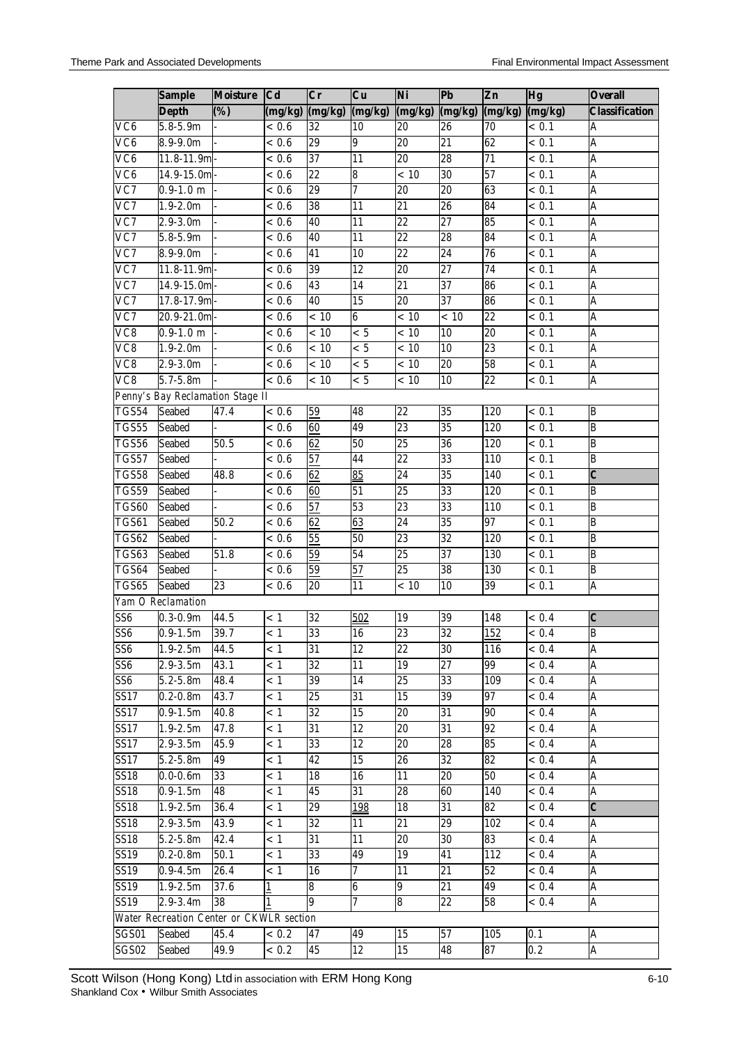| | Sample Depth | Moisture (%) | Cd (mg/kg) | Cr (mg/kg) | Cu (mg/kg) | Ni (mg/kg) | Pb (mg/kg) | Zn (mg/kg) | Hg (mg/kg) | Overall Classification |
|---|---|---|---|---|---|---|---|---|---|---|
| VC6 | 5.8-5.9m | - | < 0.6 | 32 | 10 | 20 | 26 | 70 | < 0.1 | A |
| VC6 | 8.9-9.0m | - | < 0.6 | 29 | 9 | 20 | 21 | 62 | < 0.1 | A |
| VC6 | 11.8-11.9m | - | < 0.6 | 37 | 11 | 20 | 28 | 71 | < 0.1 | A |
| VC6 | 14.9-15.0m | - | < 0.6 | 22 | 8 | < 10 | 30 | 57 | < 0.1 | A |
| VC7 | 0.9-1.0 m | - | < 0.6 | 29 | 7 | 20 | 20 | 63 | < 0.1 | A |
| VC7 | 1.9-2.0m | - | < 0.6 | 38 | 11 | 21 | 26 | 84 | < 0.1 | A |
| VC7 | 2.9-3.0m | - | < 0.6 | 40 | 11 | 22 | 27 | 85 | < 0.1 | A |
| VC7 | 5.8-5.9m | - | < 0.6 | 40 | 11 | 22 | 28 | 84 | < 0.1 | A |
| VC7 | 8.9-9.0m | - | < 0.6 | 41 | 10 | 22 | 24 | 76 | < 0.1 | A |
| VC7 | 11.8-11.9m | - | < 0.6 | 39 | 12 | 20 | 27 | 74 | < 0.1 | A |
| VC7 | 14.9-15.0m | - | < 0.6 | 43 | 14 | 21 | 37 | 86 | < 0.1 | A |
| VC7 | 17.8-17.9m | - | < 0.6 | 40 | 15 | 20 | 37 | 86 | < 0.1 | A |
| VC7 | 20.9-21.0m | - | < 0.6 | < 10 | 6 | < 10 | < 10 | 22 | < 0.1 | A |
| VC8 | 0.9-1.0 m | - | < 0.6 | < 10 | < 5 | < 10 | 10 | 20 | < 0.1 | A |
| VC8 | 1.9-2.0m | - | < 0.6 | < 10 | < 5 | < 10 | 10 | 23 | < 0.1 | A |
| VC8 | 2.9-3.0m | - | < 0.6 | < 10 | < 5 | < 10 | 20 | 58 | < 0.1 | A |
| VC8 | 5.7-5.8m | - | < 0.6 | < 10 | < 5 | < 10 | 10 | 22 | < 0.1 | A |
| *Penny's Bay Reclamation Stage II* | | | | | | | | | | |
| TGS54 | Seabed | 47.4 | < 0.6 | 59 | 48 | 22 | 35 | 120 | < 0.1 | B |
| TGS55 | Seabed | - | < 0.6 | 60 | 49 | 23 | 35 | 120 | < 0.1 | B |
| TGS56 | Seabed | 50.5 | < 0.6 | 62 | 50 | 25 | 36 | 120 | < 0.1 | B |
| TGS57 | Seabed | - | < 0.6 | 57 | 44 | 22 | 33 | 110 | < 0.1 | B |
| TGS58 | Seabed | 48.8 | < 0.6 | 62 | 85 | 24 | 35 | 140 | < 0.1 | **C** |
| TGS59 | Seabed | - | < 0.6 | 60 | 51 | 25 | 33 | 120 | < 0.1 | B |
| TGS60 | Seabed | - | < 0.6 | 57 | 53 | 23 | 33 | 110 | < 0.1 | B |
| TGS61 | Seabed | 50.2 | < 0.6 | 62 | 63 | 24 | 35 | 97 | < 0.1 | B |
| TGS62 | Seabed | - | < 0.6 | 55 | 50 | 23 | 32 | 120 | < 0.1 | B |
| TGS63 | Seabed | 51.8 | < 0.6 | 59 | 54 | 25 | 37 | 130 | < 0.1 | B |
| TGS64 | Seabed | - | < 0.6 | 59 | 57 | 25 | 38 | 130 | < 0.1 | B |
| TGS65 | Seabed | 23 | < 0.6 | 20 | 11 | < 10 | 10 | 39 | < 0.1 | A |
| *Yam O Reclamation* | | | | | | | | | | |
| SS6 | 0.3-0.9m | 44.5 | < 1 | 32 | 502 | 19 | 39 | 148 | < 0.4 | **C** |
| SS6 | 0.9-1.5m | 39.7 | < 1 | 33 | 16 | 23 | 32 | 152 | < 0.4 | B |
| SS6 | 1.9-2.5m | 44.5 | < 1 | 31 | 12 | 22 | 30 | 116 | < 0.4 | A |
| SS6 | 2.9-3.5m | 43.1 | < 1 | 32 | 11 | 19 | 27 | 99 | < 0.4 | A |
| SS6 | 5.2-5.8m | 48.4 | < 1 | 39 | 14 | 25 | 33 | 109 | < 0.4 | A |
| SS17 | 0.2-0.8m | 43.7 | < 1 | 25 | 31 | 15 | 39 | 97 | < 0.4 | A |
| SS17 | 0.9-1.5m | 40.8 | < 1 | 32 | 15 | 20 | 31 | 90 | < 0.4 | A |
| SS17 | 1.9-2.5m | 47.8 | < 1 | 31 | 12 | 20 | 31 | 92 | < 0.4 | A |
| SS17 | 2.9-3.5m | 45.9 | < 1 | 33 | 12 | 20 | 28 | 85 | < 0.4 | A |
| SS17 | 5.2-5.8m | 49 | < 1 | 42 | 15 | 26 | 32 | 82 | < 0.4 | A |
| SS18 | 0.0-0.6m | 33 | < 1 | 18 | 16 | 11 | 20 | 50 | < 0.4 | A |
| SS18 | 0.9-1.5m | 48 | < 1 | 45 | 31 | 28 | 60 | 140 | < 0.4 | A |
| SS18 | 1.9-2.5m | 36.4 | < 1 | 29 | 198 | 18 | 31 | 82 | < 0.4 | **C** |
| SS18 | 2.9-3.5m | 43.9 | < 1 | 32 | 11 | 21 | 29 | 102 | < 0.4 | A |
| SS18 | 5.2-5.8m | 42.4 | < 1 | 31 | 11 | 20 | 30 | 83 | < 0.4 | A |
| SS19 | 0.2-0.8m | 50.1 | < 1 | 33 | 49 | 19 | 41 | 112 | < 0.4 | A |
| SS19 | 0.9-4.5m | 26.4 | < 1 | 16 | 7 | 11 | 21 | 52 | < 0.4 | A |
| SS19 | 1.9-2.5m | 37.6 | 1 | 8 | 6 | 9 | 21 | 49 | < 0.4 | A |
| SS19 | 2.9-3.4m | 38 | 1 | 9 | 7 | 8 | 22 | 58 | < 0.4 | A |
| *Water Recreation Center or CKWLR section* | | | | | | | | | | |
| SGS01 | Seabed | 45.4 | < 0.2 | 47 | 49 | 15 | 57 | 105 | 0.1 | A |
| SGS02 | Seabed | 49.9 | < 0.2 | 45 | 12 | 15 | 48 | 87 | 0.2 | A |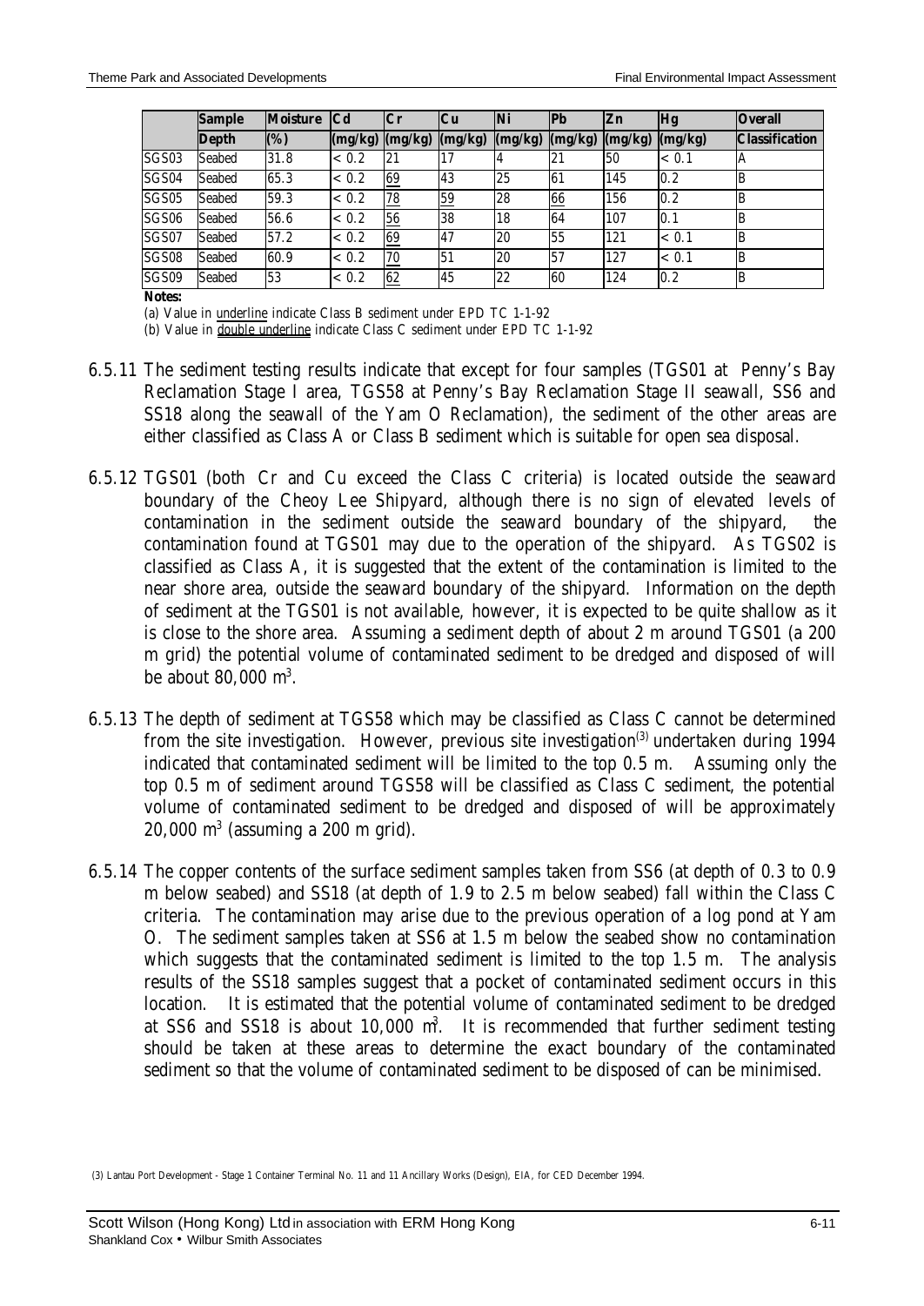| | Sample Depth | Moisture (%) | Cd (mg/kg) | Cr (mg/kg) | Cu (mg/kg) | Ni (mg/kg) | Pb (mg/kg) | Zn (mg/kg) | Hg (mg/kg) | Overall Classification |
|---|---|---|---|---|---|---|---|---|---|---|
| SGS03 | Seabed | 31.8 | < 0.2 | 21 | 17 | 4 | 21 | 50 | < 0.1 | A |
| SGS04 | Seabed | 65.3 | < 0.2 | 69 | 43 | 25 | 61 | 145 | 0.2 | B |
| SGS05 | Seabed | 59.3 | < 0.2 | 78 | 59 | 28 | 66 | 156 | 0.2 | B |
| SGS06 | Seabed | 56.6 | < 0.2 | 56 | 38 | 18 | 64 | 107 | 0.1 | B |
| SGS07 | Seabed | 57.2 | < 0.2 | 69 | 47 | 20 | 55 | 121 | < 0.1 | B |
| SGS08 | Seabed | 60.9 | < 0.2 | 70 | 51 | 20 | 57 | 127 | < 0.1 | B |
| SGS09 | Seabed | 53 | < 0.2 | 62 | 45 | 22 | 60 | 124 | 0.2 | B |

**Notes:**

(a) Value in underline indicate Class B sediment under EPD TC 1-1-92

(b) Value in double underline indicate Class C sediment under EPD TC 1-1-92

6.5.11 The sediment testing results indicate that except for four samples (TGS01 at Penny's Bay Reclamation Stage I area, TGS58 at Penny's Bay Reclamation Stage II seawall, SS6 and SS18 along the seawall of the Yam O Reclamation), the sediment of the other areas are either classified as Class A or Class B sediment which is suitable for open sea disposal.

6.5.12 TGS01 (both Cr and Cu exceed the Class C criteria) is located outside the seaward boundary of the Cheoy Lee Shipyard, although there is no sign of elevated levels of contamination in the sediment outside the seaward boundary of the shipyard, the contamination found at TGS01 may due to the operation of the shipyard. As TGS02 is classified as Class A, it is suggested that the extent of the contamination is limited to the near shore area, outside the seaward boundary of the shipyard. Information on the depth of sediment at the TGS01 is not available, however, it is expected to be quite shallow as it is close to the shore area. Assuming a sediment depth of about 2 m around TGS01 (a 200 m grid) the potential volume of contaminated sediment to be dredged and disposed of will be about 80,000 $m^3$.

6.5.13 The depth of sediment at TGS58 which may be classified as Class C cannot be determined from the site investigation. However, previous site investigation[(3)] undertaken during 1994 indicated that contaminated sediment will be limited to the top 0.5 m. Assuming only the top 0.5 m of sediment around TGS58 will be classified as Class C sediment, the potential volume of contaminated sediment to be dredged and disposed of will be approximately 20,000 $m^3$ (assuming a 200 m grid).

6.5.14 The copper contents of the surface sediment samples taken from SS6 (at depth of 0.3 to 0.9 m below seabed) and SS18 (at depth of 1.9 to 2.5 m below seabed) fall within the Class C criteria. The contamination may arise due to the previous operation of a log pond at Yam O. The sediment samples taken at SS6 at 1.5 m below the seabed show no contamination which suggests that the contaminated sediment is limited to the top 1.5 m. The analysis results of the SS18 samples suggest that a pocket of contaminated sediment occurs in this location. It is estimated that the potential volume of contaminated sediment to be dredged at SS6 and SS18 is about 10,000 $m^3$. It is recommended that further sediment testing should be taken at these areas to determine the exact boundary of the contaminated sediment so that the volume of contaminated sediment to be disposed of can be minimised.

(3) Lantau Port Development - Stage 1 Container Terminal No. 11 and 11 Ancillary Works (Design), EIA, for CED December 1994.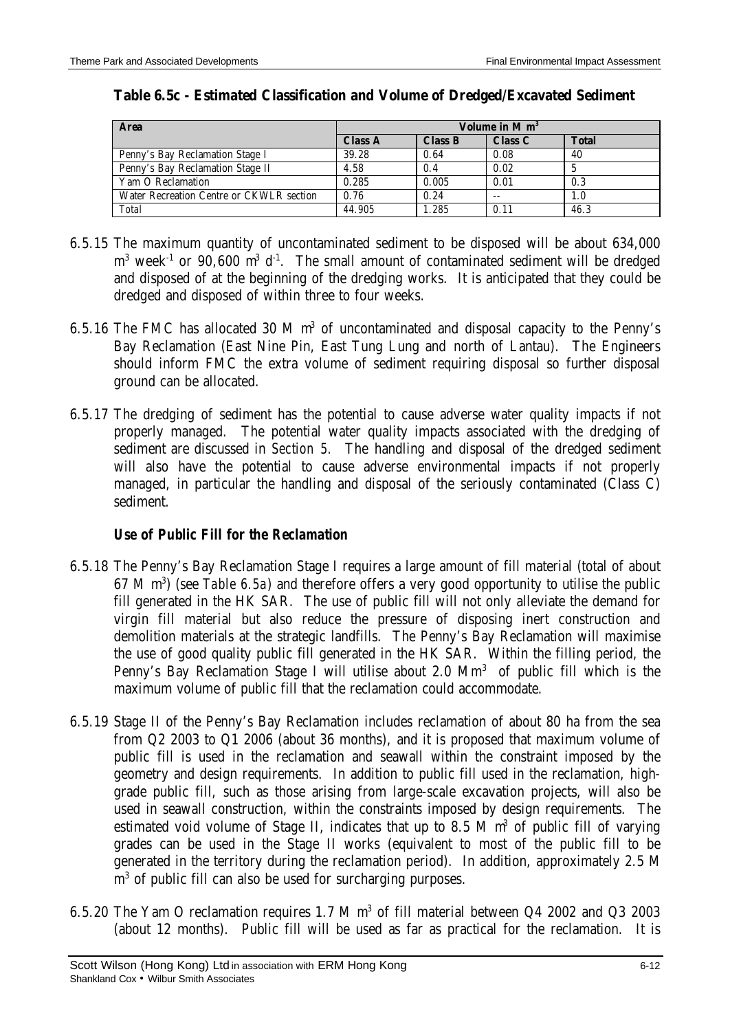**Table 6.5c - Estimated Classification and Volume of Dredged/Excavated Sediment**

| Area | Volume in M $m^3$ | | | |
|---|---|---|---|---|
| | Class A | Class B | Class C | Total |
| Penny's Bay Reclamation Stage I | 39.28 | 0.64 | 0.08 | 40 |
| Penny's Bay Reclamation Stage II | 4.58 | 0.4 | 0.02 | 5 |
| Yam O Reclamation | 0.285 | 0.005 | 0.01 | 0.3 |
| Water Recreation Centre or CKWLR section | 0.76 | 0.24 | -- | 1.0 |
| Total | 44.905 | 1.285 | 0.11 | 46.3 |

6.5.15 The maximum quantity of uncontaminated sediment to be disposed will be about 634,000 $m^3$ $week^{-1}$ or 90,600 $m^3$ $d^{-1}$. The small amount of contaminated sediment will be dredged and disposed of at the beginning of the dredging works. It is anticipated that they could be dredged and disposed of within three to four weeks.

6.5.16 The FMC has allocated 30 M $m^3$ of uncontaminated and disposal capacity to the Penny's Bay Reclamation (East Nine Pin, East Tung Lung and north of Lantau). The Engineers should inform FMC the extra volume of sediment requiring disposal so further disposal ground can be allocated.

6.5.17 The dredging of sediment has the potential to cause adverse water quality impacts if not properly managed. The potential water quality impacts associated with the dredging of sediment are discussed in *Section 5*. The handling and disposal of the dredged sediment will also have the potential to cause adverse environmental impacts if not properly managed, in particular the handling and disposal of the seriously contaminated (Class C) sediment.

### Use of Public Fill for the Reclamation

6.5.18 The Penny's Bay Reclamation Stage I requires a large amount of fill material (total of about 67 M $m^3$) (see *Table 6.5a*) and therefore offers a very good opportunity to utilise the public fill generated in the HK SAR. The use of public fill will not only alleviate the demand for virgin fill material but also reduce the pressure of disposing inert construction and demolition materials at the strategic landfills. The Penny's Bay Reclamation will maximise the use of good quality public fill generated in the HK SAR. Within the filling period, the Penny's Bay Reclamation Stage I will utilise about 2.0 $Mm^3$ of public fill which is the maximum volume of public fill that the reclamation could accommodate.

6.5.19 Stage II of the Penny's Bay Reclamation includes reclamation of about 80 ha from the sea from Q2 2003 to Q1 2006 (about 36 months), and it is proposed that maximum volume of public fill is used in the reclamation and seawall within the constraint imposed by the geometry and design requirements. In addition to public fill used in the reclamation, high-grade public fill, such as those arising from large-scale excavation projects, will also be used in seawall construction, within the constraints imposed by design requirements. The estimated void volume of Stage II, indicates that up to 8.5 M $m^3$ of public fill of varying grades can be used in the Stage II works (equivalent to most of the public fill to be generated in the territory during the reclamation period). In addition, approximately 2.5 M $m^3$ of public fill can also be used for surcharging purposes.

6.5.20 The Yam O reclamation requires 1.7 M $m^3$ of fill material between Q4 2002 and Q3 2003 (about 12 months). Public fill will be used as far as practical for the reclamation. It is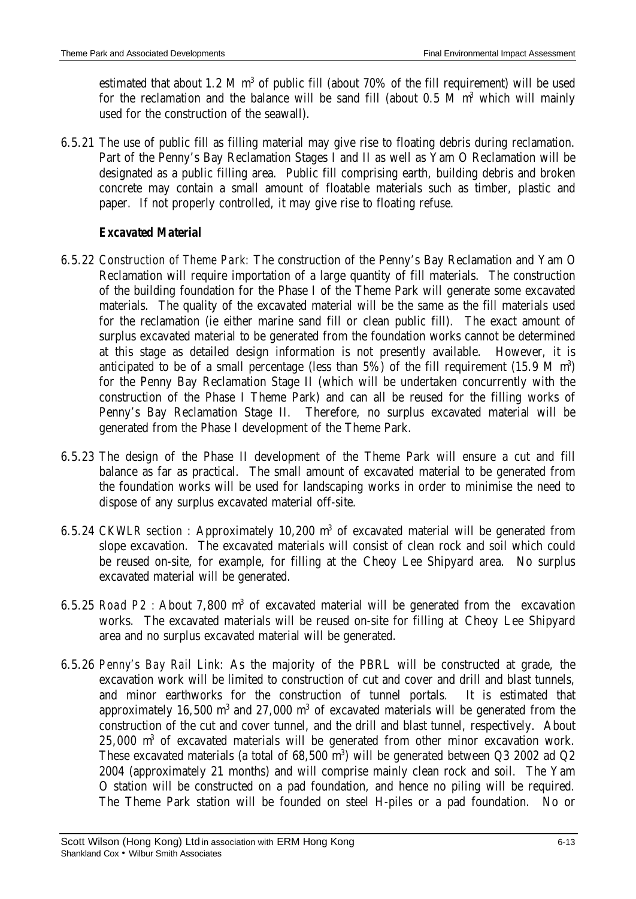estimated that about 1.2 M $m^3$ of public fill (about 70% of the fill requirement) will be used for the reclamation and the balance will be sand fill (about 0.5 M $m^3$ which will mainly used for the construction of the seawall).

6.5.21 The use of public fill as filling material may give rise to floating debris during reclamation. Part of the Penny's Bay Reclamation Stages I and II as well as Yam O Reclamation will be designated as a public filling area. Public fill comprising earth, building debris and broken concrete may contain a small amount of floatable materials such as timber, plastic and paper. If not properly controlled, it may give rise to floating refuse.

***Excavated Material***

6.5.22 *Construction of Theme Park*: The construction of the Penny's Bay Reclamation and Yam O Reclamation will require importation of a large quantity of fill materials. The construction of the building foundation for the Phase I of the Theme Park will generate some excavated materials. The quality of the excavated material will be the same as the fill materials used for the reclamation (ie either marine sand fill or clean public fill). The exact amount of surplus excavated material to be generated from the foundation works cannot be determined at this stage as detailed design information is not presently available. However, it is anticipated to be of a small percentage (less than 5%) of the fill requirement (15.9 M $m^3$) for the Penny Bay Reclamation Stage II (which will be undertaken concurrently with the construction of the Phase I Theme Park) and can all be reused for the filling works of Penny's Bay Reclamation Stage II. Therefore, no surplus excavated material will be generated from the Phase I development of the Theme Park.

6.5.23 The design of the Phase II development of the Theme Park will ensure a cut and fill balance as far as practical. The small amount of excavated material to be generated from the foundation works will be used for landscaping works in order to minimise the need to dispose of any surplus excavated material off-site.

6.5.24 *CKWLR section* : Approximately 10,200 $m^3$ of excavated material will be generated from slope excavation. The excavated materials will consist of clean rock and soil which could be reused on-site, for example, for filling at the Cheoy Lee Shipyard area. No surplus excavated material will be generated.

6.5.25 *Road P2* : About 7,800 $m^3$ of excavated material will be generated from the excavation works. The excavated materials will be reused on-site for filling at Cheoy Lee Shipyard area and no surplus excavated material will be generated.

6.5.26 *Penny's Bay Rail Link:* As the majority of the PBRL will be constructed at grade, the excavation work will be limited to construction of cut and cover and drill and blast tunnels, and minor earthworks for the construction of tunnel portals. It is estimated that approximately 16,500 $m^3$ and 27,000 $m^3$ of excavated materials will be generated from the construction of the cut and cover tunnel, and the drill and blast tunnel, respectively. About 25,000 $m^3$ of excavated materials will be generated from other minor excavation work. These excavated materials (a total of 68,500 $m^3$) will be generated between Q3 2002 ad Q2 2004 (approximately 21 months) and will comprise mainly clean rock and soil. The Yam O station will be constructed on a pad foundation, and hence no piling will be required. The Theme Park station will be founded on steel H-piles or a pad foundation. No or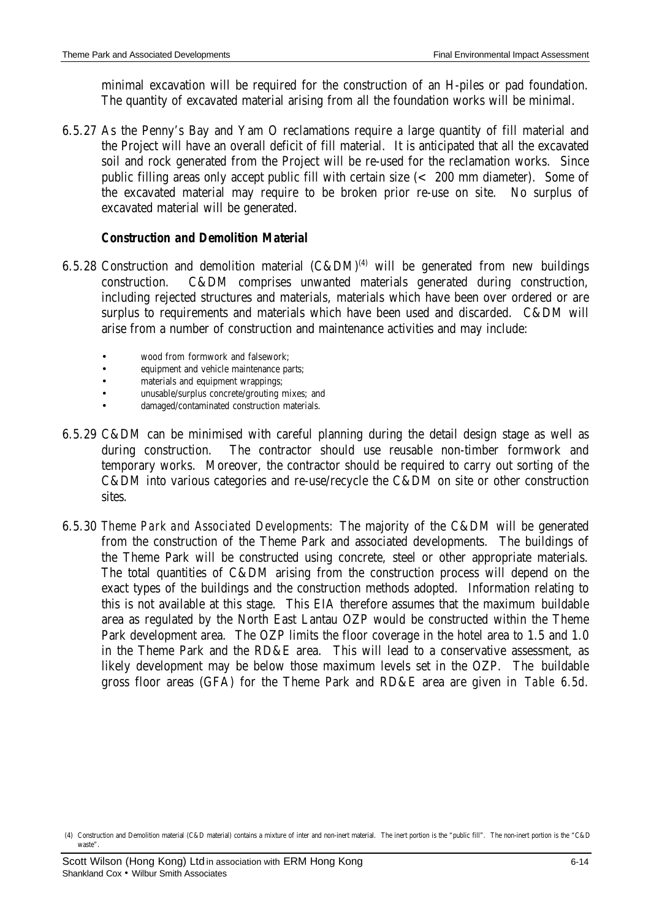minimal excavation will be required for the construction of an H-piles or pad foundation. The quantity of excavated material arising from all the foundation works will be minimal.

6.5.27 As the Penny's Bay and Yam O reclamations require a large quantity of fill material and the Project will have an overall deficit of fill material. It is anticipated that all the excavated soil and rock generated from the Project will be re-used for the reclamation works. Since public filling areas only accept public fill with certain size (< 200 mm diameter). Some of the excavated material may require to be broken prior re-use on site. No surplus of excavated material will be generated.

### Construction and Demolition Material

6.5.28 Construction and demolition material (C&DM)[4] will be generated from new buildings construction. C&DM comprises unwanted materials generated during construction, including rejected structures and materials, materials which have been over ordered or are surplus to requirements and materials which have been used and discarded. C&DM will arise from a number of construction and maintenance activities and may include:

- wood from formwork and falsework;
- equipment and vehicle maintenance parts;
- materials and equipment wrappings;
- unusable/surplus concrete/grouting mixes; and
- damaged/contaminated construction materials.

6.5.29 C&DM can be minimised with careful planning during the detail design stage as well as during construction. The contractor should use reusable non-timber formwork and temporary works. Moreover, the contractor should be required to carry out sorting of the C&DM into various categories and re-use/recycle the C&DM on site or other construction sites.

6.5.30 *Theme Park and Associated Developments:* The majority of the C&DM will be generated from the construction of the Theme Park and associated developments. The buildings of the Theme Park will be constructed using concrete, steel or other appropriate materials. The total quantities of C&DM arising from the construction process will depend on the exact types of the buildings and the construction methods adopted. Information relating to this is not available at this stage. This EIA therefore assumes that the maximum buildable area as regulated by the North East Lantau OZP would be constructed within the Theme Park development area. The OZP limits the floor coverage in the hotel area to 1.5 and 1.0 in the Theme Park and the RD&E area. This will lead to a conservative assessment, as likely development may be below those maximum levels set in the OZP. The buildable gross floor areas (GFA) for the Theme Park and RD&E area are given in *Table 6.5d*.

(4) Construction and Demolition material (C&D material) contains a mixture of inter and non-inert material. The inert portion is the "public fill". The non-inert portion is the "C&D waste".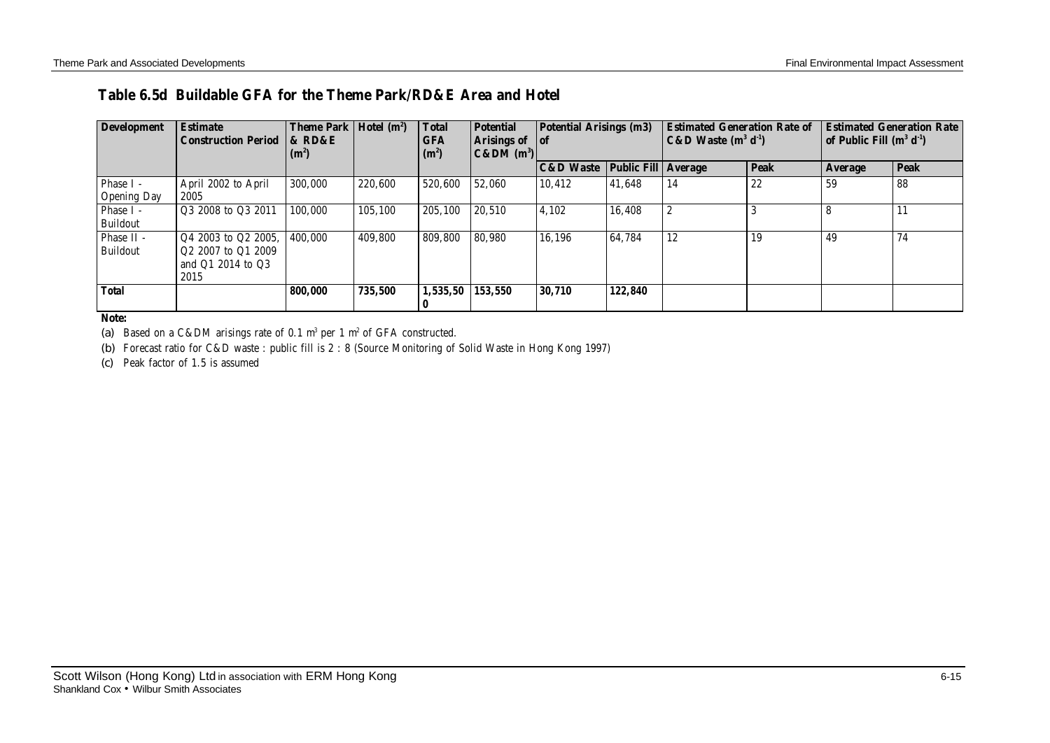**Table 6.5d Buildable GFA for the Theme Park/RD&E Area and Hotel**

| Development | Estimate Construction Period | Theme Park & RD&E ($m^2$) | Hotel ($m^2$) | Total GFA ($m^2$) | Potential Arisings of C&DM ($m^3$) | Potential Arisings (m3) of | | Estimated Generation Rate of C&D Waste ($m^3$ $d^{-1}$) | | Estimated Generation Rate of Public Fill ($m^3$ $d^{-1}$) | |
|---|---|---|---|---|---|---|---|---|---|---|---|
| | | | | | | C&D Waste | Public Fill | Average | Peak | Average | Peak |
| Phase I - Opening Day | April 2002 to April 2005 | 300,000 | 220,600 | 520,600 | 52,060 | 10,412 | 41,648 | 14 | 22 | 59 | 88 |
| Phase I - Buildout | Q3 2008 to Q3 2011 | 100,000 | 105,100 | 205,100 | 20,510 | 4,102 | 16,408 | 2 | 3 | 8 | 11 |
| Phase II - Buildout | Q4 2003 to Q2 2005, Q2 2007 to Q1 2009 and Q1 2014 to Q3 2015 | 400,000 | 409,800 | 809,800 | 80,980 | 16,196 | 64,784 | 12 | 19 | 49 | 74 |
| **Total** | | **800,000** | **735,500** | **1,535,500** | **153,550** | **30,710** | **122,840** | | | | |

**Note:**

(a) Based on a C&DM arisings rate of 0.1 $m^3$ per 1 $m^2$ of GFA constructed.

(b) Forecast ratio for C&D waste : public fill is 2 : 8 (Source Monitoring of Solid Waste in Hong Kong 1997)

(c) Peak factor of 1.5 is assumed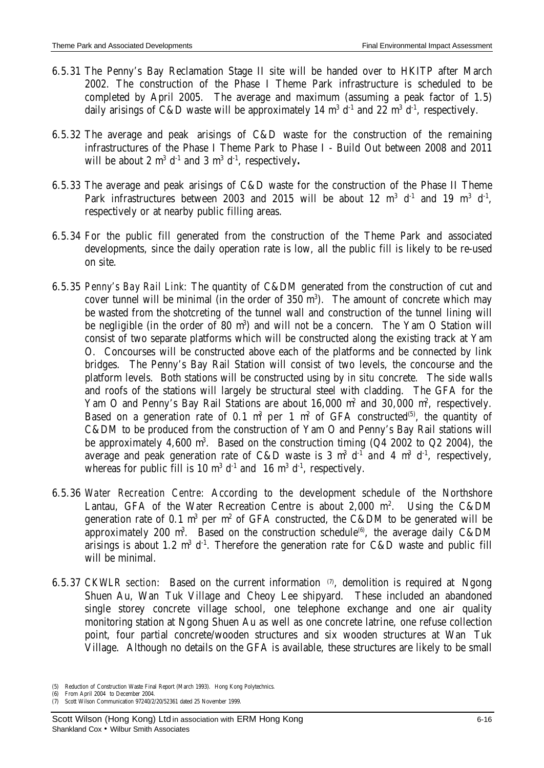6.5.31 The Penny's Bay Reclamation Stage II site will be handed over to HKITP after March 2002. The construction of the Phase I Theme Park infrastructure is scheduled to be completed by April 2005. The average and maximum (assuming a peak factor of 1.5) daily arisings of C&D waste will be approximately 14 $m^3$ $d^{-1}$ and 22 $m^3$ $d^{-1}$, respectively.

6.5.32 The average and peak arisings of C&D waste for the construction of the remaining infrastructures of the Phase I Theme Park to Phase I - Build Out between 2008 and 2011 will be about 2 $m^3$ $d^{-1}$ and 3 $m^3$ $d^{-1}$, respectively**.**

6.5.33 The average and peak arisings of C&D waste for the construction of the Phase II Theme Park infrastructures between 2003 and 2015 will be about 12 $m^3$ $d^{-1}$ and 19 $m^3$ $d^{-1}$, respectively or at nearby public filling areas.

6.5.34 For the public fill generated from the construction of the Theme Park and associated developments, since the daily operation rate is low, all the public fill is likely to be re-used on site.

6.5.35 *Penny's Bay Rail Link:* The quantity of C&DM generated from the construction of cut and cover tunnel will be minimal (in the order of 350 $m^3$). The amount of concrete which may be wasted from the shotcreting of the tunnel wall and construction of the tunnel lining will be negligible (in the order of 80 $m^3$) and will not be a concern. The Yam O Station will consist of two separate platforms which will be constructed along the existing track at Yam O. Concourses will be constructed above each of the platforms and be connected by link bridges. The Penny's Bay Rail Station will consist of two levels, the concourse and the platform levels. Both stations will be constructed using by *in situ* concrete. The side walls and roofs of the stations will largely be structural steel with cladding. The GFA for the Yam O and Penny's Bay Rail Stations are about 16,000 $m^2$ and 30,000 $m^2$, respectively. Based on a generation rate of 0.1 $m^3$ per 1 $m^2$ of GFA constructed[5], the quantity of C&DM to be produced from the construction of Yam O and Penny's Bay Rail stations will be approximately 4,600 $m^3$. Based on the construction timing (Q4 2002 to Q2 2004), the average and peak generation rate of C&D waste is 3 $m^3$ $d^{-1}$ and 4 $m^3$ $d^{-1}$, respectively, whereas for public fill is 10 $m^3$ $d^{-1}$ and 16 $m^3$ $d^{-1}$, respectively.

6.5.36 *Water Recreation Centre:* According to the development schedule of the Northshore Lantau, GFA of the Water Recreation Centre is about 2,000 $m^2$. Using the C&DM generation rate of 0.1 $m^3$ per $m^2$ of GFA constructed, the C&DM to be generated will be approximately 200 $m^3$. Based on the construction schedule[6], the average daily C&DM arisings is about 1.2 $m^3$ $d^{-1}$. Therefore the generation rate for C&D waste and public fill will be minimal.

6.5.37 *CKWLR section:* Based on the current information [7], demolition is required at Ngong Shuen Au, Wan Tuk Village and Cheoy Lee shipyard. These included an abandoned single storey concrete village school, one telephone exchange and one air quality monitoring station at Ngong Shuen Au as well as one concrete latrine, one refuse collection point, four partial concrete/wooden structures and six wooden structures at Wan Tuk Village. Although no details on the GFA is available, these structures are likely to be small

(5) Reduction of Construction Waste Final Report (March 1993). Hong Kong Polytechnics.
(6) From April 2004 to December 2004.
(7) Scott Wilson Communication 97240/2/20/52361 dated 25 November 1999.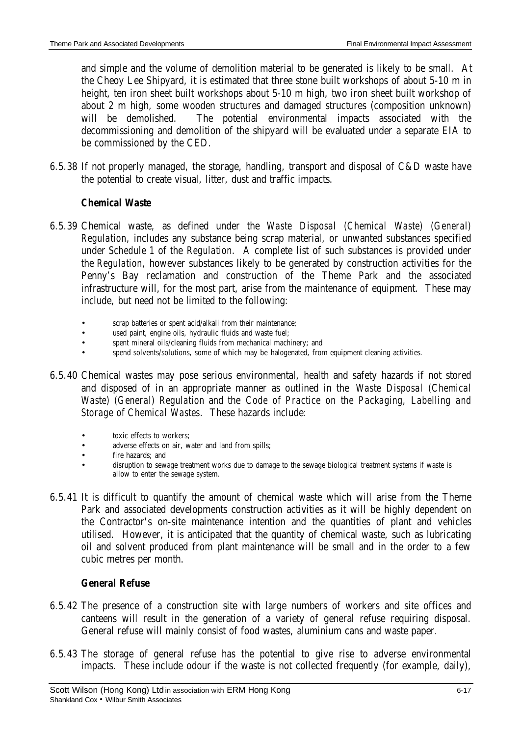and simple and the volume of demolition material to be generated is likely to be small. At the Cheoy Lee Shipyard, it is estimated that three stone built workshops of about 5-10 m in height, ten iron sheet built workshops about 5-10 m high, two iron sheet built workshop of about 2 m high, some wooden structures and damaged structures (composition unknown) will be demolished. The potential environmental impacts associated with the decommissioning and demolition of the shipyard will be evaluated under a separate EIA to be commissioned by the CED.

6.5.38 If not properly managed, the storage, handling, transport and disposal of C&D waste have the potential to create visual, litter, dust and traffic impacts.

***Chemical Waste***

6.5.39 Chemical waste, as defined under the *Waste Disposal (Chemical Waste) (General) Regulation*, includes any substance being scrap material, or unwanted substances specified under *Schedule 1* of the *Regulation*. A complete list of such substances is provided under the *Regulation*, however substances likely to be generated by construction activities for the Penny's Bay reclamation and construction of the Theme Park and the associated infrastructure will, for the most part, arise from the maintenance of equipment. These may include, but need not be limited to the following:

- scrap batteries or spent acid/alkali from their maintenance;
- used paint, engine oils, hydraulic fluids and waste fuel;
- spent mineral oils/cleaning fluids from mechanical machinery; and
- spend solvents/solutions, some of which may be halogenated, from equipment cleaning activities.

6.5.40 Chemical wastes may pose serious environmental, health and safety hazards if not stored and disposed of in an appropriate manner as outlined in the *Waste Disposal (Chemical Waste) (General) Regulation* and the *Code of Practice on the Packaging, Labelling and Storage of Chemical Wastes*. These hazards include:

- toxic effects to workers;
- adverse effects on air, water and land from spills;
- fire hazards; and
- disruption to sewage treatment works due to damage to the sewage biological treatment systems if waste is allow to enter the sewage system.

6.5.41 It is difficult to quantify the amount of chemical waste which will arise from the Theme Park and associated developments construction activities as it will be highly dependent on the Contractor's on-site maintenance intention and the quantities of plant and vehicles utilised. However, it is anticipated that the quantity of chemical waste, such as lubricating oil and solvent produced from plant maintenance will be small and in the order to a few cubic metres per month.

***General Refuse***

6.5.42 The presence of a construction site with large numbers of workers and site offices and canteens will result in the generation of a variety of general refuse requiring disposal. General refuse will mainly consist of food wastes, aluminium cans and waste paper.

6.5.43 The storage of general refuse has the potential to give rise to adverse environmental impacts. These include odour if the waste is not collected frequently (for example, daily),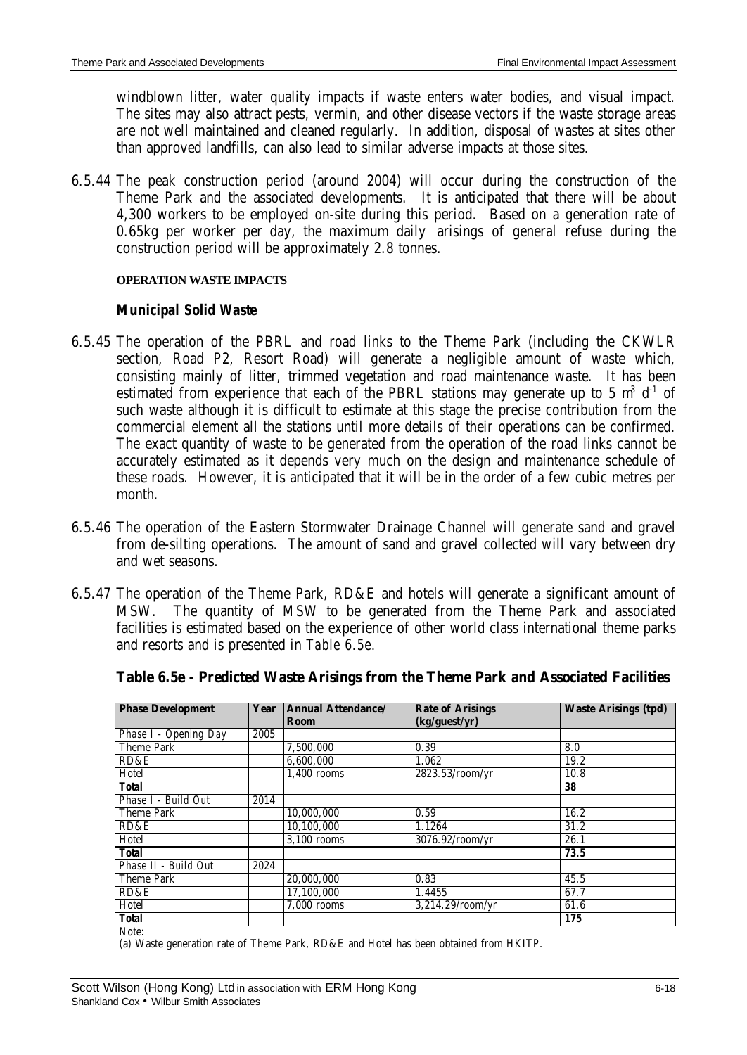windblown litter, water quality impacts if waste enters water bodies, and visual impact. The sites may also attract pests, vermin, and other disease vectors if the waste storage areas are not well maintained and cleaned regularly. In addition, disposal of wastes at sites other than approved landfills, can also lead to similar adverse impacts at those sites.

6.5.44 The peak construction period (around 2004) will occur during the construction of the Theme Park and the associated developments. It is anticipated that there will be about 4,300 workers to be employed on-site during this period. Based on a generation rate of 0.65kg per worker per day, the maximum daily arisings of general refuse during the construction period will be approximately 2.8 tonnes.

#### OPERATION WASTE IMPACTS

#### *Municipal Solid Waste*

6.5.45 The operation of the PBRL and road links to the Theme Park (including the CKWLR section, Road P2, Resort Road) will generate a negligible amount of waste which, consisting mainly of litter, trimmed vegetation and road maintenance waste. It has been estimated from experience that each of the PBRL stations may generate up to 5 $m^3$ $d^{-1}$ of such waste although it is difficult to estimate at this stage the precise contribution from the commercial element all the stations until more details of their operations can be confirmed. The exact quantity of waste to be generated from the operation of the road links cannot be accurately estimated as it depends very much on the design and maintenance schedule of these roads. However, it is anticipated that it will be in the order of a few cubic metres per month.

6.5.46 The operation of the Eastern Stormwater Drainage Channel will generate sand and gravel from de-silting operations. The amount of sand and gravel collected will vary between dry and wet seasons.

6.5.47 The operation of the Theme Park, RD&E and hotels will generate a significant amount of MSW. The quantity of MSW to be generated from the Theme Park and associated facilities is estimated based on the experience of other world class international theme parks and resorts and is presented in *Table 6.5e*.

**Table 6.5e - Predicted Waste Arisings from the Theme Park and Associated Facilities**

| Phase Development | Year | Annual Attendance/ Room | Rate of Arisings (kg/guest/yr) | Waste Arisings (tpd) |
|---|---|---|---|---|
| Phase I - Opening Day | 2005 | | | |
| Theme Park | | 7,500,000 | 0.39 | 8.0 |
| RD&E | | 6,600,000 | 1.062 | 19.2 |
| Hotel | | 1,400 rooms | 2823.53/room/yr | 10.8 |
| **Total** | | | | **38** |
| Phase I - Build Out | 2014 | | | |
| Theme Park | | 10,000,000 | 0.59 | 16.2 |
| RD&E | | 10,100,000 | 1.1264 | 31.2 |
| Hotel | | 3,100 rooms | 3076.92/room/yr | 26.1 |
| **Total** | | | | **73.5** |
| Phase II - Build Out | 2024 | | | |
| Theme Park | | 20,000,000 | 0.83 | 45.5 |
| RD&E | | 17,100,000 | 1.4455 | 67.7 |
| Hotel | | 7,000 rooms | 3,214.29/room/yr | 61.6 |
| **Total** | | | | **175** |

Note:

(a) Waste generation rate of Theme Park, RD&E and Hotel has been obtained from HKITP.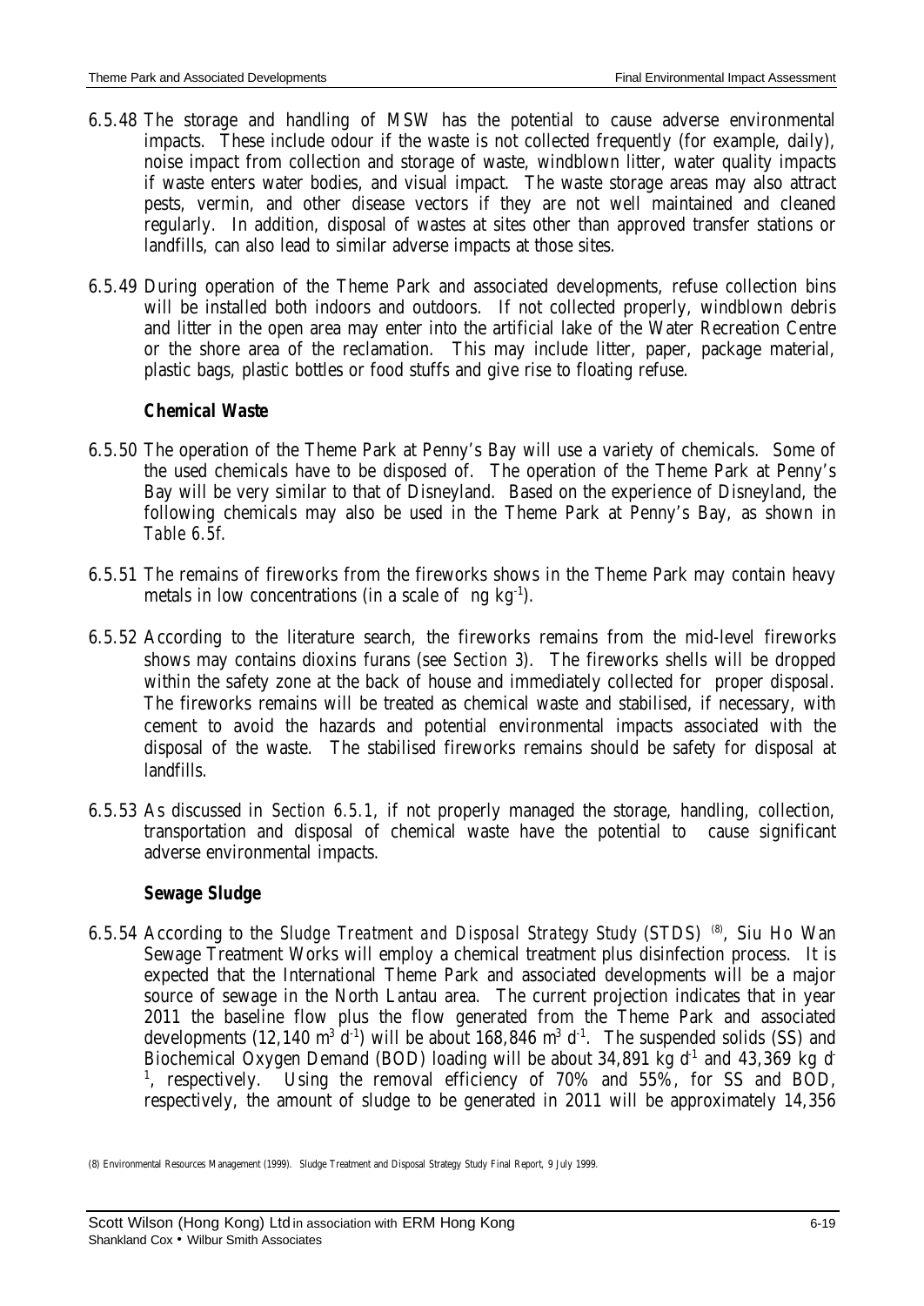6.5.48 The storage and handling of MSW has the potential to cause adverse environmental impacts. These include odour if the waste is not collected frequently (for example, daily), noise impact from collection and storage of waste, windblown litter, water quality impacts if waste enters water bodies, and visual impact. The waste storage areas may also attract pests, vermin, and other disease vectors if they are not well maintained and cleaned regularly. In addition, disposal of wastes at sites other than approved transfer stations or landfills, can also lead to similar adverse impacts at those sites.

6.5.49 During operation of the Theme Park and associated developments, refuse collection bins will be installed both indoors and outdoors. If not collected properly, windblown debris and litter in the open area may enter into the artificial lake of the Water Recreation Centre or the shore area of the reclamation. This may include litter, paper, package material, plastic bags, plastic bottles or food stuffs and give rise to floating refuse.

**Chemical Waste**

6.5.50 The operation of the Theme Park at Penny's Bay will use a variety of chemicals. Some of the used chemicals have to be disposed of. The operation of the Theme Park at Penny's Bay will be very similar to that of Disneyland. Based on the experience of Disneyland, the following chemicals may also be used in the Theme Park at Penny's Bay, as shown in *Table 6.5f*.

6.5.51 The remains of fireworks from the fireworks shows in the Theme Park may contain heavy metals in low concentrations (in a scale of ng $kg^{-1}$).

6.5.52 According to the literature search, the fireworks remains from the mid-level fireworks shows may contains dioxins furans (see *Section 3*). The fireworks shells will be dropped within the safety zone at the back of house and immediately collected for proper disposal. The fireworks remains will be treated as chemical waste and stabilised, if necessary, with cement to avoid the hazards and potential environmental impacts associated with the disposal of the waste. The stabilised fireworks remains should be safety for disposal at landfills.

6.5.53 As discussed in *Section 6.5.1*, if not properly managed the storage, handling, collection, transportation and disposal of chemical waste have the potential to cause significant adverse environmental impacts.

**Sewage Sludge**

6.5.54 According to the *Sludge Treatment and Disposal Strategy Study* (STDS) [(8)], Siu Ho Wan Sewage Treatment Works will employ a chemical treatment plus disinfection process. It is expected that the International Theme Park and associated developments will be a major source of sewage in the North Lantau area. The current projection indicates that in year 2011 the baseline flow plus the flow generated from the Theme Park and associated developments (12,140 $m^3$ $d^{-1}$) will be about 168,846 $m^3$ $d^{-1}$. The suspended solids (SS) and Biochemical Oxygen Demand (BOD) loading will be about 34,891 kg $d^{-1}$ and 43,369 kg $d^{-1}$, respectively. Using the removal efficiency of 70% and 55%, for SS and BOD, respectively, the amount of sludge to be generated in 2011 will be approximately 14,356

(8) Environmental Resources Management (1999). Sludge Treatment and Disposal Strategy Study Final Report, 9 July 1999.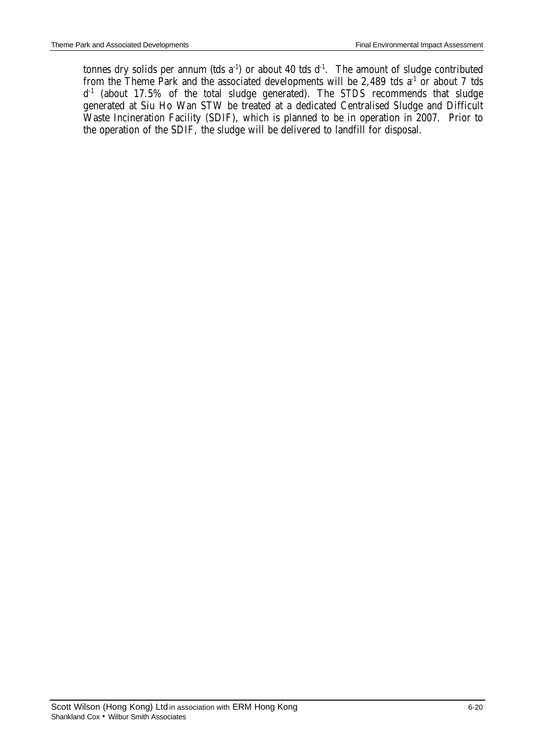tonnes dry solids per annum (tds $a^{-1}$) or about 40 tds $d^{-1}$. The amount of sludge contributed from the Theme Park and the associated developments will be 2,489 tds $a^{-1}$ or about 7 tds $d^{-1}$ (about 17.5% of the total sludge generated). The STDS recommends that sludge generated at Siu Ho Wan STW be treated at a dedicated Centralised Sludge and Difficult Waste Incineration Facility (SDIF), which is planned to be in operation in 2007. Prior to the operation of the SDIF, the sludge will be delivered to landfill for disposal.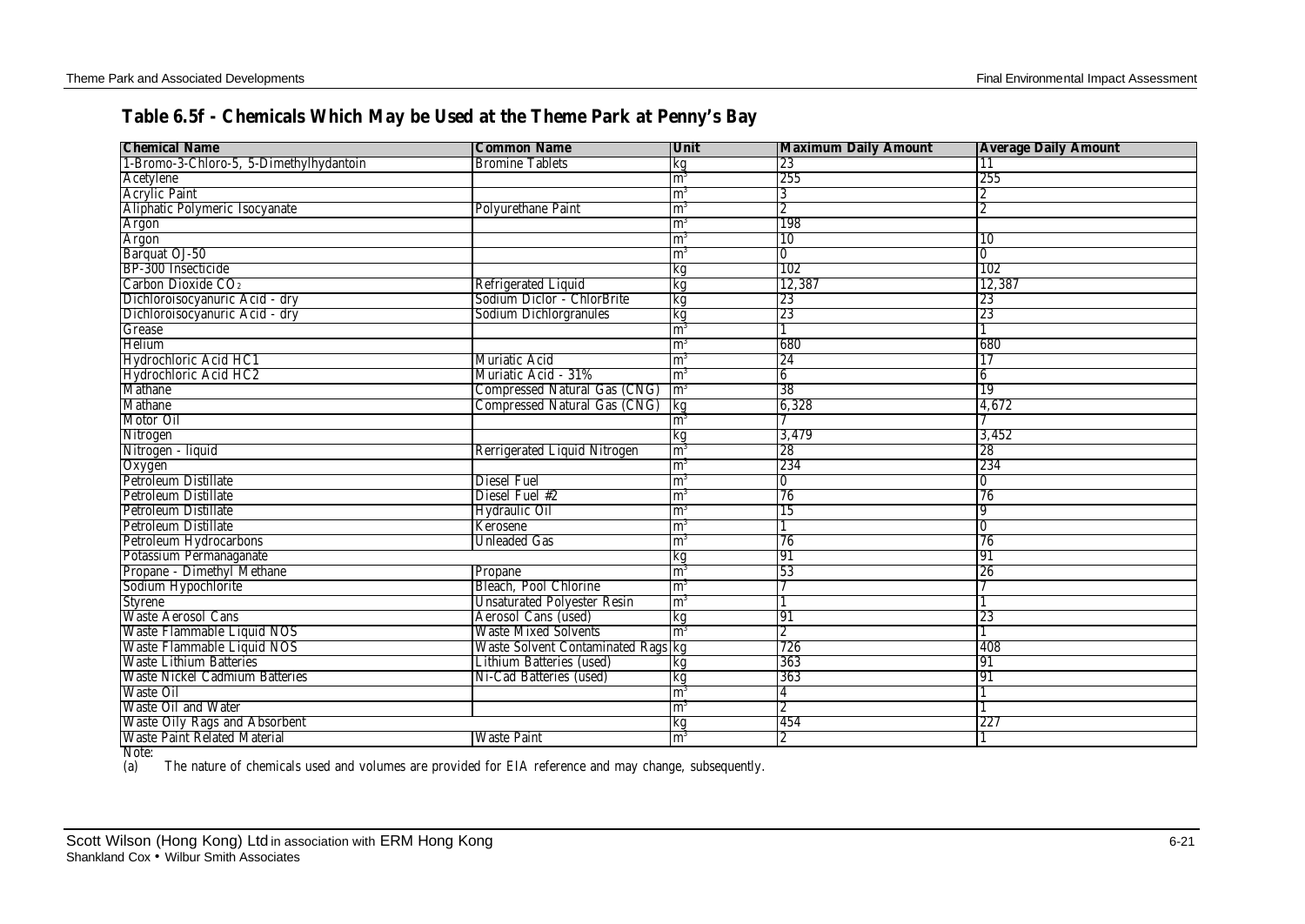## Table 6.5f - Chemicals Which May be Used at the Theme Park at Penny's Bay

| Chemical Name | Common Name | Unit | Maximum Daily Amount | Average Daily Amount |
|---|---|---|---|---|
| 1-Bromo-3-Chloro-5, 5-Dimethylhydantoin | Bromine Tablets | kg | 23 | 11 |
| Acetylene | | $m^3$ | 255 | 255 |
| Acrylic Paint | | $m^3$ | 3 | 2 |
| Aliphatic Polymeric Isocyanate | Polyurethane Paint | $m^3$ | 2 | 2 |
| Argon | | $m^3$ | 198 | |
| Argon | | $m^3$ | 10 | 10 |
| Barquat OJ-50 | | $m^3$ | 0 | 0 |
| BP-300 Insecticide | | kg | 102 | 102 |
| Carbon Dioxide $CO_2$ | Refrigerated Liquid | kg | 12,387 | 12,387 |
| Dichloroisocyanuric Acid - dry | Sodium Diclor - ChlorBrite | kg | 23 | 23 |
| Dichloroisocyanuric Acid - dry | Sodium Dichlorgranules | kg | 23 | 23 |
| Grease | | $m^3$ | 1 | 1 |
| Helium | | $m^3$ | 680 | 680 |
| Hydrochloric Acid HC1 | Muriatic Acid | $m^3$ | 24 | 17 |
| Hydrochloric Acid HC2 | Muriatic Acid - 31% | $m^3$ | 6 | 6 |
| Mathane | Compressed Natural Gas (CNG) | $m^3$ | 38 | 19 |
| Mathane | Compressed Natural Gas (CNG) | kg | 6,328 | 4,672 |
| Motor Oil | | $m^3$ | 7 | 7 |
| Nitrogen | | kg | 3,479 | 3,452 |
| Nitrogen - liquid | Rerrigerated Liquid Nitrogen | $m^3$ | 28 | 28 |
| Oxygen | | $m^3$ | 234 | 234 |
| Petroleum Distillate | Diesel Fuel | $m^3$ | 0 | 0 |
| Petroleum Distillate | Diesel Fuel #2 | $m^3$ | 76 | 76 |
| Petroleum Distillate | Hydraulic Oil | $m^3$ | 15 | 9 |
| Petroleum Distillate | Kerosene | $m^3$ | 1 | 0 |
| Petroleum Hydrocarbons | Unleaded Gas | $m^3$ | 76 | 76 |
| Potassium Permanaganate | | kg | 91 | 91 |
| Propane - Dimethyl Methane | Propane | $m^3$ | 53 | 26 |
| Sodium Hypochlorite | Bleach, Pool Chlorine | $m^3$ | 7 | 7 |
| Styrene | Unsaturated Polyester Resin | $m^3$ | 1 | 1 |
| Waste Aerosol Cans | Aerosol Cans (used) | kg | 91 | 23 |
| Waste Flammable Liquid NOS | Waste Mixed Solvents | $m^3$ | 2 | 1 |
| Waste Flammable Liquid NOS | Waste Solvent Contaminated Rags | kg | 726 | 408 |
| Waste Lithium Batteries | Lithium Batteries (used) | kg | 363 | 91 |
| Waste Nickel Cadmium Batteries | Ni-Cad Batteries (used) | kg | 363 | 91 |
| Waste Oil | | $m^3$ | 4 | 1 |
| Waste Oil and Water | | $m^3$ | 2 | 1 |
| Waste Oily Rags and Absorbent | | kg | 454 | 227 |
| Waste Paint Related Material | Waste Paint | $m^3$ | 2 | 1 |

Note:

(a) The nature of chemicals used and volumes are provided for EIA reference and may change, subsequently.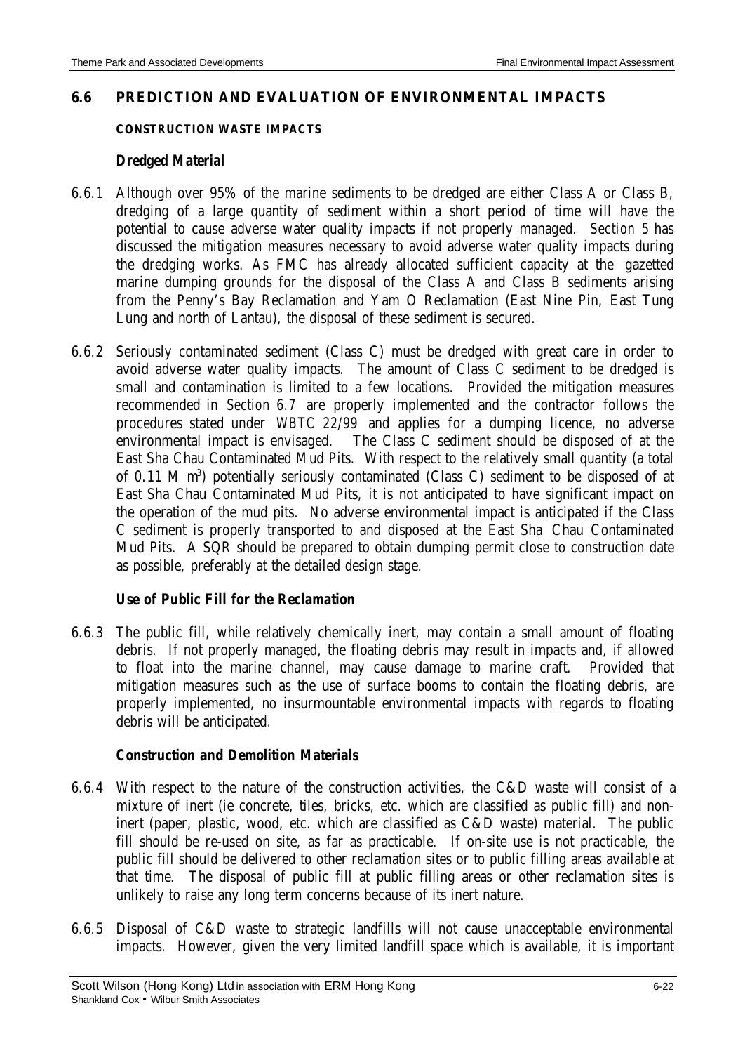## 6.6 PREDICTION AND EVALUATION OF ENVIRONMENTAL IMPACTS

### CONSTRUCTION WASTE IMPACTS

#### *Dredged Material*

6.6.1 Although over 95% of the marine sediments to be dredged are either Class A or Class B, dredging of a large quantity of sediment within a short period of time will have the potential to cause adverse water quality impacts if not properly managed. *Section 5* has discussed the mitigation measures necessary to avoid adverse water quality impacts during the dredging works. As FMC has already allocated sufficient capacity at the gazetted marine dumping grounds for the disposal of the Class A and Class B sediments arising from the Penny's Bay Reclamation and Yam O Reclamation (East Nine Pin, East Tung Lung and north of Lantau), the disposal of these sediment is secured.

6.6.2 Seriously contaminated sediment (Class C) must be dredged with great care in order to avoid adverse water quality impacts. The amount of Class C sediment to be dredged is small and contamination is limited to a few locations. Provided the mitigation measures recommended in *Section 6.7* are properly implemented and the contractor follows the procedures stated under *WBTC 22/99* and applies for a dumping licence, no adverse environmental impact is envisaged. The Class C sediment should be disposed of at the East Sha Chau Contaminated Mud Pits. With respect to the relatively small quantity (a total of 0.11 M $m^3$) potentially seriously contaminated (Class C) sediment to be disposed of at East Sha Chau Contaminated Mud Pits, it is not anticipated to have significant impact on the operation of the mud pits. No adverse environmental impact is anticipated if the Class C sediment is properly transported to and disposed at the East Sha Chau Contaminated Mud Pits. A SQR should be prepared to obtain dumping permit close to construction date as possible, preferably at the detailed design stage.

#### *Use of Public Fill for the Reclamation*

6.6.3 The public fill, while relatively chemically inert, may contain a small amount of floating debris. If not properly managed, the floating debris may result in impacts and, if allowed to float into the marine channel, may cause damage to marine craft. Provided that mitigation measures such as the use of surface booms to contain the floating debris, are properly implemented, no insurmountable environmental impacts with regards to floating debris will be anticipated.

#### *Construction and Demolition Materials*

6.6.4 With respect to the nature of the construction activities, the C&D waste will consist of a mixture of inert (ie concrete, tiles, bricks, etc. which are classified as public fill) and non-inert (paper, plastic, wood, etc. which are classified as C&D waste) material. The public fill should be re-used on site, as far as practicable. If on-site use is not practicable, the public fill should be delivered to other reclamation sites or to public filling areas available at that time. The disposal of public fill at public filling areas or other reclamation sites is unlikely to raise any long term concerns because of its inert nature.

6.6.5 Disposal of C&D waste to strategic landfills will not cause unacceptable environmental impacts. However, given the very limited landfill space which is available, it is important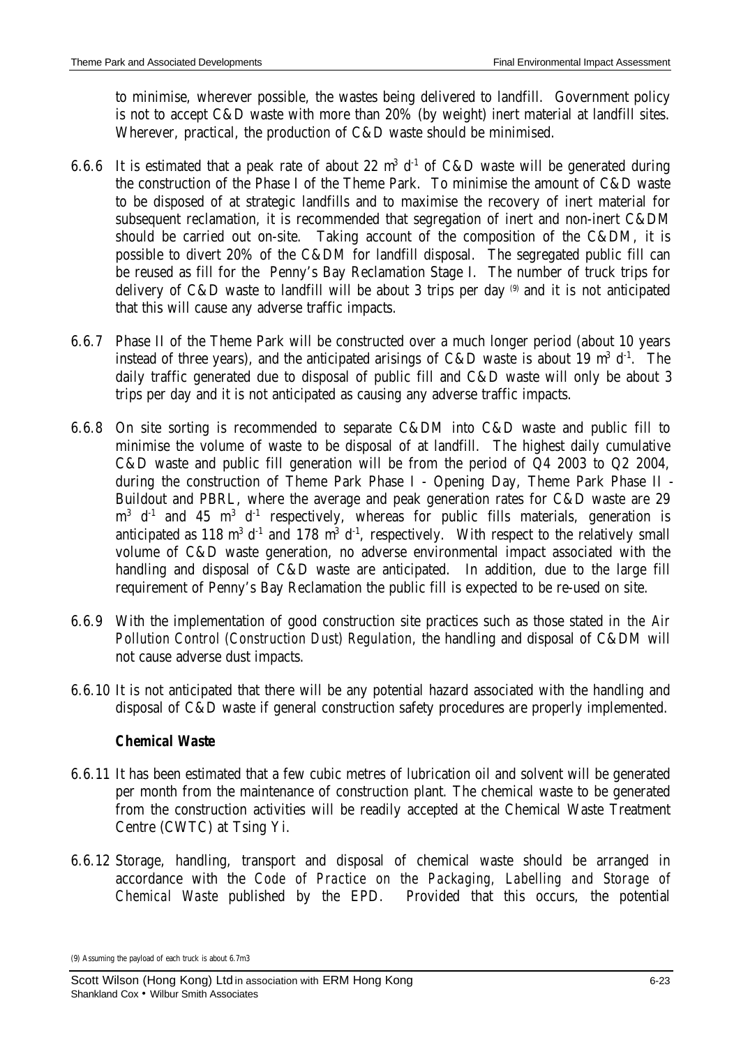to minimise, wherever possible, the wastes being delivered to landfill. Government policy is not to accept C&D waste with more than 20% (by weight) inert material at landfill sites. Wherever, practical, the production of C&D waste should be minimised.

6.6.6 It is estimated that a peak rate of about 22 $m^3 d^{-1}$ of C&D waste will be generated during the construction of the Phase I of the Theme Park. To minimise the amount of C&D waste to be disposed of at strategic landfills and to maximise the recovery of inert material for subsequent reclamation, it is recommended that segregation of inert and non-inert C&DM should be carried out on-site. Taking account of the composition of the C&DM, it is possible to divert 20% of the C&DM for landfill disposal. The segregated public fill can be reused as fill for the Penny's Bay Reclamation Stage I. The number of truck trips for delivery of C&D waste to landfill will be about 3 trips per day [9] and it is not anticipated that this will cause any adverse traffic impacts.

6.6.7 Phase II of the Theme Park will be constructed over a much longer period (about 10 years instead of three years), and the anticipated arisings of C&D waste is about 19 $m^3 d^{-1}$. The daily traffic generated due to disposal of public fill and C&D waste will only be about 3 trips per day and it is not anticipated as causing any adverse traffic impacts.

6.6.8 On site sorting is recommended to separate C&DM into C&D waste and public fill to minimise the volume of waste to be disposal of at landfill. The highest daily cumulative C&D waste and public fill generation will be from the period of Q4 2003 to Q2 2004, during the construction of Theme Park Phase I - Opening Day, Theme Park Phase II - Buildout and PBRL, where the average and peak generation rates for C&D waste are 29 $m^3 d^{-1}$ and 45 $m^3 d^{-1}$ respectively, whereas for public fills materials, generation is anticipated as 118 $m^3 d^{-1}$ and 178 $m^3 d^{-1}$, respectively. With respect to the relatively small volume of C&D waste generation, no adverse environmental impact associated with the handling and disposal of C&D waste are anticipated. In addition, due to the large fill requirement of Penny's Bay Reclamation the public fill is expected to be re-used on site.

6.6.9 With the implementation of good construction site practices such as those stated in *the Air Pollution Control (Construction Dust) Regulation*, the handling and disposal of C&DM will not cause adverse dust impacts.

6.6.10 It is not anticipated that there will be any potential hazard associated with the handling and disposal of C&D waste if general construction safety procedures are properly implemented.

**Chemical Waste**

6.6.11 It has been estimated that a few cubic metres of lubrication oil and solvent will be generated per month from the maintenance of construction plant. The chemical waste to be generated from the construction activities will be readily accepted at the Chemical Waste Treatment Centre (CWTC) at Tsing Yi.

6.6.12 Storage, handling, transport and disposal of chemical waste should be arranged in accordance with the *Code of Practice on the Packaging, Labelling and Storage of Chemical Waste* published by the EPD. Provided that this occurs, the potential

(9) Assuming the payload of each truck is about 6.7m3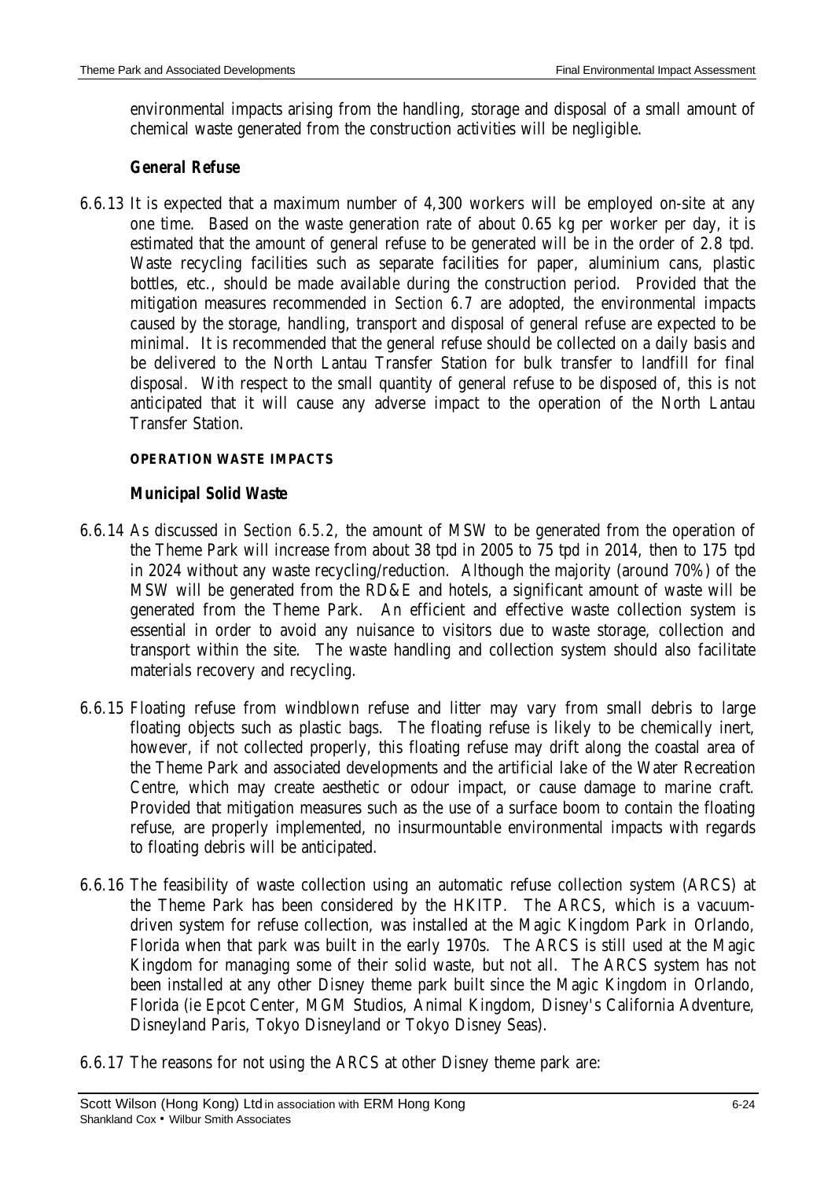environmental impacts arising from the handling, storage and disposal of a small amount of chemical waste generated from the construction activities will be negligible.

***General Refuse***

6.6.13 It is expected that a maximum number of 4,300 workers will be employed on-site at any one time. Based on the waste generation rate of about 0.65 kg per worker per day, it is estimated that the amount of general refuse to be generated will be in the order of 2.8 tpd. Waste recycling facilities such as separate facilities for paper, aluminium cans, plastic bottles, etc., should be made available during the construction period. Provided that the mitigation measures recommended in *Section 6.7* are adopted, the environmental impacts caused by the storage, handling, transport and disposal of general refuse are expected to be minimal. It is recommended that the general refuse should be collected on a daily basis and be delivered to the North Lantau Transfer Station for bulk transfer to landfill for final disposal. With respect to the small quantity of general refuse to be disposed of, this is not anticipated that it will cause any adverse impact to the operation of the North Lantau Transfer Station.

**OPERATION WASTE IMPACTS**

***Municipal Solid Waste***

6.6.14 As discussed in *Section 6.5.2*, the amount of MSW to be generated from the operation of the Theme Park will increase from about 38 tpd in 2005 to 75 tpd in 2014, then to 175 tpd in 2024 without any waste recycling/reduction. Although the majority (around 70%) of the MSW will be generated from the RD&E and hotels, a significant amount of waste will be generated from the Theme Park. An efficient and effective waste collection system is essential in order to avoid any nuisance to visitors due to waste storage, collection and transport within the site. The waste handling and collection system should also facilitate materials recovery and recycling.

6.6.15 Floating refuse from windblown refuse and litter may vary from small debris to large floating objects such as plastic bags. The floating refuse is likely to be chemically inert, however, if not collected properly, this floating refuse may drift along the coastal area of the Theme Park and associated developments and the artificial lake of the Water Recreation Centre, which may create aesthetic or odour impact, or cause damage to marine craft. Provided that mitigation measures such as the use of a surface boom to contain the floating refuse, are properly implemented, no insurmountable environmental impacts with regards to floating debris will be anticipated.

6.6.16 The feasibility of waste collection using an automatic refuse collection system (ARCS) at the Theme Park has been considered by the HKITP. The ARCS, which is a vacuum-driven system for refuse collection, was installed at the Magic Kingdom Park in Orlando, Florida when that park was built in the early 1970s. The ARCS is still used at the Magic Kingdom for managing some of their solid waste, but not all. The ARCS system has not been installed at any other Disney theme park built since the Magic Kingdom in Orlando, Florida (ie Epcot Center, MGM Studios, Animal Kingdom, Disney's California Adventure, Disneyland Paris, Tokyo Disneyland or Tokyo Disney Seas).

6.6.17 The reasons for not using the ARCS at other Disney theme park are: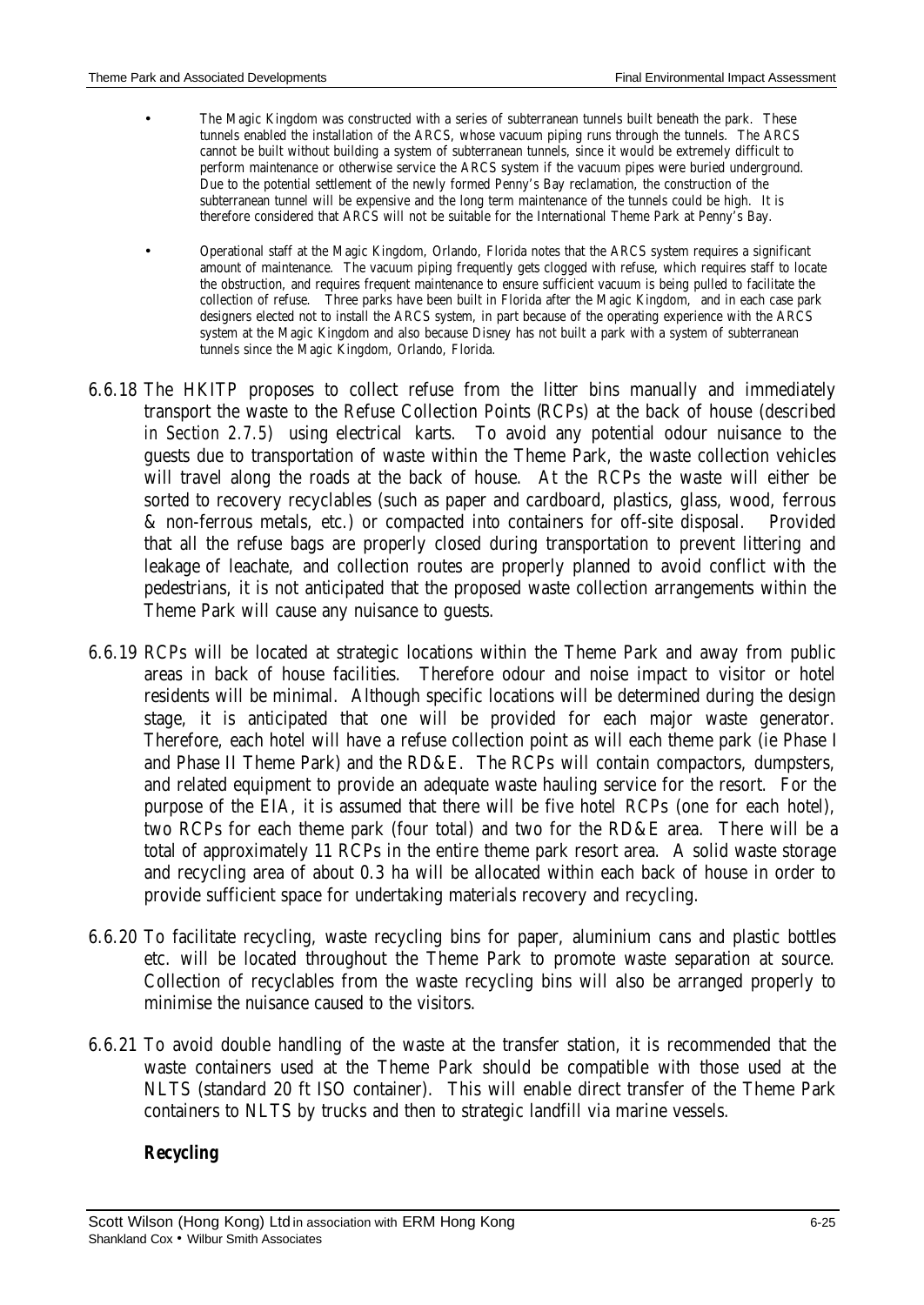- The Magic Kingdom was constructed with a series of subterranean tunnels built beneath the park. These tunnels enabled the installation of the ARCS, whose vacuum piping runs through the tunnels. The ARCS cannot be built without building a system of subterranean tunnels, since it would be extremely difficult to perform maintenance or otherwise service the ARCS system if the vacuum pipes were buried underground. Due to the potential settlement of the newly formed Penny's Bay reclamation, the construction of the subterranean tunnel will be expensive and the long term maintenance of the tunnels could be high. It is therefore considered that ARCS will not be suitable for the International Theme Park at Penny's Bay.

- Operational staff at the Magic Kingdom, Orlando, Florida notes that the ARCS system requires a significant amount of maintenance. The vacuum piping frequently gets clogged with refuse, which requires staff to locate the obstruction, and requires frequent maintenance to ensure sufficient vacuum is being pulled to facilitate the collection of refuse. Three parks have been built in Florida after the Magic Kingdom, and in each case park designers elected not to install the ARCS system, in part because of the operating experience with the ARCS system at the Magic Kingdom and also because Disney has not built a park with a system of subterranean tunnels since the Magic Kingdom, Orlando, Florida.

6.6.18 The HKITP proposes to collect refuse from the litter bins manually and immediately transport the waste to the Refuse Collection Points (RCPs) at the back of house (described in *Section 2.7.5*) using electrical karts. To avoid any potential odour nuisance to the guests due to transportation of waste within the Theme Park, the waste collection vehicles will travel along the roads at the back of house. At the RCPs the waste will either be sorted to recovery recyclables (such as paper and cardboard, plastics, glass, wood, ferrous & non-ferrous metals, etc.) or compacted into containers for off-site disposal. Provided that all the refuse bags are properly closed during transportation to prevent littering and leakage of leachate, and collection routes are properly planned to avoid conflict with the pedestrians, it is not anticipated that the proposed waste collection arrangements within the Theme Park will cause any nuisance to guests.

6.6.19 RCPs will be located at strategic locations within the Theme Park and away from public areas in back of house facilities. Therefore odour and noise impact to visitor or hotel residents will be minimal. Although specific locations will be determined during the design stage, it is anticipated that one will be provided for each major waste generator. Therefore, each hotel will have a refuse collection point as will each theme park (ie Phase I and Phase II Theme Park) and the RD&E. The RCPs will contain compactors, dumpsters, and related equipment to provide an adequate waste hauling service for the resort. For the purpose of the EIA, it is assumed that there will be five hotel RCPs (one for each hotel), two RCPs for each theme park (four total) and two for the RD&E area. There will be a total of approximately 11 RCPs in the entire theme park resort area. A solid waste storage and recycling area of about 0.3 ha will be allocated within each back of house in order to provide sufficient space for undertaking materials recovery and recycling.

6.6.20 To facilitate recycling, waste recycling bins for paper, aluminium cans and plastic bottles etc. will be located throughout the Theme Park to promote waste separation at source. Collection of recyclables from the waste recycling bins will also be arranged properly to minimise the nuisance caused to the visitors.

6.6.21 To avoid double handling of the waste at the transfer station, it is recommended that the waste containers used at the Theme Park should be compatible with those used at the NLTS (standard 20 ft ISO container). This will enable direct transfer of the Theme Park containers to NLTS by trucks and then to strategic landfill via marine vessels.

***Recycling***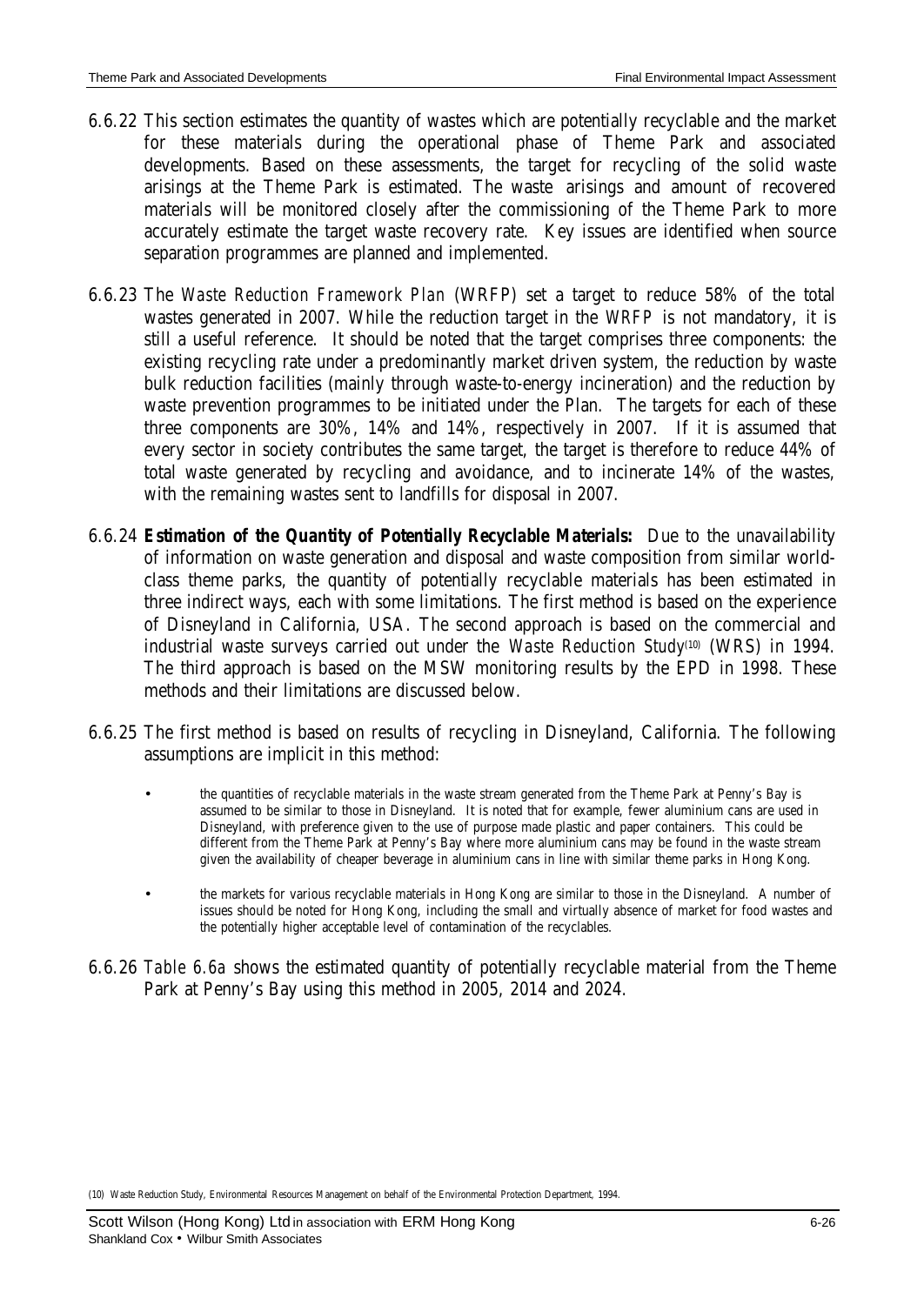6.6.22 This section estimates the quantity of wastes which are potentially recyclable and the market for these materials during the operational phase of Theme Park and associated developments. Based on these assessments, the target for recycling of the solid waste arisings at the Theme Park is estimated. The waste arisings and amount of recovered materials will be monitored closely after the commissioning of the Theme Park to more accurately estimate the target waste recovery rate. Key issues are identified when source separation programmes are planned and implemented.

6.6.23 The *Waste Reduction Framework Plan* (WRFP) set a target to reduce 58% of the total wastes generated in 2007. While the reduction target in the *WRFP* is not mandatory, it is still a useful reference. It should be noted that the target comprises three components: the existing recycling rate under a predominantly market driven system, the reduction by waste bulk reduction facilities (mainly through waste-to-energy incineration) and the reduction by waste prevention programmes to be initiated under the Plan. The targets for each of these three components are 30%, 14% and 14%, respectively in 2007. If it is assumed that every sector in society contributes the same target, the target is therefore to reduce 44% of total waste generated by recycling and avoidance, and to incinerate 14% of the wastes, with the remaining wastes sent to landfills for disposal in 2007.

6.6.24 **Estimation of the Quantity of Potentially Recyclable Materials:** Due to the unavailability of information on waste generation and disposal and waste composition from similar world-class theme parks, the quantity of potentially recyclable materials has been estimated in three indirect ways, each with some limitations. The first method is based on the experience of Disneyland in California, USA. The second approach is based on the commercial and industrial waste surveys carried out under the *Waste Reduction Study*[10] (WRS) in 1994. The third approach is based on the MSW monitoring results by the EPD in 1998. These methods and their limitations are discussed below.

6.6.25 The first method is based on results of recycling in Disneyland, California. The following assumptions are implicit in this method:

- the quantities of recyclable materials in the waste stream generated from the Theme Park at Penny's Bay is assumed to be similar to those in Disneyland. It is noted that for example, fewer aluminium cans are used in Disneyland, with preference given to the use of purpose made plastic and paper containers. This could be different from the Theme Park at Penny's Bay where more aluminium cans may be found in the waste stream given the availability of cheaper beverage in aluminium cans in line with similar theme parks in Hong Kong.
- the markets for various recyclable materials in Hong Kong are similar to those in the Disneyland. A number of issues should be noted for Hong Kong, including the small and virtually absence of market for food wastes and the potentially higher acceptable level of contamination of the recyclables.

6.6.26 *Table 6.6a* shows the estimated quantity of potentially recyclable material from the Theme Park at Penny's Bay using this method in 2005, 2014 and 2024.

(10) Waste Reduction Study, Environmental Resources Management on behalf of the Environmental Protection Department, 1994.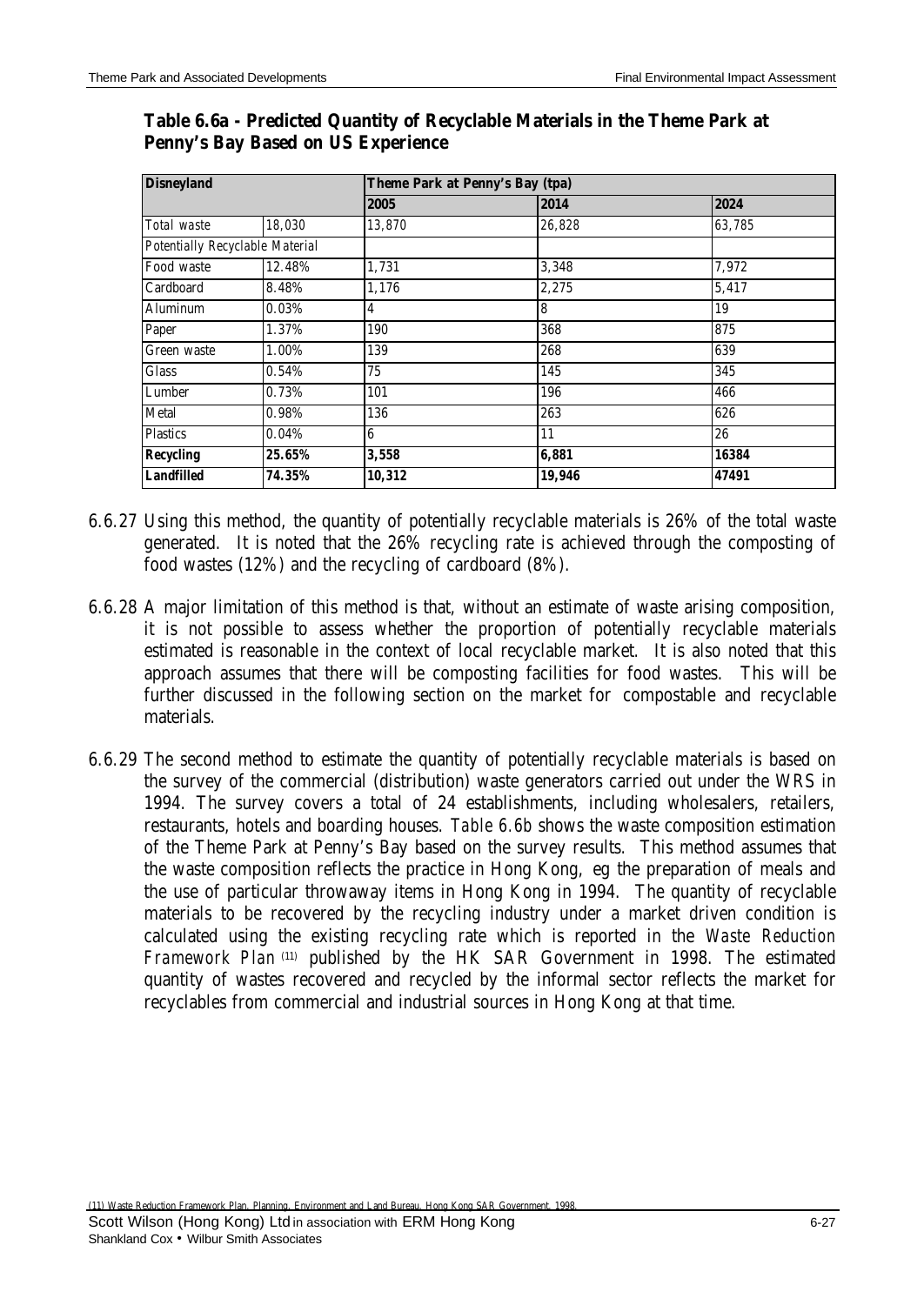**Table 6.6a - Predicted Quantity of Recyclable Materials in the Theme Park at Penny's Bay Based on US Experience**

| **Disneyland** | | **Theme Park at Penny's Bay (tpa)** | | |
|---|---|---|---|---|
| | | **2005** | **2014** | **2024** |
| *Total waste* | 18,030 | 13,870 | 26,828 | 63,785 |
| *Potentially Recyclable Material* | | | | |
| Food waste | 12.48% | 1,731 | 3,348 | 7,972 |
| Cardboard | 8.48% | 1,176 | 2,275 | 5,417 |
| Aluminum | 0.03% | 4 | 8 | 19 |
| Paper | 1.37% | 190 | 368 | 875 |
| Green waste | 1.00% | 139 | 268 | 639 |
| Glass | 0.54% | 75 | 145 | 345 |
| Lumber | 0.73% | 101 | 196 | 466 |
| Metal | 0.98% | 136 | 263 | 626 |
| Plastics | 0.04% | 6 | 11 | 26 |
| **Recycling** | **25.65%** | **3,558** | **6,881** | **16384** |
| **Landfilled** | **74.35%** | **10,312** | **19,946** | **47491** |

6.6.27 Using this method, the quantity of potentially recyclable materials is 26% of the total waste generated. It is noted that the 26% recycling rate is achieved through the composting of food wastes (12%) and the recycling of cardboard (8%).

6.6.28 A major limitation of this method is that, without an estimate of waste arising composition, it is not possible to assess whether the proportion of potentially recyclable materials estimated is reasonable in the context of local recyclable market. It is also noted that this approach assumes that there will be composting facilities for food wastes. This will be further discussed in the following section on the market for compostable and recyclable materials.

6.6.29 The second method to estimate the quantity of potentially recyclable materials is based on the survey of the commercial (distribution) waste generators carried out under the WRS in 1994. The survey covers a total of 24 establishments, including wholesalers, retailers, restaurants, hotels and boarding houses. *Table 6.6b* shows the waste composition estimation of the Theme Park at Penny's Bay based on the survey results. This method assumes that the waste composition reflects the practice in Hong Kong, eg the preparation of meals and the use of particular throwaway items in Hong Kong in 1994. The quantity of recyclable materials to be recovered by the recycling industry under a market driven condition is calculated using the existing recycling rate which is reported in the *Waste Reduction Framework Plan* [11] published by the HK SAR Government in 1998. The estimated quantity of wastes recovered and recycled by the informal sector reflects the market for recyclables from commercial and industrial sources in Hong Kong at that time.

(11) Waste Reduction Framework Plan, Planning, Environment and Land Bureau, Hong Kong SAR Government, 1998.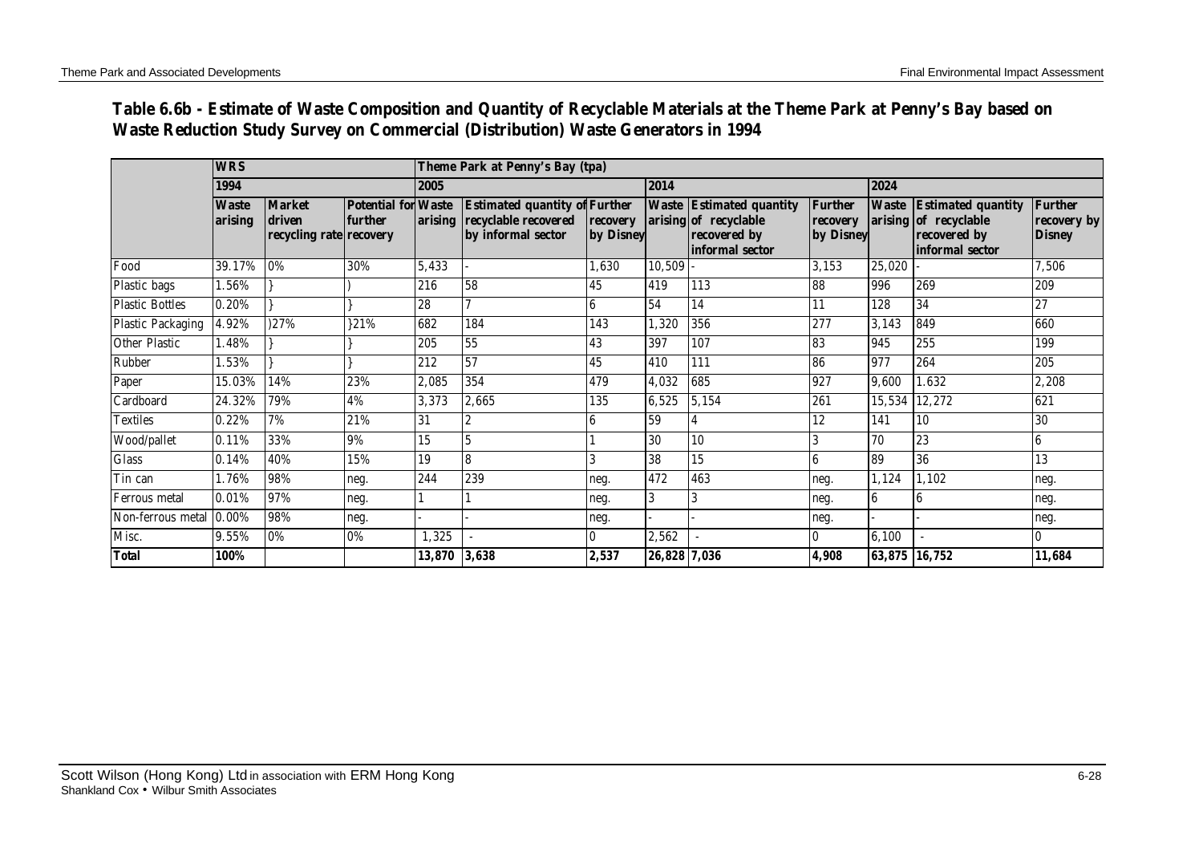**Table 6.6b - Estimate of Waste Composition and Quantity of Recyclable Materials at the Theme Park at Penny's Bay based on Waste Reduction Study Survey on Commercial (Distribution) Waste Generators in 1994**

| | WRS | | | Theme Park at Penny's Bay (tpa) | | | | | | | | |
|---|---|---|---|---|---|---|---|---|---|---|---|---|
| | 1994 | | | 2005 | | | 2014 | | | 2024 | | |
| | Waste arising | Market driven recycling rate | Potential for further recovery | Waste arising | Estimated quantity of recyclable recovered by informal sector | Further recovery by Disney | Waste arising | Estimated quantity of recyclable recovered by informal sector | Further recovery by Disney | Waste arising | Estimated quantity of recyclable recovered by informal sector | Further recovery by Disney |
| Food | 39.17% | 0% | 30% | 5,433 | - | 1,630 | 10,509 | - | 3,153 | 25,020 | - | 7,506 |
| Plastic bags | 1.56% | } | ) | 216 | 58 | 45 | 419 | 113 | 88 | 996 | 269 | 209 |
| Plastic Bottles | 0.20% | } | } | 28 | 7 | 6 | 54 | 14 | 11 | 128 | 34 | 27 |
| Plastic Packaging | 4.92% | )27% | }21% | 682 | 184 | 143 | 1,320 | 356 | 277 | 3,143 | 849 | 660 |
| Other Plastic | 1.48% | } | } | 205 | 55 | 43 | 397 | 107 | 83 | 945 | 255 | 199 |
| Rubber | 1.53% | } | } | 212 | 57 | 45 | 410 | 111 | 86 | 977 | 264 | 205 |
| Paper | 15.03% | 14% | 23% | 2,085 | 354 | 479 | 4,032 | 685 | 927 | 9,600 | 1.632 | 2,208 |
| Cardboard | 24.32% | 79% | 4% | 3,373 | 2,665 | 135 | 6,525 | 5,154 | 261 | 15,534 | 12,272 | 621 |
| Textiles | 0.22% | 7% | 21% | 31 | 2 | 6 | 59 | 4 | 12 | 141 | 10 | 30 |
| Wood/pallet | 0.11% | 33% | 9% | 15 | 5 | 1 | 30 | 10 | 3 | 70 | 23 | 6 |
| Glass | 0.14% | 40% | 15% | 19 | 8 | 3 | 38 | 15 | 6 | 89 | 36 | 13 |
| Tin can | 1.76% | 98% | neg. | 244 | 239 | neg. | 472 | 463 | neg. | 1,124 | 1,102 | neg. |
| Ferrous metal | 0.01% | 97% | neg. | 1 | 1 | neg. | 3 | 3 | neg. | 6 | 6 | neg. |
| Non-ferrous metal | 0.00% | 98% | neg. | - | - | neg. | - | - | neg. | - | - | neg. |
| Misc. | 9.55% | 0% | 0% | 1,325 | - | 0 | 2,562 | - | 0 | 6,100 | - | 0 |
| **Total** | **100%** | | | **13,870** | **3,638** | **2,537** | **26,828** | **7,036** | **4,908** | **63,875** | **16,752** | **11,684** |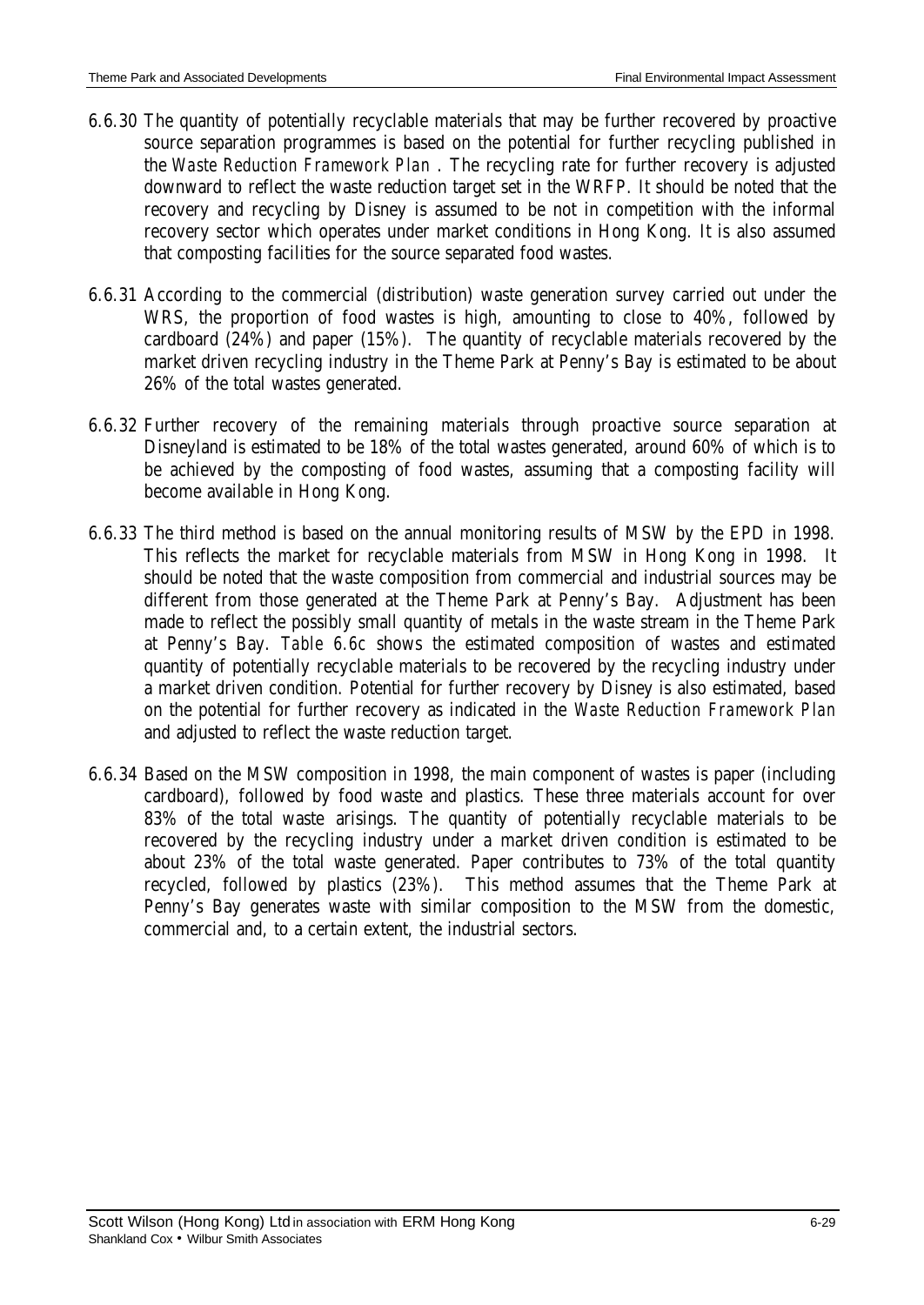6.6.30 The quantity of potentially recyclable materials that may be further recovered by proactive source separation programmes is based on the potential for further recycling published in the *Waste Reduction Framework Plan* . The recycling rate for further recovery is adjusted downward to reflect the waste reduction target set in the WRFP. It should be noted that the recovery and recycling by Disney is assumed to be not in competition with the informal recovery sector which operates under market conditions in Hong Kong. It is also assumed that composting facilities for the source separated food wastes.

6.6.31 According to the commercial (distribution) waste generation survey carried out under the WRS, the proportion of food wastes is high, amounting to close to 40%, followed by cardboard (24%) and paper (15%). The quantity of recyclable materials recovered by the market driven recycling industry in the Theme Park at Penny's Bay is estimated to be about 26% of the total wastes generated.

6.6.32 Further recovery of the remaining materials through proactive source separation at Disneyland is estimated to be 18% of the total wastes generated, around 60% of which is to be achieved by the composting of food wastes, assuming that a composting facility will become available in Hong Kong.

6.6.33 The third method is based on the annual monitoring results of MSW by the EPD in 1998. This reflects the market for recyclable materials from MSW in Hong Kong in 1998. It should be noted that the waste composition from commercial and industrial sources may be different from those generated at the Theme Park at Penny's Bay. Adjustment has been made to reflect the possibly small quantity of metals in the waste stream in the Theme Park at Penny's Bay. *Table 6.6c* shows the estimated composition of wastes and estimated quantity of potentially recyclable materials to be recovered by the recycling industry under a market driven condition. Potential for further recovery by Disney is also estimated, based on the potential for further recovery as indicated in the *Waste Reduction Framework Plan* and adjusted to reflect the waste reduction target.

6.6.34 Based on the MSW composition in 1998, the main component of wastes is paper (including cardboard), followed by food waste and plastics. These three materials account for over 83% of the total waste arisings. The quantity of potentially recyclable materials to be recovered by the recycling industry under a market driven condition is estimated to be about 23% of the total waste generated. Paper contributes to 73% of the total quantity recycled, followed by plastics (23%). This method assumes that the Theme Park at Penny's Bay generates waste with similar composition to the MSW from the domestic, commercial and, to a certain extent, the industrial sectors.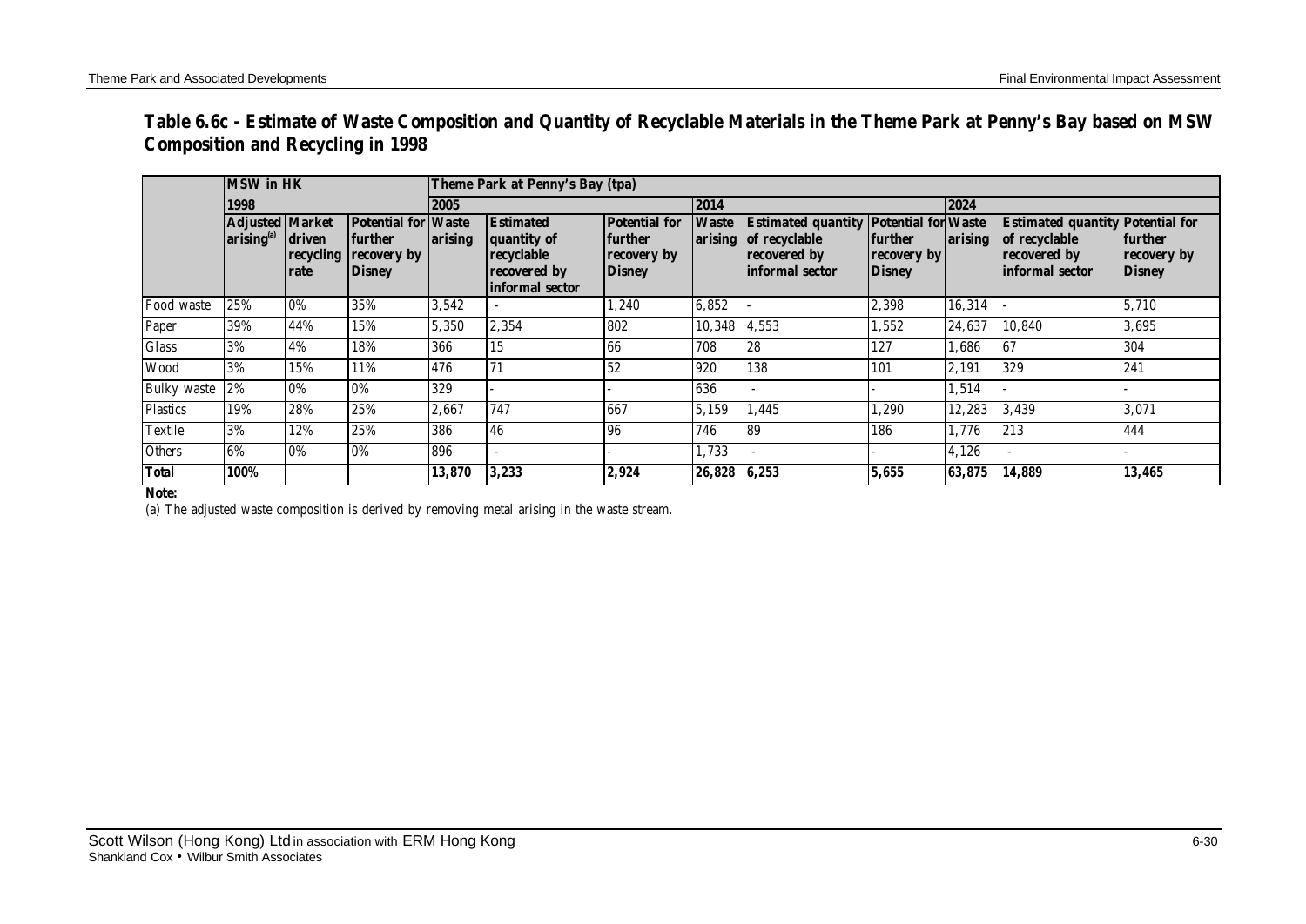**Table 6.6c - Estimate of Waste Composition and Quantity of Recyclable Materials in the Theme Park at Penny's Bay based on MSW Composition and Recycling in 1998**

| | MSW in HK | | | Theme Park at Penny's Bay (tpa) | | | | | | | | |
|---|---|---|---|---|---|---|---|---|---|---|---|---|
| | 1998 | | | 2005 | | | 2014 | | | 2024 | | |
| | Adjusted arising(a) | Market driven recycling rate | Potential for further recovery by Disney | Waste arising | Estimated quantity of recyclable recovered by informal sector | Potential for further recovery by Disney | Waste arising | Estimated quantity of recyclable recovered by informal sector | Potential for further recovery by Disney | Waste arising | Estimated quantity of recyclable recovered by informal sector | Potential for further recovery by Disney |
| Food waste | 25% | 0% | 35% | 3,542 | - | 1,240 | 6,852 | - | 2,398 | 16,314 | - | 5,710 |
| Paper | 39% | 44% | 15% | 5,350 | 2,354 | 802 | 10,348 | 4,553 | 1,552 | 24,637 | 10,840 | 3,695 |
| Glass | 3% | 4% | 18% | 366 | 15 | 66 | 708 | 28 | 127 | 1,686 | 67 | 304 |
| Wood | 3% | 15% | 11% | 476 | 71 | 52 | 920 | 138 | 101 | 2,191 | 329 | 241 |
| Bulky waste | 2% | 0% | 0% | 329 | - | - | 636 | - | - | 1,514 | - | - |
| Plastics | 19% | 28% | 25% | 2,667 | 747 | 667 | 5,159 | 1,445 | 1,290 | 12,283 | 3,439 | 3,071 |
| Textile | 3% | 12% | 25% | 386 | 46 | 96 | 746 | 89 | 186 | 1,776 | 213 | 444 |
| Others | 6% | 0% | 0% | 896 | - | - | 1,733 | - | - | 4,126 | - | - |
| **Total** | **100%** | | | **13,870** | **3,233** | **2,924** | **26,828** | **6,253** | **5,655** | **63,875** | **14,889** | **13,465** |

**Note:**

(a) The adjusted waste composition is derived by removing metal arising in the waste stream.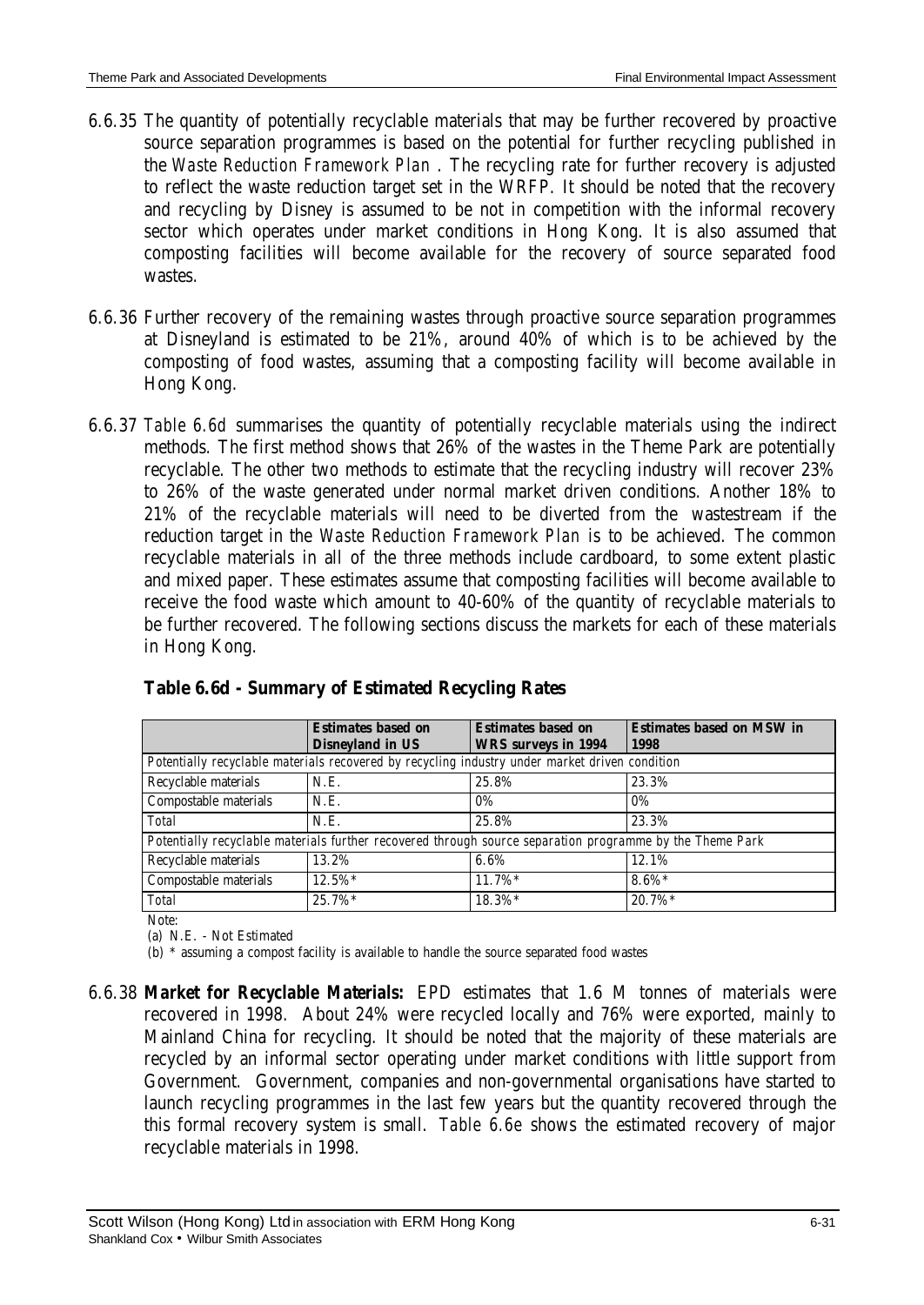6.6.35 The quantity of potentially recyclable materials that may be further recovered by proactive source separation programmes is based on the potential for further recycling published in the *Waste Reduction Framework Plan* . The recycling rate for further recovery is adjusted to reflect the waste reduction target set in the WRFP. It should be noted that the recovery and recycling by Disney is assumed to be not in competition with the informal recovery sector which operates under market conditions in Hong Kong. It is also assumed that composting facilities will become available for the recovery of source separated food wastes.

6.6.36 Further recovery of the remaining wastes through proactive source separation programmes at Disneyland is estimated to be 21%, around 40% of which is to be achieved by the composting of food wastes, assuming that a composting facility will become available in Hong Kong.

6.6.37 *Table 6.6d* summarises the quantity of potentially recyclable materials using the indirect methods. The first method shows that 26% of the wastes in the Theme Park are potentially recyclable. The other two methods to estimate that the recycling industry will recover 23% to 26% of the waste generated under normal market driven conditions. Another 18% to 21% of the recyclable materials will need to be diverted from the wastestream if the reduction target in the *Waste Reduction Framework Plan* is to be achieved. The common recyclable materials in all of the three methods include cardboard, to some extent plastic and mixed paper. These estimates assume that composting facilities will become available to receive the food waste which amount to 40-60% of the quantity of recyclable materials to be further recovered. The following sections discuss the markets for each of these materials in Hong Kong.

**Table 6.6d - Summary of Estimated Recycling Rates**

| | **Estimates based on Disneyland in US** | **Estimates based on WRS surveys in 1994** | **Estimates based on MSW in 1998** |
|---|---|---|---|
| *Potentially recyclable materials recovered by recycling industry under market driven condition* | | | |
| Recyclable materials | N.E. | 25.8% | 23.3% |
| Compostable materials | N.E. | 0% | 0% |
| Total | N.E. | 25.8% | 23.3% |
| *Potentially recyclable materials further recovered through source separation programme by the Theme Park* | | | |
| Recyclable materials | 13.2% | 6.6% | 12.1% |
| Compostable materials | 12.5%* | 11.7%* | 8.6%* |
| Total | 25.7%* | 18.3%* | 20.7%* |

Note:

(a) N.E. - Not Estimated

(b) * assuming a compost facility is available to handle the source separated food wastes

6.6.38 **Market for Recyclable Materials:** EPD estimates that 1.6 M tonnes of materials were recovered in 1998. About 24% were recycled locally and 76% were exported, mainly to Mainland China for recycling. It should be noted that the majority of these materials are recycled by an informal sector operating under market conditions with little support from Government. Government, companies and non-governmental organisations have started to launch recycling programmes in the last few years but the quantity recovered through the this formal recovery system is small. *Table 6.6e* shows the estimated recovery of major recyclable materials in 1998.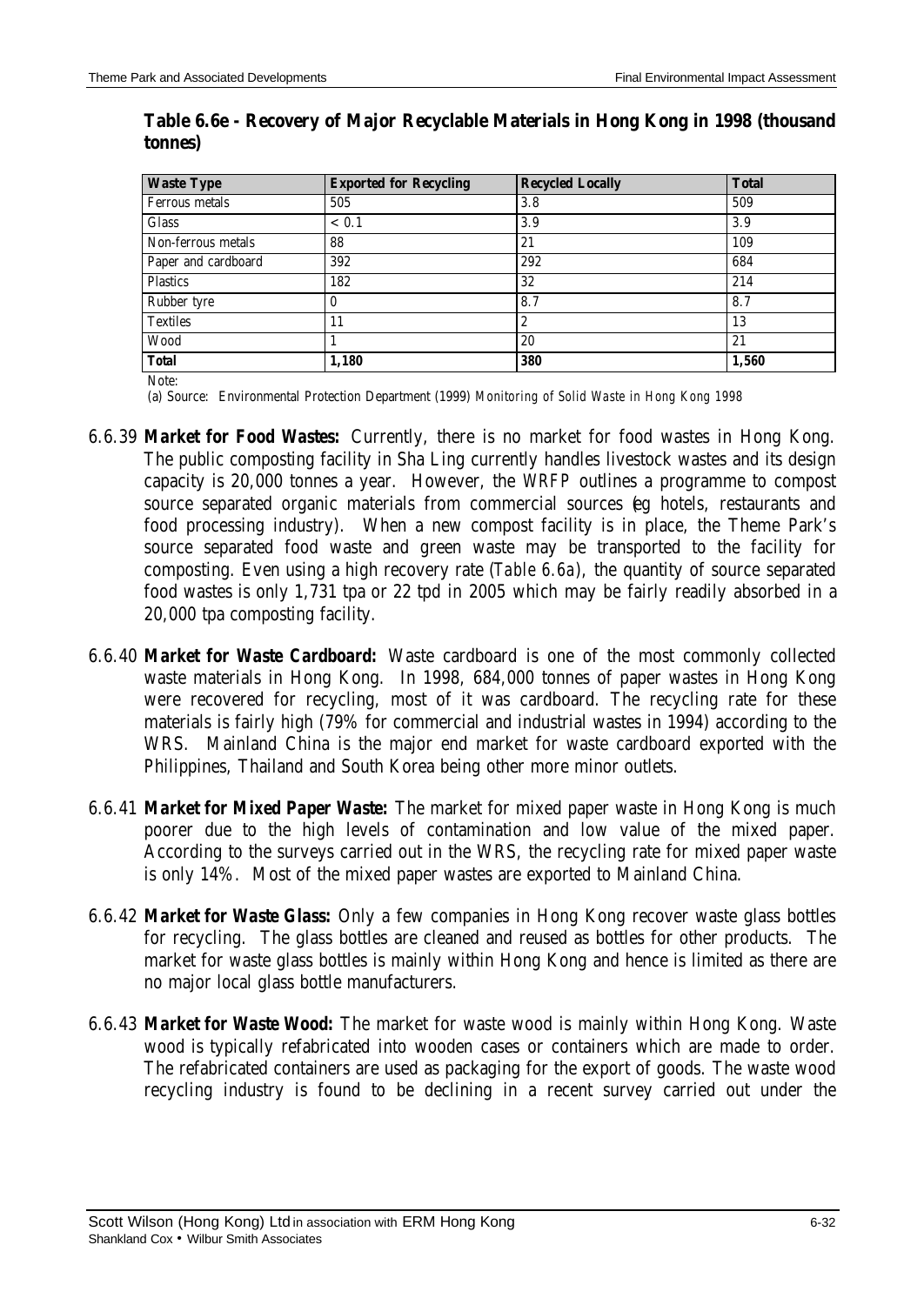**Table 6.6e - Recovery of Major Recyclable Materials in Hong Kong in 1998 (thousand tonnes)**

| Waste Type | Exported for Recycling | Recycled Locally | Total |
|---|---|---|---|
| Ferrous metals | 505 | 3.8 | 509 |
| Glass | < 0.1 | 3.9 | 3.9 |
| Non-ferrous metals | 88 | 21 | 109 |
| Paper and cardboard | 392 | 292 | 684 |
| Plastics | 182 | 32 | 214 |
| Rubber tyre | 0 | 8.7 | 8.7 |
| Textiles | 11 | 2 | 13 |
| Wood | 1 | 20 | 21 |
| **Total** | **1,180** | **380** | **1,560** |

Note:

(a) Source: Environmental Protection Department (1999) *Monitoring of Solid Waste in Hong Kong 1998*

6.6.39 **Market for Food Wastes:** Currently, there is no market for food wastes in Hong Kong. The public composting facility in Sha Ling currently handles livestock wastes and its design capacity is 20,000 tonnes a year. However, the *WRFP* outlines a programme to compost source separated organic materials from commercial sources (eg hotels, restaurants and food processing industry). When a new compost facility is in place, the Theme Park's source separated food waste and green waste may be transported to the facility for composting. Even using a high recovery rate (*Table 6.6a*), the quantity of source separated food wastes is only 1,731 tpa or 22 tpd in 2005 which may be fairly readily absorbed in a 20,000 tpa composting facility.

6.6.40 **Market for Waste Cardboard:** Waste cardboard is one of the most commonly collected waste materials in Hong Kong. In 1998, 684,000 tonnes of paper wastes in Hong Kong were recovered for recycling, most of it was cardboard. The recycling rate for these materials is fairly high (79% for commercial and industrial wastes in 1994) according to the WRS. Mainland China is the major end market for waste cardboard exported with the Philippines, Thailand and South Korea being other more minor outlets.

6.6.41 **Market for Mixed Paper Waste:** The market for mixed paper waste in Hong Kong is much poorer due to the high levels of contamination and low value of the mixed paper. According to the surveys carried out in the WRS, the recycling rate for mixed paper waste is only 14%. Most of the mixed paper wastes are exported to Mainland China.

6.6.42 **Market for Waste Glass:** Only a few companies in Hong Kong recover waste glass bottles for recycling. The glass bottles are cleaned and reused as bottles for other products. The market for waste glass bottles is mainly within Hong Kong and hence is limited as there are no major local glass bottle manufacturers.

6.6.43 **Market for Waste Wood:** The market for waste wood is mainly within Hong Kong. Waste wood is typically refabricated into wooden cases or containers which are made to order. The refabricated containers are used as packaging for the export of goods. The waste wood recycling industry is found to be declining in a recent survey carried out under the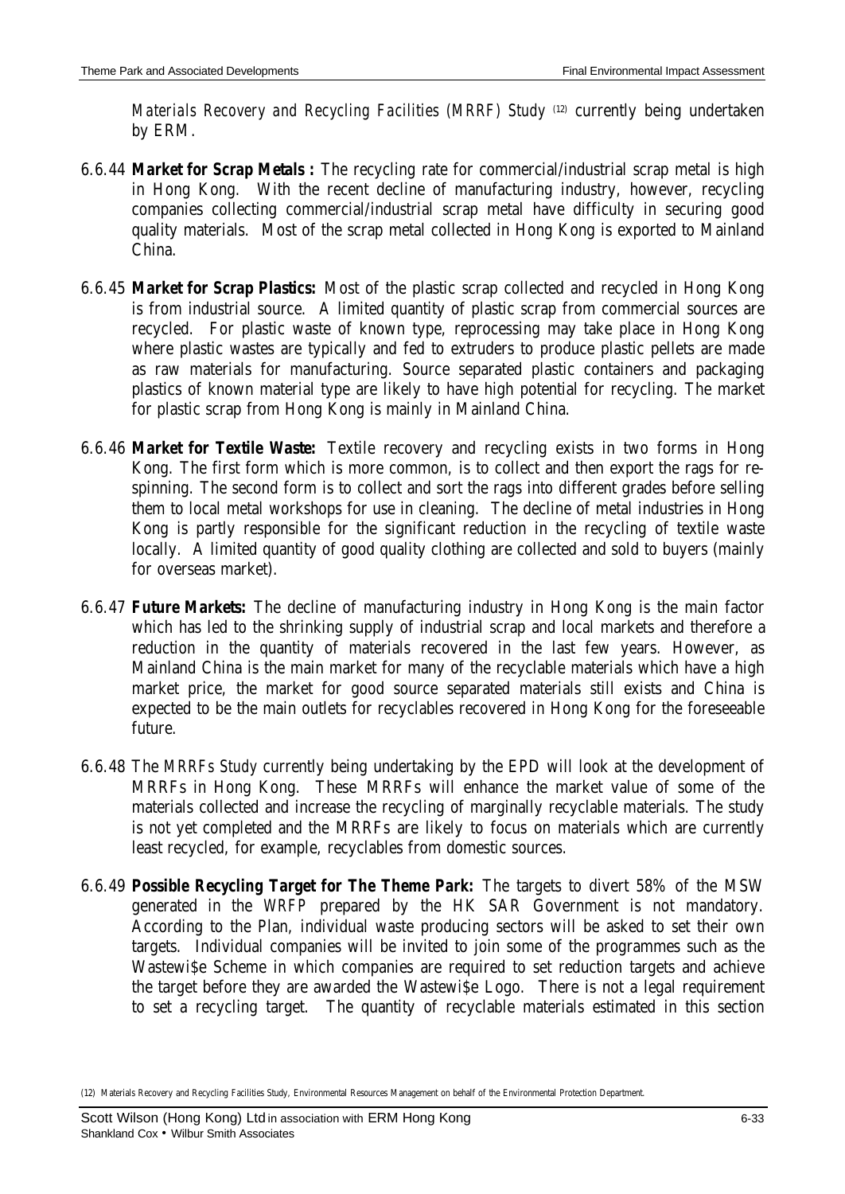*Materials Recovery and Recycling Facilities (MRRF) Study* [(12)] currently being undertaken by ERM.

6.6.44 **Market for Scrap Metals :** The recycling rate for commercial/industrial scrap metal is high in Hong Kong. With the recent decline of manufacturing industry, however, recycling companies collecting commercial/industrial scrap metal have difficulty in securing good quality materials. Most of the scrap metal collected in Hong Kong is exported to Mainland China.

6.6.45 **Market for Scrap Plastics:** Most of the plastic scrap collected and recycled in Hong Kong is from industrial source. A limited quantity of plastic scrap from commercial sources are recycled. For plastic waste of known type, reprocessing may take place in Hong Kong where plastic wastes are typically and fed to extruders to produce plastic pellets are made as raw materials for manufacturing. Source separated plastic containers and packaging plastics of known material type are likely to have high potential for recycling. The market for plastic scrap from Hong Kong is mainly in Mainland China.

6.6.46 **Market for Textile Waste:** Textile recovery and recycling exists in two forms in Hong Kong. The first form which is more common, is to collect and then export the rags for re-spinning. The second form is to collect and sort the rags into different grades before selling them to local metal workshops for use in cleaning. The decline of metal industries in Hong Kong is partly responsible for the significant reduction in the recycling of textile waste locally. A limited quantity of good quality clothing are collected and sold to buyers (mainly for overseas market).

6.6.47 **Future Markets:** The decline of manufacturing industry in Hong Kong is the main factor which has led to the shrinking supply of industrial scrap and local markets and therefore a reduction in the quantity of materials recovered in the last few years. However, as Mainland China is the main market for many of the recyclable materials which have a high market price, the market for good source separated materials still exists and China is expected to be the main outlets for recyclables recovered in Hong Kong for the foreseeable future.

6.6.48 The *MRRFs Study* currently being undertaking by the EPD will look at the development of MRRFs in Hong Kong. These MRRFs will enhance the market value of some of the materials collected and increase the recycling of marginally recyclable materials. The study is not yet completed and the MRRFs are likely to focus on materials which are currently least recycled, for example, recyclables from domestic sources.

6.6.49 **Possible Recycling Target for The Theme Park:** The targets to divert 58% of the MSW generated in the *WRFP* prepared by the HK SAR Government is not mandatory. According to the Plan, individual waste producing sectors will be asked to set their own targets. Individual companies will be invited to join some of the programmes such as the Wastewi$e Scheme in which companies are required to set reduction targets and achieve the target before they are awarded the Wastewi$e Logo. There is not a legal requirement to set a recycling target. The quantity of recyclable materials estimated in this section

(12) Materials Recovery and Recycling Facilities Study, Environmental Resources Management on behalf of the Environmental Protection Department.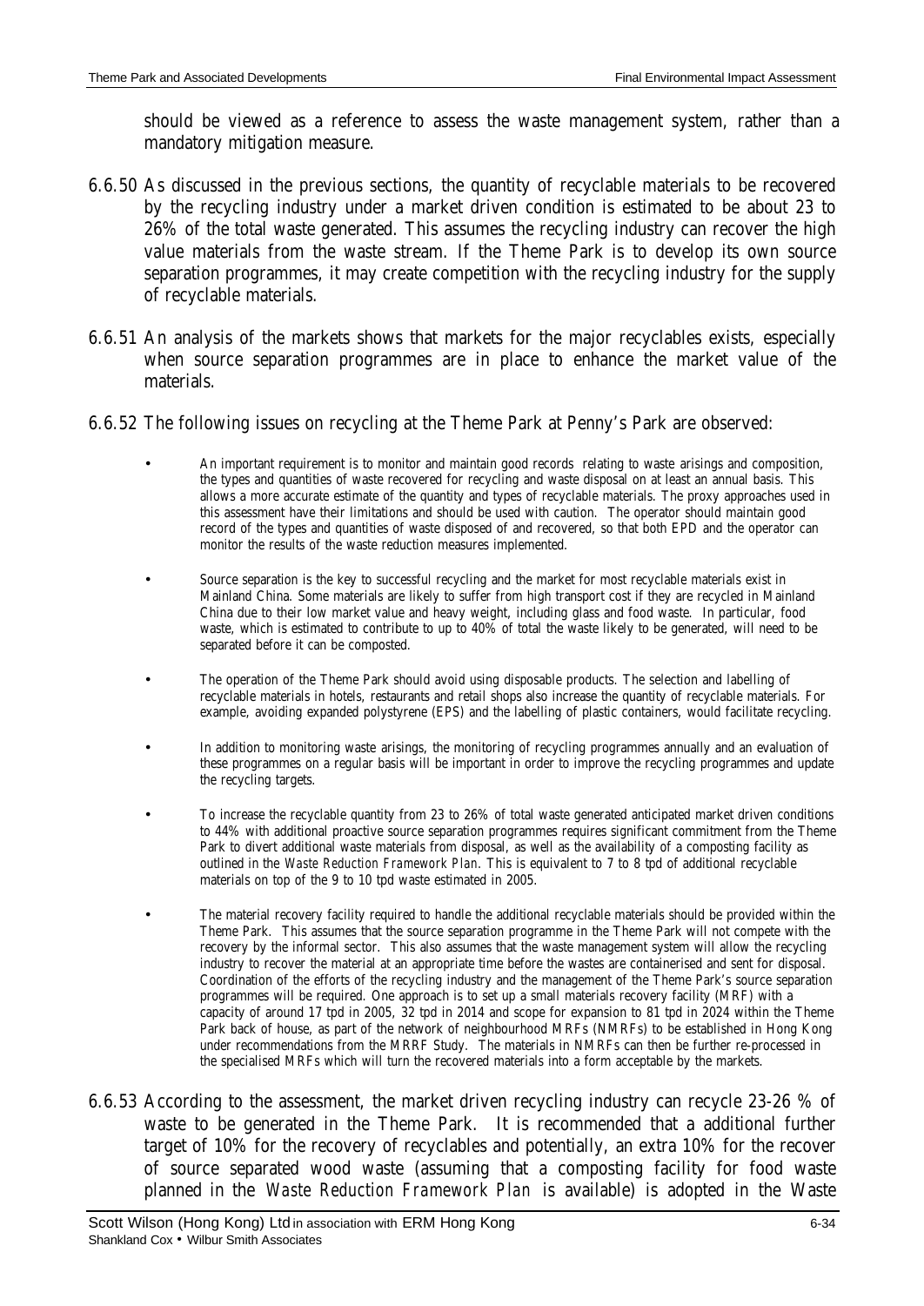should be viewed as a reference to assess the waste management system, rather than a mandatory mitigation measure.

6.6.50 As discussed in the previous sections, the quantity of recyclable materials to be recovered by the recycling industry under a market driven condition is estimated to be about 23 to 26% of the total waste generated. This assumes the recycling industry can recover the high value materials from the waste stream. If the Theme Park is to develop its own source separation programmes, it may create competition with the recycling industry for the supply of recyclable materials.

6.6.51 An analysis of the markets shows that markets for the major recyclables exists, especially when source separation programmes are in place to enhance the market value of the materials.

6.6.52 The following issues on recycling at the Theme Park at Penny's Park are observed:

- An important requirement is to monitor and maintain good records relating to waste arisings and composition, the types and quantities of waste recovered for recycling and waste disposal on at least an annual basis. This allows a more accurate estimate of the quantity and types of recyclable materials. The proxy approaches used in this assessment have their limitations and should be used with caution. The operator should maintain good record of the types and quantities of waste disposed of and recovered, so that both EPD and the operator can monitor the results of the waste reduction measures implemented.

- Source separation is the key to successful recycling and the market for most recyclable materials exist in Mainland China. Some materials are likely to suffer from high transport cost if they are recycled in Mainland China due to their low market value and heavy weight, including glass and food waste. In particular, food waste, which is estimated to contribute to up to 40% of total the waste likely to be generated, will need to be separated before it can be composted.

- The operation of the Theme Park should avoid using disposable products. The selection and labelling of recyclable materials in hotels, restaurants and retail shops also increase the quantity of recyclable materials. For example, avoiding expanded polystyrene (EPS) and the labelling of plastic containers, would facilitate recycling.

- In addition to monitoring waste arisings, the monitoring of recycling programmes annually and an evaluation of these programmes on a regular basis will be important in order to improve the recycling programmes and update the recycling targets.

- To increase the recyclable quantity from 23 to 26% of total waste generated anticipated market driven conditions to 44% with additional proactive source separation programmes requires significant commitment from the Theme Park to divert additional waste materials from disposal, as well as the availability of a composting facility as outlined in the *Waste Reduction Framework Plan*. This is equivalent to 7 to 8 tpd of additional recyclable materials on top of the 9 to 10 tpd waste estimated in 2005.

- The material recovery facility required to handle the additional recyclable materials should be provided within the Theme Park. This assumes that the source separation programme in the Theme Park will not compete with the recovery by the informal sector. This also assumes that the waste management system will allow the recycling industry to recover the material at an appropriate time before the wastes are containerised and sent for disposal. Coordination of the efforts of the recycling industry and the management of the Theme Park's source separation programmes will be required. One approach is to set up a small materials recovery facility (MRF) with a capacity of around 17 tpd in 2005, 32 tpd in 2014 and scope for expansion to 81 tpd in 2024 within the Theme Park back of house, as part of the network of neighbourhood MRFs (NMRFs) to be established in Hong Kong under recommendations from the MRRF Study. The materials in NMRFs can then be further re-processed in the specialised MRFs which will turn the recovered materials into a form acceptable by the markets.

6.6.53 According to the assessment, the market driven recycling industry can recycle 23-26 % of waste to be generated in the Theme Park. It is recommended that a additional further target of 10% for the recovery of recyclables and potentially, an extra 10% for the recover of source separated wood waste (assuming that a composting facility for food waste planned in the *Waste Reduction Framework Plan* is available) is adopted in the Waste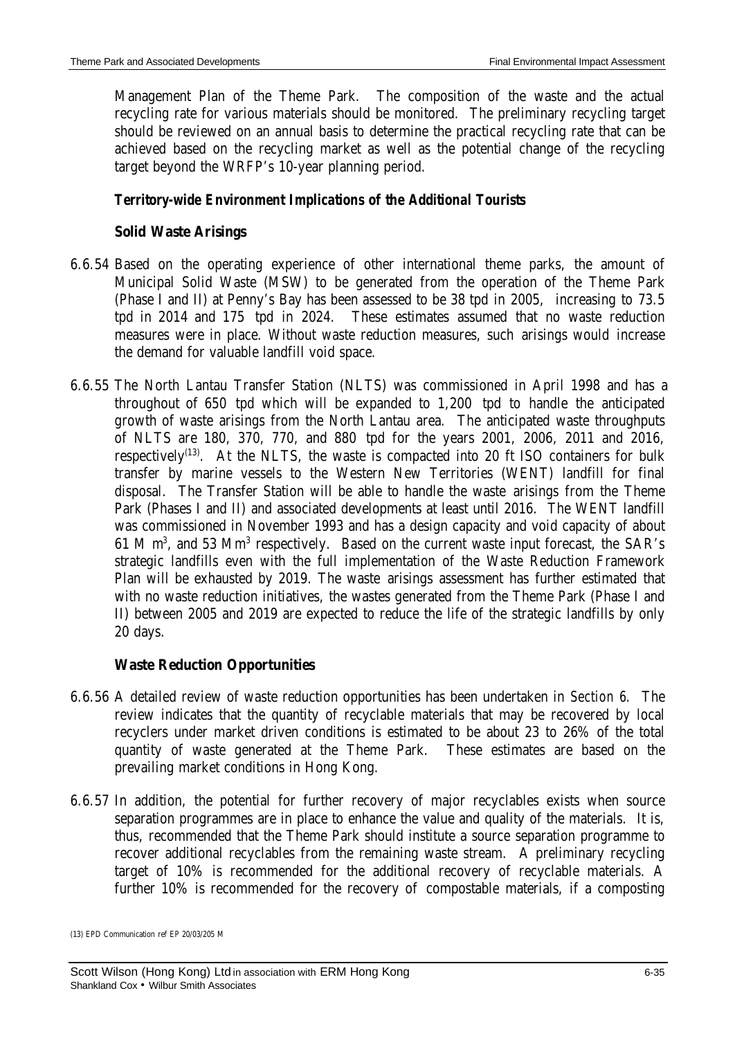Management Plan of the Theme Park. The composition of the waste and the actual recycling rate for various materials should be monitored. The preliminary recycling target should be reviewed on an annual basis to determine the practical recycling rate that can be achieved based on the recycling market as well as the potential change of the recycling target beyond the WRFP's 10-year planning period.

***Territory-wide Environment Implications of the Additional Tourists***

**Solid Waste Arisings**

6.6.54 Based on the operating experience of other international theme parks, the amount of Municipal Solid Waste (MSW) to be generated from the operation of the Theme Park (Phase I and II) at Penny's Bay has been assessed to be 38 tpd in 2005, increasing to 73.5 tpd in 2014 and 175 tpd in 2024. These estimates assumed that no waste reduction measures were in place. Without waste reduction measures, such arisings would increase the demand for valuable landfill void space.

6.6.55 The North Lantau Transfer Station (NLTS) was commissioned in April 1998 and has a throughout of 650 tpd which will be expanded to 1,200 tpd to handle the anticipated growth of waste arisings from the North Lantau area. The anticipated waste throughputs of NLTS are 180, 370, 770, and 880 tpd for the years 2001, 2006, 2011 and 2016, respectively[13]. At the NLTS, the waste is compacted into 20 ft ISO containers for bulk transfer by marine vessels to the Western New Territories (WENT) landfill for final disposal. The Transfer Station will be able to handle the waste arisings from the Theme Park (Phases I and II) and associated developments at least until 2016. The WENT landfill was commissioned in November 1993 and has a design capacity and void capacity of about 61 M $m^3$, and 53 $Mm^3$ respectively. Based on the current waste input forecast, the SAR's strategic landfills even with the full implementation of the Waste Reduction Framework Plan will be exhausted by 2019. The waste arisings assessment has further estimated that with no waste reduction initiatives, the wastes generated from the Theme Park (Phase I and II) between 2005 and 2019 are expected to reduce the life of the strategic landfills by only 20 days.

**Waste Reduction Opportunities**

6.6.56 A detailed review of waste reduction opportunities has been undertaken in *Section 6*. The review indicates that the quantity of recyclable materials that may be recovered by local recyclers under market driven conditions is estimated to be about 23 to 26% of the total quantity of waste generated at the Theme Park. These estimates are based on the prevailing market conditions in Hong Kong.

6.6.57 In addition, the potential for further recovery of major recyclables exists when source separation programmes are in place to enhance the value and quality of the materials. It is, thus, recommended that the Theme Park should institute a source separation programme to recover additional recyclables from the remaining waste stream. A preliminary recycling target of 10% is recommended for the additional recovery of recyclable materials. A further 10% is recommended for the recovery of compostable materials, if a composting

(13) EPD Communication ref EP 20/03/205 M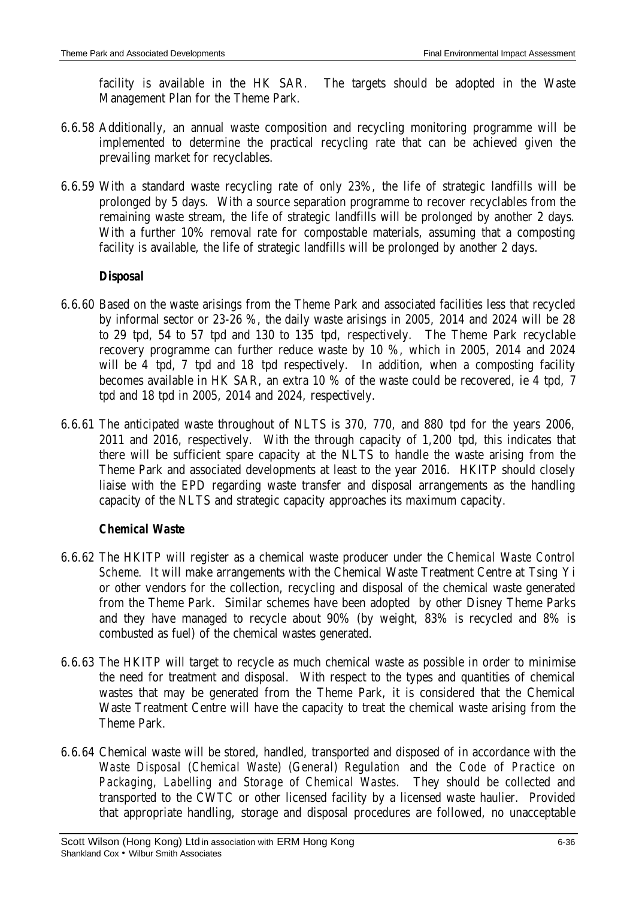facility is available in the HK SAR. The targets should be adopted in the Waste Management Plan for the Theme Park.

6.6.58 Additionally, an annual waste composition and recycling monitoring programme will be implemented to determine the practical recycling rate that can be achieved given the prevailing market for recyclables.

6.6.59 With a standard waste recycling rate of only 23%, the life of strategic landfills will be prolonged by 5 days. With a source separation programme to recover recyclables from the remaining waste stream, the life of strategic landfills will be prolonged by another 2 days. With a further 10% removal rate for compostable materials, assuming that a composting facility is available, the life of strategic landfills will be prolonged by another 2 days.

**Disposal**

6.6.60 Based on the waste arisings from the Theme Park and associated facilities less that recycled by informal sector or 23-26 %, the daily waste arisings in 2005, 2014 and 2024 will be 28 to 29 tpd, 54 to 57 tpd and 130 to 135 tpd, respectively. The Theme Park recyclable recovery programme can further reduce waste by 10 %, which in 2005, 2014 and 2024 will be 4 tpd, 7 tpd and 18 tpd respectively. In addition, when a composting facility becomes available in HK SAR, an extra 10 % of the waste could be recovered, ie 4 tpd, 7 tpd and 18 tpd in 2005, 2014 and 2024, respectively.

6.6.61 The anticipated waste throughout of NLTS is 370, 770, and 880 tpd for the years 2006, 2011 and 2016, respectively. With the through capacity of 1,200 tpd, this indicates that there will be sufficient spare capacity at the NLTS to handle the waste arising from the Theme Park and associated developments at least to the year 2016. HKITP should closely liaise with the EPD regarding waste transfer and disposal arrangements as the handling capacity of the NLTS and strategic capacity approaches its maximum capacity.

**Chemical Waste**

6.6.62 The HKITP will register as a chemical waste producer under the *Chemical Waste Control Scheme*. It will make arrangements with the Chemical Waste Treatment Centre at Tsing Yi or other vendors for the collection, recycling and disposal of the chemical waste generated from the Theme Park. Similar schemes have been adopted by other Disney Theme Parks and they have managed to recycle about 90% (by weight, 83% is recycled and 8% is combusted as fuel) of the chemical wastes generated.

6.6.63 The HKITP will target to recycle as much chemical waste as possible in order to minimise the need for treatment and disposal. With respect to the types and quantities of chemical wastes that may be generated from the Theme Park, it is considered that the Chemical Waste Treatment Centre will have the capacity to treat the chemical waste arising from the Theme Park.

6.6.64 Chemical waste will be stored, handled, transported and disposed of in accordance with the *Waste Disposal (Chemical Waste) (General) Regulation* and the *Code of Practice on Packaging, Labelling and Storage of Chemical Wastes*. They should be collected and transported to the CWTC or other licensed facility by a licensed waste haulier. Provided that appropriate handling, storage and disposal procedures are followed, no unacceptable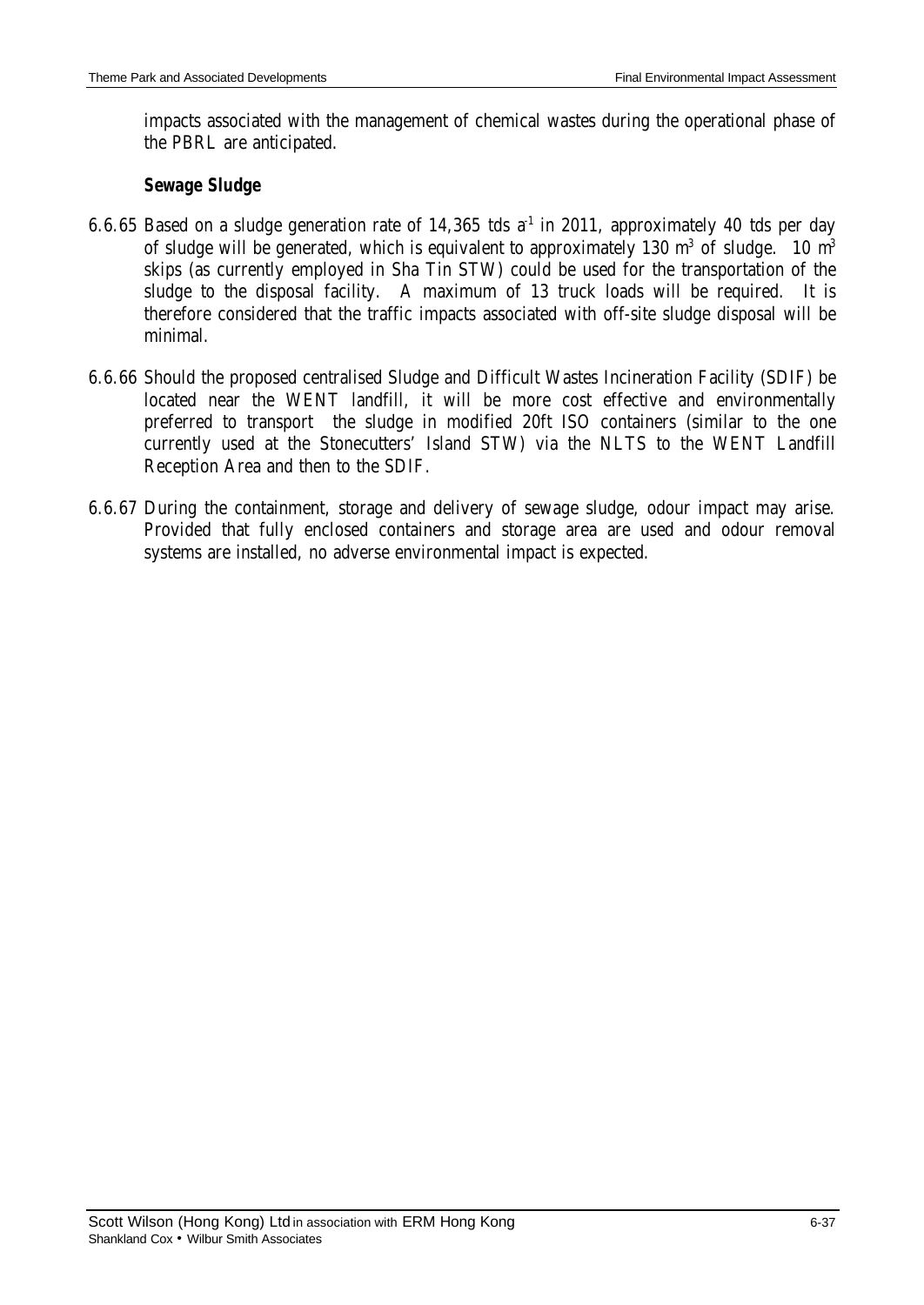impacts associated with the management of chemical wastes during the operational phase of the PBRL are anticipated.

### *Sewage Sludge*

6.6.65 Based on a sludge generation rate of 14,365 tds $a^{-1}$ in 2011, approximately 40 tds per day of sludge will be generated, which is equivalent to approximately 130 $m^3$ of sludge. 10 $m^3$ skips (as currently employed in Sha Tin STW) could be used for the transportation of the sludge to the disposal facility. A maximum of 13 truck loads will be required. It is therefore considered that the traffic impacts associated with off-site sludge disposal will be minimal.

6.6.66 Should the proposed centralised Sludge and Difficult Wastes Incineration Facility (SDIF) be located near the WENT landfill, it will be more cost effective and environmentally preferred to transport the sludge in modified 20ft ISO containers (similar to the one currently used at the Stonecutters' Island STW) via the NLTS to the WENT Landfill Reception Area and then to the SDIF.

6.6.67 During the containment, storage and delivery of sewage sludge, odour impact may arise. Provided that fully enclosed containers and storage area are used and odour removal systems are installed, no adverse environmental impact is expected.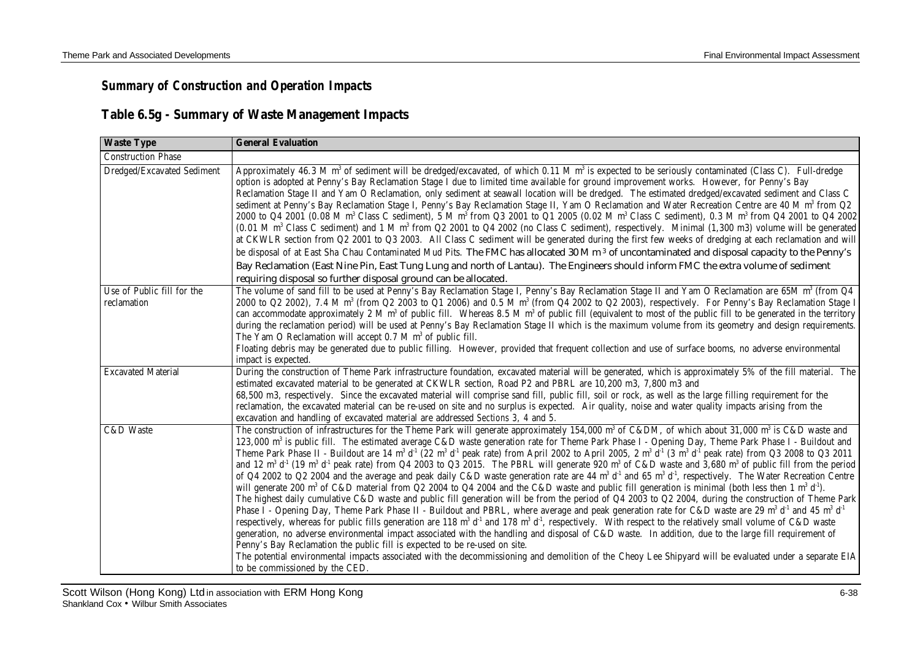## Summary of Construction and Operation Impacts

## Table 6.5g - Summary of Waste Management Impacts

| Waste Type | General Evaluation |
|---|---|
| Construction Phase | |
| Dredged/Excavated Sediment | Approximately 46.3 M $m^3$ of sediment will be dredged/excavated, of which 0.11 M $m^3$ is expected to be seriously contaminated (Class C). Full-dredge option is adopted at Penny's Bay Reclamation Stage I due to limited time available for ground improvement works. However, for Penny's Bay Reclamation Stage II and Yam O Reclamation, only sediment at seawall location will be dredged. The estimated dredged/excavated sediment and Class C sediment at Penny's Bay Reclamation Stage I, Penny's Bay Reclamation Stage II, Yam O Reclamation and Water Recreation Centre are 40 M $m^3$ from Q2 2000 to Q4 2001 (0.08 M $m^3$ Class C sediment), 5 M $m^3$ from Q3 2001 to Q1 2005 (0.02 M $m^3$ Class C sediment), 0.3 M $m^3$ from Q4 2001 to Q4 2002 (0.01 M $m^3$ Class C sediment) and 1 M $m^3$ from Q2 2001 to Q4 2002 (no Class C sediment), respectively. Minimal (1,300 m3) volume will be generated at CKWLR section from Q2 2001 to Q3 2003. All Class C sediment will be generated during the first few weeks of dredging at each reclamation and will be disposal of at East Sha Chau Contaminated Mud Pits. The FMC has allocated 30 M $m^3$ of uncontaminated and disposal capacity to the Penny's Bay Reclamation (East Nine Pin, East Tung Lung and north of Lantau). The Engineers should inform FMC the extra volume of sediment requiring disposal so further disposal ground can be allocated. |
| Use of Public fill for the reclamation | The volume of sand fill to be used at Penny's Bay Reclamation Stage I, Penny's Bay Reclamation Stage II and Yam O Reclamation are 65M $m^3$ (from Q4 2000 to Q2 2002), 7.4 M $m^3$ (from Q2 2003 to Q1 2006) and 0.5 M $m^3$ (from Q4 2002 to Q2 2003), respectively. For Penny's Bay Reclamation Stage I can accommodate approximately 2 M $m^3$ of public fill. Whereas 8.5 M $m^3$ of public fill (equivalent to most of the public fill to be generated in the territory during the reclamation period) will be used at Penny's Bay Reclamation Stage II which is the maximum volume from its geometry and design requirements. The Yam O Reclamation will accept 0.7 M $m^3$ of public fill.<br>Floating debris may be generated due to public filling. However, provided that frequent collection and use of surface booms, no adverse environmental impact is expected. |
| Excavated Material | During the construction of Theme Park infrastructure foundation, excavated material will be generated, which is approximately 5% of the fill material. The estimated excavated material to be generated at CKWLR section, Road P2 and PBRL are 10,200 m3, 7,800 m3 and 68,500 m3, respectively. Since the excavated material will comprise sand fill, public fill, soil or rock, as well as the large filling requirement for the reclamation, the excavated material can be re-used on site and no surplus is expected. Air quality, noise and water quality impacts arising from the excavation and handling of excavated material are addressed *Sections 3, 4* and *5*. |
| C&D Waste | The construction of infrastructures for the Theme Park will generate approximately 154,000 $m^3$ of C&DM, of which about 31,000 $m^3$ is C&D waste and 123,000 $m^3$ is public fill. The estimated average C&D waste generation rate for Theme Park Phase I - Opening Day, Theme Park Phase I - Buildout and Theme Park Phase II - Buildout are 14 $m^3 d^{-1}$ (22 $m^3 d^{-1}$ peak rate) from April 2002 to April 2005, 2 $m^3 d^{-1}$ (3 $m^3 d^{-1}$ peak rate) from Q3 2008 to Q3 2011 and 12 $m^3 d^{-1}$ (19 $m^3 d^{-1}$ peak rate) from Q4 2003 to Q3 2015. The PBRL will generate 920 $m^3$ of C&D waste and 3,680 $m^3$ of public fill from the period of Q4 2002 to Q2 2004 and the average and peak daily C&D waste generation rate are 44 $m^3 d^{-1}$ and 65 $m^3 d^{-1}$, respectively. The Water Recreation Centre will generate 200 $m^3$ of C&D material from Q2 2004 to Q4 2004 and the C&D waste and public fill generation is minimal (both less then 1 $m^3 d^{-1}$).<br>The highest daily cumulative C&D waste and public fill generation will be from the period of Q4 2003 to Q2 2004, during the construction of Theme Park Phase I - Opening Day, Theme Park Phase II - Buildout and PBRL, where average and peak generation rate for C&D waste are 29 $m^3 d^{-1}$ and 45 $m^3 d^{-1}$ respectively, whereas for public fills generation are 118 $m^3 d^{-1}$ and 178 $m^3 d^{-1}$, respectively. With respect to the relatively small volume of C&D waste generation, no adverse environmental impact associated with the handling and disposal of C&D waste. In addition, due to the large fill requirement of Penny's Bay Reclamation the public fill is expected to be re-used on site.<br>The potential environmental impacts associated with the decommissioning and demolition of the Cheoy Lee Shipyard will be evaluated under a separate EIA to be commissioned by the CED. |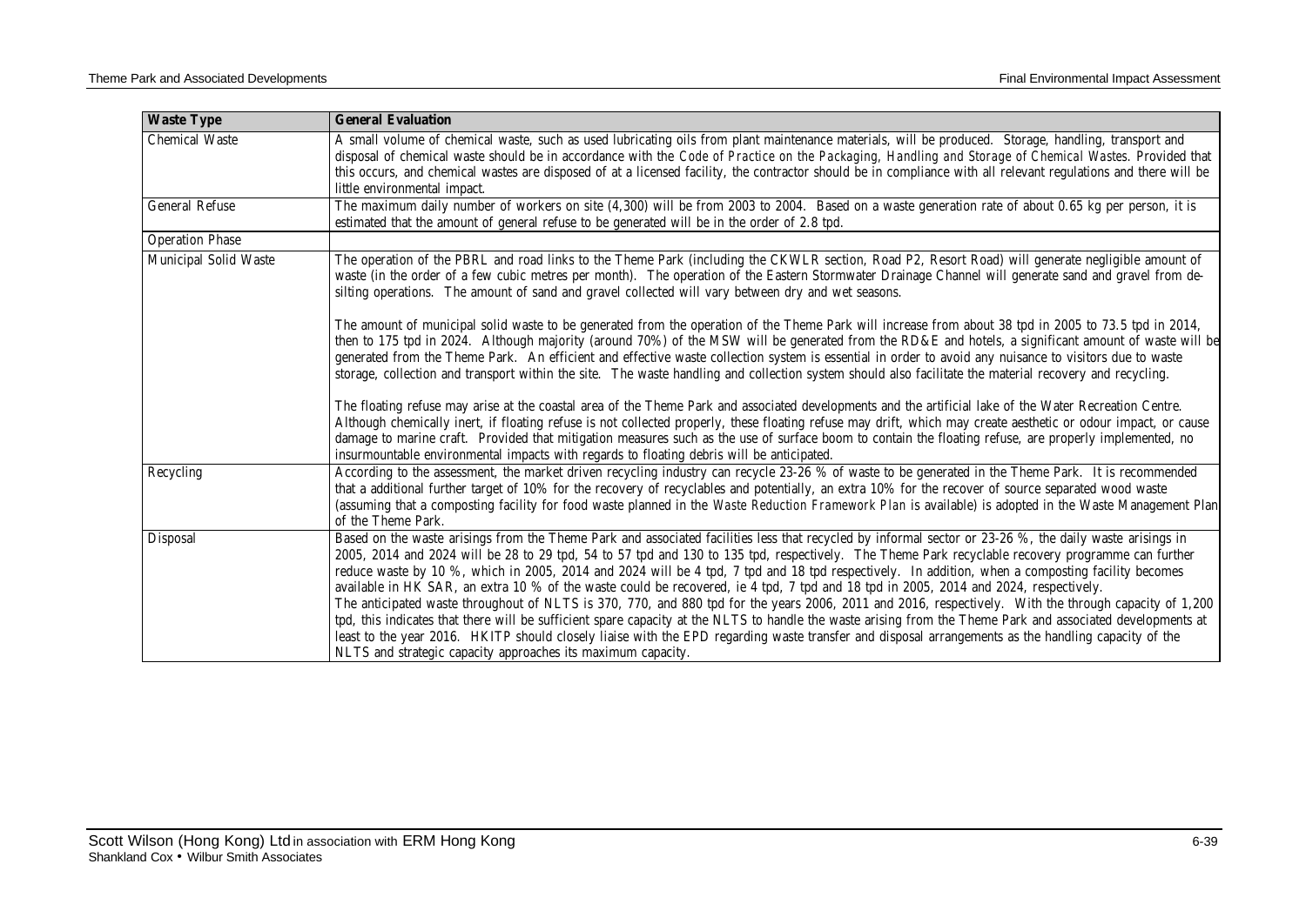| Waste Type | General Evaluation |
| --- | --- |
| Chemical Waste | A small volume of chemical waste, such as used lubricating oils from plant maintenance materials, will be produced. Storage, handling, transport and disposal of chemical waste should be in accordance with the *Code of Practice on the Packaging, Handling and Storage of Chemical Wastes*. Provided that this occurs, and chemical wastes are disposed of at a licensed facility, the contractor should be in compliance with all relevant regulations and there will be little environmental impact. |
| General Refuse | The maximum daily number of workers on site (4,300) will be from 2003 to 2004. Based on a waste generation rate of about 0.65 kg per person, it is estimated that the amount of general refuse to be generated will be in the order of 2.8 tpd. |
| Operation Phase | |
| Municipal Solid Waste | The operation of the PBRL and road links to the Theme Park (including the CKWLR section, Road P2, Resort Road) will generate negligible amount of waste (in the order of a few cubic metres per month). The operation of the Eastern Stormwater Drainage Channel will generate sand and gravel from de-silting operations. The amount of sand and gravel collected will vary between dry and wet seasons.<br><br>The amount of municipal solid waste to be generated from the operation of the Theme Park will increase from about 38 tpd in 2005 to 73.5 tpd in 2014, then to 175 tpd in 2024. Although majority (around 70%) of the MSW will be generated from the RD&E and hotels, a significant amount of waste will be generated from the Theme Park. An efficient and effective waste collection system is essential in order to avoid any nuisance to visitors due to waste storage, collection and transport within the site. The waste handling and collection system should also facilitate the material recovery and recycling.<br><br>The floating refuse may arise at the coastal area of the Theme Park and associated developments and the artificial lake of the Water Recreation Centre. Although chemically inert, if floating refuse is not collected properly, these floating refuse may drift, which may create aesthetic or odour impact, or cause damage to marine craft. Provided that mitigation measures such as the use of surface boom to contain the floating refuse, are properly implemented, no insurmountable environmental impacts with regards to floating debris will be anticipated. |
| Recycling | According to the assessment, the market driven recycling industry can recycle 23-26 % of waste to be generated in the Theme Park. It is recommended that a additional further target of 10% for the recovery of recyclables and potentially, an extra 10% for the recover of source separated wood waste (assuming that a composting facility for food waste planned in the *Waste Reduction Framework Plan* is available) is adopted in the Waste Management Plan of the Theme Park. |
| Disposal | Based on the waste arisings from the Theme Park and associated facilities less that recycled by informal sector or 23-26 %, the daily waste arisings in 2005, 2014 and 2024 will be 28 to 29 tpd, 54 to 57 tpd and 130 to 135 tpd, respectively. The Theme Park recyclable recovery programme can further reduce waste by 10 %, which in 2005, 2014 and 2024 will be 4 tpd, 7 tpd and 18 tpd respectively. In addition, when a composting facility becomes available in HK SAR, an extra 10 % of the waste could be recovered, ie 4 tpd, 7 tpd and 18 tpd in 2005, 2014 and 2024, respectively.<br>The anticipated waste throughout of NLTS is 370, 770, and 880 tpd for the years 2006, 2011 and 2016, respectively. With the through capacity of 1,200 tpd, this indicates that there will be sufficient spare capacity at the NLTS to handle the waste arising from the Theme Park and associated developments at least to the year 2016. HKITP should closely liaise with the EPD regarding waste transfer and disposal arrangements as the handling capacity of the NLTS and strategic capacity approaches its maximum capacity. |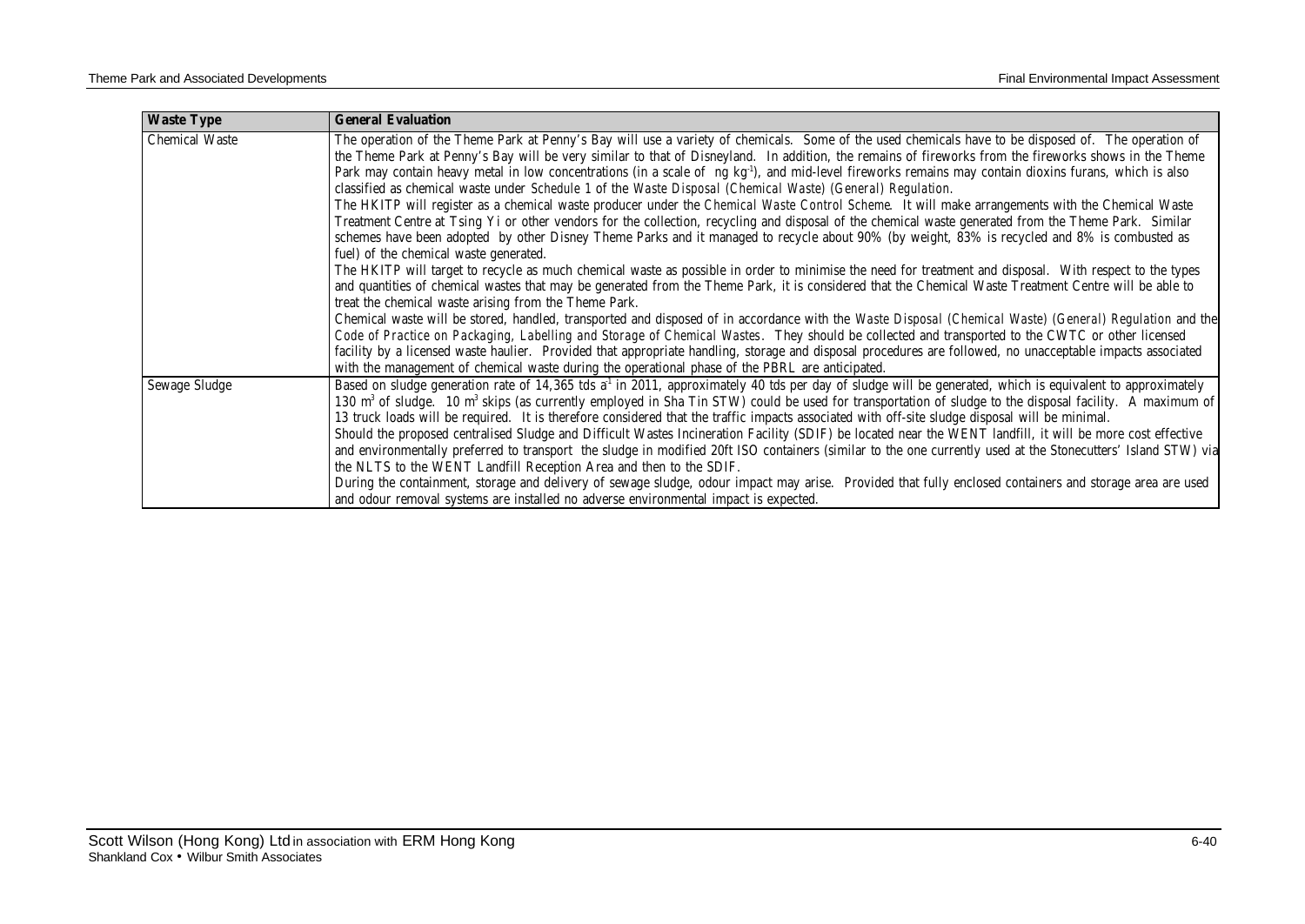| Waste Type | General Evaluation |
| --- | --- |
| Chemical Waste | The operation of the Theme Park at Penny's Bay will use a variety of chemicals. Some of the used chemicals have to be disposed of. The operation of the Theme Park at Penny's Bay will be very similar to that of Disneyland. In addition, the remains of fireworks from the fireworks shows in the Theme Park may contain heavy metal in low concentrations (in a scale of ng $kg^{-1}$), and mid-level fireworks remains may contain dioxins furans, which is also classified as chemical waste under *Schedule 1* of the *Waste Disposal (Chemical Waste) (General) Regulation*.<br>The HKITP will register as a chemical waste producer under the *Chemical Waste Control Scheme*. It will make arrangements with the Chemical Waste Treatment Centre at Tsing Yi or other vendors for the collection, recycling and disposal of the chemical waste generated from the Theme Park. Similar schemes have been adopted by other Disney Theme Parks and it managed to recycle about 90% (by weight, 83% is recycled and 8% is combusted as fuel) of the chemical waste generated.<br>The HKITP will target to recycle as much chemical waste as possible in order to minimise the need for treatment and disposal. With respect to the types and quantities of chemical wastes that may be generated from the Theme Park, it is considered that the Chemical Waste Treatment Centre will be able to treat the chemical waste arising from the Theme Park.<br>Chemical waste will be stored, handled, transported and disposed of in accordance with the *Waste Disposal (Chemical Waste) (General) Regulation* and the *Code of Practice on Packaging, Labelling and Storage of Chemical Wastes*. They should be collected and transported to the CWTC or other licensed facility by a licensed waste haulier. Provided that appropriate handling, storage and disposal procedures are followed, no unacceptable impacts associated with the management of chemical waste during the operational phase of the PBRL are anticipated. |
| Sewage Sludge | Based on sludge generation rate of 14,365 tds $a^{-1}$ in 2011, approximately 40 tds per day of sludge will be generated, which is equivalent to approximately 130 $m^3$ of sludge. 10 $m^3$ skips (as currently employed in Sha Tin STW) could be used for transportation of sludge to the disposal facility. A maximum of 13 truck loads will be required. It is therefore considered that the traffic impacts associated with off-site sludge disposal will be minimal.<br>Should the proposed centralised Sludge and Difficult Wastes Incineration Facility (SDIF) be located near the WENT landfill, it will be more cost effective and environmentally preferred to transport the sludge in modified 20ft ISO containers (similar to the one currently used at the Stonecutters' Island STW) via the NLTS to the WENT Landfill Reception Area and then to the SDIF.<br>During the containment, storage and delivery of sewage sludge, odour impact may arise. Provided that fully enclosed containers and storage area are used and odour removal systems are installed no adverse environmental impact is expected. |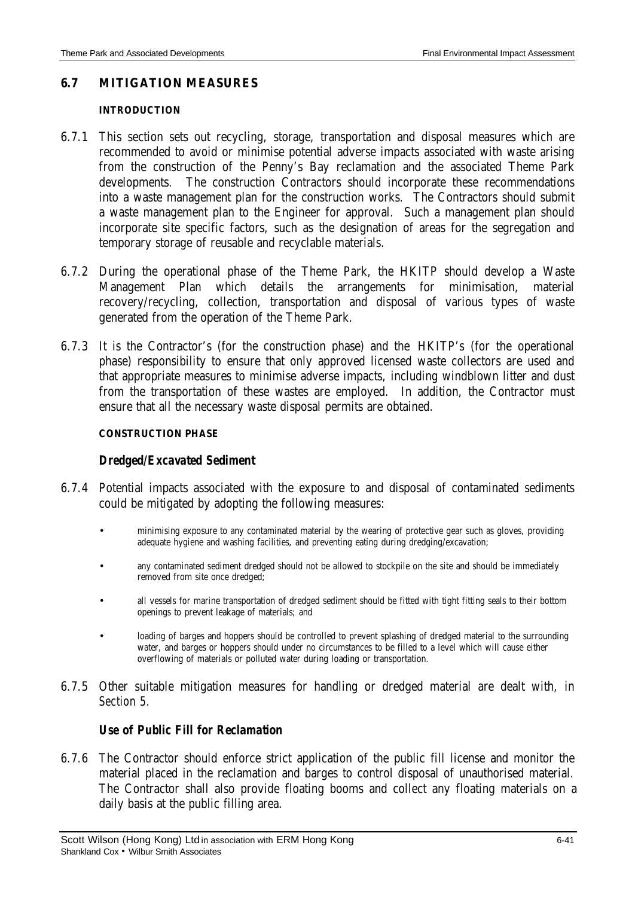## 6.7 MITIGATION MEASURES

### INTRODUCTION

6.7.1 This section sets out recycling, storage, transportation and disposal measures which are recommended to avoid or minimise potential adverse impacts associated with waste arising from the construction of the Penny's Bay reclamation and the associated Theme Park developments. The construction Contractors should incorporate these recommendations into a waste management plan for the construction works. The Contractors should submit a waste management plan to the Engineer for approval. Such a management plan should incorporate site specific factors, such as the designation of areas for the segregation and temporary storage of reusable and recyclable materials.

6.7.2 During the operational phase of the Theme Park, the HKITP should develop a Waste Management Plan which details the arrangements for minimisation, material recovery/recycling, collection, transportation and disposal of various types of waste generated from the operation of the Theme Park.

6.7.3 It is the Contractor's (for the construction phase) and the HKITP's (for the operational phase) responsibility to ensure that only approved licensed waste collectors are used and that appropriate measures to minimise adverse impacts, including windblown litter and dust from the transportation of these wastes are employed. In addition, the Contractor must ensure that all the necessary waste disposal permits are obtained.

### CONSTRUCTION PHASE

#### *Dredged/Excavated Sediment*

6.7.4 Potential impacts associated with the exposure to and disposal of contaminated sediments could be mitigated by adopting the following measures:

- minimising exposure to any contaminated material by the wearing of protective gear such as gloves, providing adequate hygiene and washing facilities, and preventing eating during dredging/excavation;
- any contaminated sediment dredged should not be allowed to stockpile on the site and should be immediately removed from site once dredged;
- all vessels for marine transportation of dredged sediment should be fitted with tight fitting seals to their bottom openings to prevent leakage of materials; and
- loading of barges and hoppers should be controlled to prevent splashing of dredged material to the surrounding water, and barges or hoppers should under no circumstances to be filled to a level which will cause either overflowing of materials or polluted water during loading or transportation.

6.7.5 Other suitable mitigation measures for handling or dredged material are dealt with, in *Section 5*.

#### *Use of Public Fill for Reclamation*

6.7.6 The Contractor should enforce strict application of the public fill license and monitor the material placed in the reclamation and barges to control disposal of unauthorised material. The Contractor shall also provide floating booms and collect any floating materials on a daily basis at the public filling area.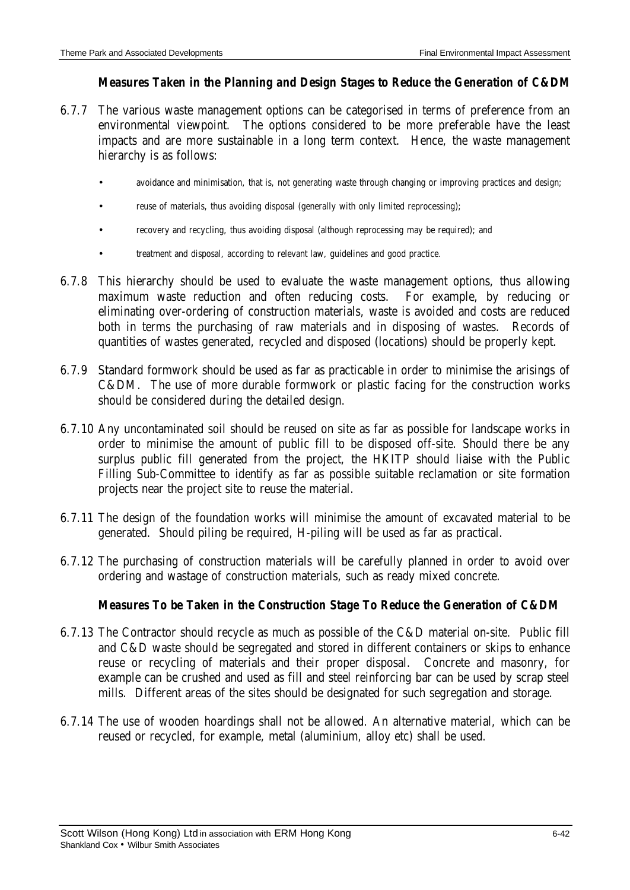### *Measures Taken in the Planning and Design Stages to Reduce the Generation of C&DM*

6.7.7 The various waste management options can be categorised in terms of preference from an environmental viewpoint. The options considered to be more preferable have the least impacts and are more sustainable in a long term context. Hence, the waste management hierarchy is as follows:

- avoidance and minimisation, that is, not generating waste through changing or improving practices and design;
- reuse of materials, thus avoiding disposal (generally with only limited reprocessing);
- recovery and recycling, thus avoiding disposal (although reprocessing may be required); and
- treatment and disposal, according to relevant law, guidelines and good practice.

6.7.8 This hierarchy should be used to evaluate the waste management options, thus allowing maximum waste reduction and often reducing costs. For example, by reducing or eliminating over-ordering of construction materials, waste is avoided and costs are reduced both in terms the purchasing of raw materials and in disposing of wastes. Records of quantities of wastes generated, recycled and disposed (locations) should be properly kept.

6.7.9 Standard formwork should be used as far as practicable in order to minimise the arisings of C&DM. The use of more durable formwork or plastic facing for the construction works should be considered during the detailed design.

6.7.10 Any uncontaminated soil should be reused on site as far as possible for landscape works in order to minimise the amount of public fill to be disposed off-site. Should there be any surplus public fill generated from the project, the HKITP should liaise with the Public Filling Sub-Committee to identify as far as possible suitable reclamation or site formation projects near the project site to reuse the material.

6.7.11 The design of the foundation works will minimise the amount of excavated material to be generated. Should piling be required, H-piling will be used as far as practical.

6.7.12 The purchasing of construction materials will be carefully planned in order to avoid over ordering and wastage of construction materials, such as ready mixed concrete.

### *Measures To be Taken in the Construction Stage To Reduce the Generation of C&DM*

6.7.13 The Contractor should recycle as much as possible of the C&D material on-site. Public fill and C&D waste should be segregated and stored in different containers or skips to enhance reuse or recycling of materials and their proper disposal. Concrete and masonry, for example can be crushed and used as fill and steel reinforcing bar can be used by scrap steel mills. Different areas of the sites should be designated for such segregation and storage.

6.7.14 The use of wooden hoardings shall not be allowed. An alternative material, which can be reused or recycled, for example, metal (aluminium, alloy etc) shall be used.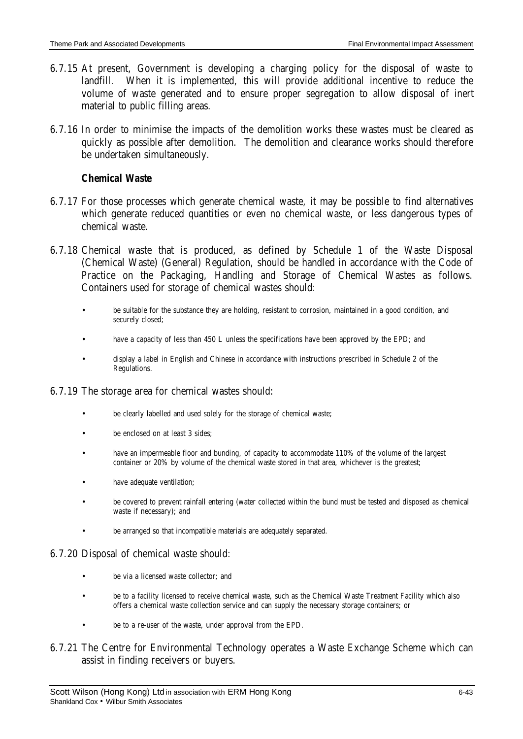6.7.15 At present, Government is developing a charging policy for the disposal of waste to landfill. When it is implemented, this will provide additional incentive to reduce the volume of waste generated and to ensure proper segregation to allow disposal of inert material to public filling areas.

6.7.16 In order to minimise the impacts of the demolition works these wastes must be cleared as quickly as possible after demolition. The demolition and clearance works should therefore be undertaken simultaneously.

**Chemical Waste**

6.7.17 For those processes which generate chemical waste, it may be possible to find alternatives which generate reduced quantities or even no chemical waste, or less dangerous types of chemical waste.

6.7.18 Chemical waste that is produced, as defined by Schedule 1 of the Waste Disposal (Chemical Waste) (General) Regulation, should be handled in accordance with the Code of Practice on the Packaging, Handling and Storage of Chemical Wastes as follows. Containers used for storage of chemical wastes should:

- be suitable for the substance they are holding, resistant to corrosion, maintained in a good condition, and securely closed;
- have a capacity of less than 450 L unless the specifications have been approved by the EPD; and
- display a label in English and Chinese in accordance with instructions prescribed in Schedule 2 of the Regulations.

6.7.19 The storage area for chemical wastes should:

- be clearly labelled and used solely for the storage of chemical waste;
- be enclosed on at least 3 sides;
- have an impermeable floor and bunding, of capacity to accommodate 110% of the volume of the largest container or 20% by volume of the chemical waste stored in that area, whichever is the greatest;
- have adequate ventilation;
- be covered to prevent rainfall entering (water collected within the bund must be tested and disposed as chemical waste if necessary); and
- be arranged so that incompatible materials are adequately separated.

6.7.20 Disposal of chemical waste should:

- be via a licensed waste collector; and
- be to a facility licensed to receive chemical waste, such as the Chemical Waste Treatment Facility which also offers a chemical waste collection service and can supply the necessary storage containers; or
- be to a re-user of the waste, under approval from the EPD.

6.7.21 The Centre for Environmental Technology operates a Waste Exchange Scheme which can assist in finding receivers or buyers.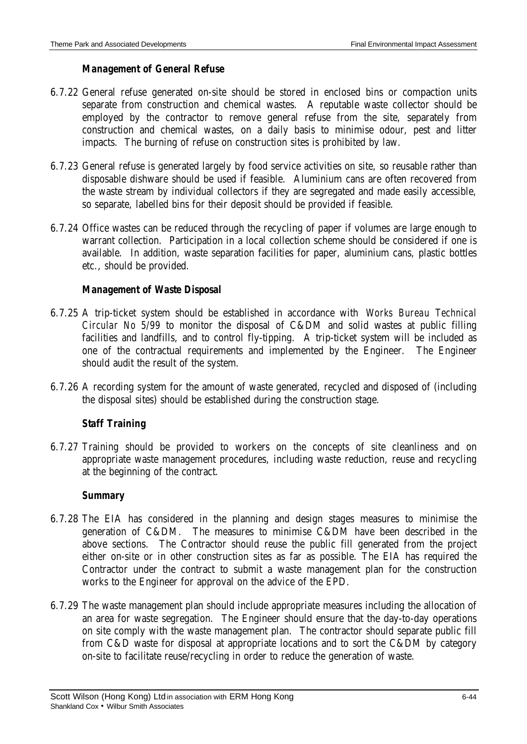### *Management of General Refuse*

6.7.22 General refuse generated on-site should be stored in enclosed bins or compaction units separate from construction and chemical wastes. A reputable waste collector should be employed by the contractor to remove general refuse from the site, separately from construction and chemical wastes, on a daily basis to minimise odour, pest and litter impacts. The burning of refuse on construction sites is prohibited by law.

6.7.23 General refuse is generated largely by food service activities on site, so reusable rather than disposable dishware should be used if feasible. Aluminium cans are often recovered from the waste stream by individual collectors if they are segregated and made easily accessible, so separate, labelled bins for their deposit should be provided if feasible.

6.7.24 Office wastes can be reduced through the recycling of paper if volumes are large enough to warrant collection. Participation in a local collection scheme should be considered if one is available. In addition, waste separation facilities for paper, aluminium cans, plastic bottles etc., should be provided.

### *Management of Waste Disposal*

6.7.25 A trip-ticket system should be established in accordance with *Works Bureau Technical Circular No 5/99* to monitor the disposal of C&DM and solid wastes at public filling facilities and landfills, and to control fly-tipping. A trip-ticket system will be included as one of the contractual requirements and implemented by the Engineer. The Engineer should audit the result of the system.

6.7.26 A recording system for the amount of waste generated, recycled and disposed of (including the disposal sites) should be established during the construction stage.

### *Staff Training*

6.7.27 Training should be provided to workers on the concepts of site cleanliness and on appropriate waste management procedures, including waste reduction, reuse and recycling at the beginning of the contract.

### *Summary*

6.7.28 The EIA has considered in the planning and design stages measures to minimise the generation of C&DM. The measures to minimise C&DM have been described in the above sections. The Contractor should reuse the public fill generated from the project either on-site or in other construction sites as far as possible. The EIA has required the Contractor under the contract to submit a waste management plan for the construction works to the Engineer for approval on the advice of the EPD.

6.7.29 The waste management plan should include appropriate measures including the allocation of an area for waste segregation. The Engineer should ensure that the day-to-day operations on site comply with the waste management plan. The contractor should separate public fill from C&D waste for disposal at appropriate locations and to sort the C&DM by category on-site to facilitate reuse/recycling in order to reduce the generation of waste.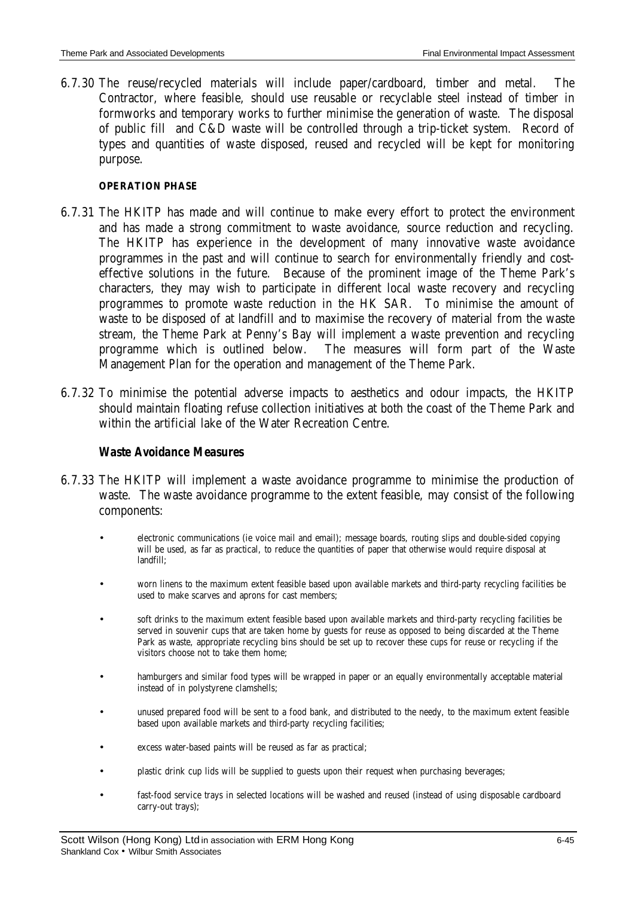6.7.30 The reuse/recycled materials will include paper/cardboard, timber and metal. The Contractor, where feasible, should use reusable or recyclable steel instead of timber in formworks and temporary works to further minimise the generation of waste. The disposal of public fill and C&D waste will be controlled through a trip-ticket system. Record of types and quantities of waste disposed, reused and recycled will be kept for monitoring purpose.

**OPERATION PHASE**

6.7.31 The HKITP has made and will continue to make every effort to protect the environment and has made a strong commitment to waste avoidance, source reduction and recycling. The HKITP has experience in the development of many innovative waste avoidance programmes in the past and will continue to search for environmentally friendly and cost-effective solutions in the future. Because of the prominent image of the Theme Park's characters, they may wish to participate in different local waste recovery and recycling programmes to promote waste reduction in the HK SAR. To minimise the amount of waste to be disposed of at landfill and to maximise the recovery of material from the waste stream, the Theme Park at Penny's Bay will implement a waste prevention and recycling programme which is outlined below. The measures will form part of the Waste Management Plan for the operation and management of the Theme Park.

6.7.32 To minimise the potential adverse impacts to aesthetics and odour impacts, the HKITP should maintain floating refuse collection initiatives at both the coast of the Theme Park and within the artificial lake of the Water Recreation Centre.

***Waste Avoidance Measures***

6.7.33 The HKITP will implement a waste avoidance programme to minimise the production of waste. The waste avoidance programme to the extent feasible, may consist of the following components:

- electronic communications (ie voice mail and email); message boards, routing slips and double-sided copying will be used, as far as practical, to reduce the quantities of paper that otherwise would require disposal at landfill;
- worn linens to the maximum extent feasible based upon available markets and third-party recycling facilities be used to make scarves and aprons for cast members;
- soft drinks to the maximum extent feasible based upon available markets and third-party recycling facilities be served in souvenir cups that are taken home by guests for reuse as opposed to being discarded at the Theme Park as waste, appropriate recycling bins should be set up to recover these cups for reuse or recycling if the visitors choose not to take them home;
- hamburgers and similar food types will be wrapped in paper or an equally environmentally acceptable material instead of in polystyrene clamshells;
- unused prepared food will be sent to a food bank, and distributed to the needy, to the maximum extent feasible based upon available markets and third-party recycling facilities;
- excess water-based paints will be reused as far as practical;
- plastic drink cup lids will be supplied to guests upon their request when purchasing beverages;
- fast-food service trays in selected locations will be washed and reused (instead of using disposable cardboard carry-out trays);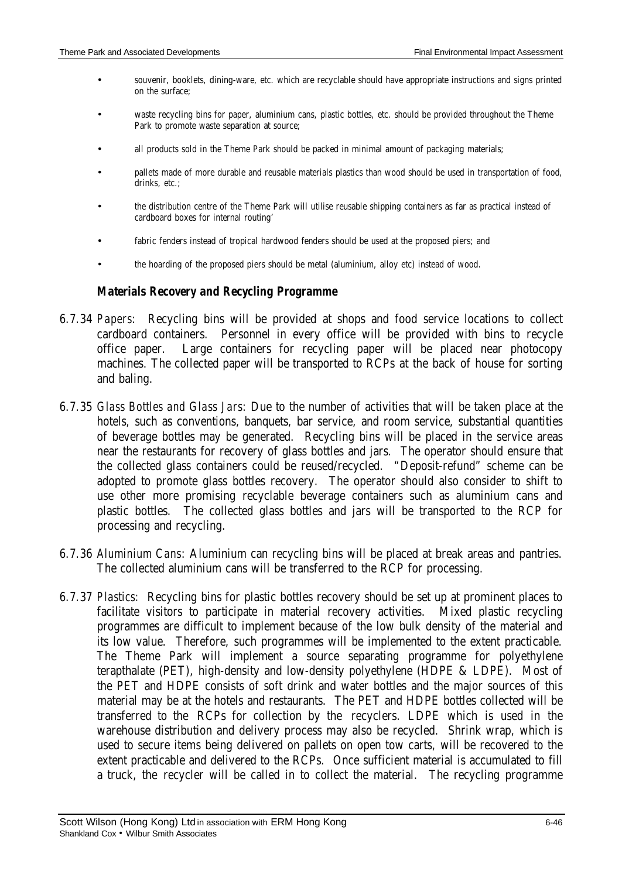- souvenir, booklets, dining-ware, etc. which are recyclable should have appropriate instructions and signs printed on the surface;
- waste recycling bins for paper, aluminium cans, plastic bottles, etc. should be provided throughout the Theme Park to promote waste separation at source;
- all products sold in the Theme Park should be packed in minimal amount of packaging materials;
- pallets made of more durable and reusable materials plastics than wood should be used in transportation of food, drinks, etc.;
- the distribution centre of the Theme Park will utilise reusable shipping containers as far as practical instead of cardboard boxes for internal routing'
- fabric fenders instead of tropical hardwood fenders should be used at the proposed piers; and
- the hoarding of the proposed piers should be metal (aluminium, alloy etc) instead of wood.

### Materials Recovery and Recycling Programme

6.7.34 *Papers:* Recycling bins will be provided at shops and food service locations to collect cardboard containers. Personnel in every office will be provided with bins to recycle office paper. Large containers for recycling paper will be placed near photocopy machines. The collected paper will be transported to RCPs at the back of house for sorting and baling.

6.7.35 *Glass Bottles and Glass Jars*: Due to the number of activities that will be taken place at the hotels, such as conventions, banquets, bar service, and room service, substantial quantities of beverage bottles may be generated. Recycling bins will be placed in the service areas near the restaurants for recovery of glass bottles and jars. The operator should ensure that the collected glass containers could be reused/recycled. "Deposit-refund" scheme can be adopted to promote glass bottles recovery. The operator should also consider to shift to use other more promising recyclable beverage containers such as aluminium cans and plastic bottles. The collected glass bottles and jars will be transported to the RCP for processing and recycling.

6.7.36 *Aluminium Cans*: Aluminium can recycling bins will be placed at break areas and pantries. The collected aluminium cans will be transferred to the RCP for processing.

6.7.37 *Plastics:* Recycling bins for plastic bottles recovery should be set up at prominent places to facilitate visitors to participate in material recovery activities. Mixed plastic recycling programmes are difficult to implement because of the low bulk density of the material and its low value. Therefore, such programmes will be implemented to the extent practicable. The Theme Park will implement a source separating programme for polyethylene terapthalate (PET), high-density and low-density polyethylene (HDPE & LDPE). Most of the PET and HDPE consists of soft drink and water bottles and the major sources of this material may be at the hotels and restaurants. The PET and HDPE bottles collected will be transferred to the RCPs for collection by the recyclers. LDPE which is used in the warehouse distribution and delivery process may also be recycled. Shrink wrap, which is used to secure items being delivered on pallets on open tow carts, will be recovered to the extent practicable and delivered to the RCPs. Once sufficient material is accumulated to fill a truck, the recycler will be called in to collect the material. The recycling programme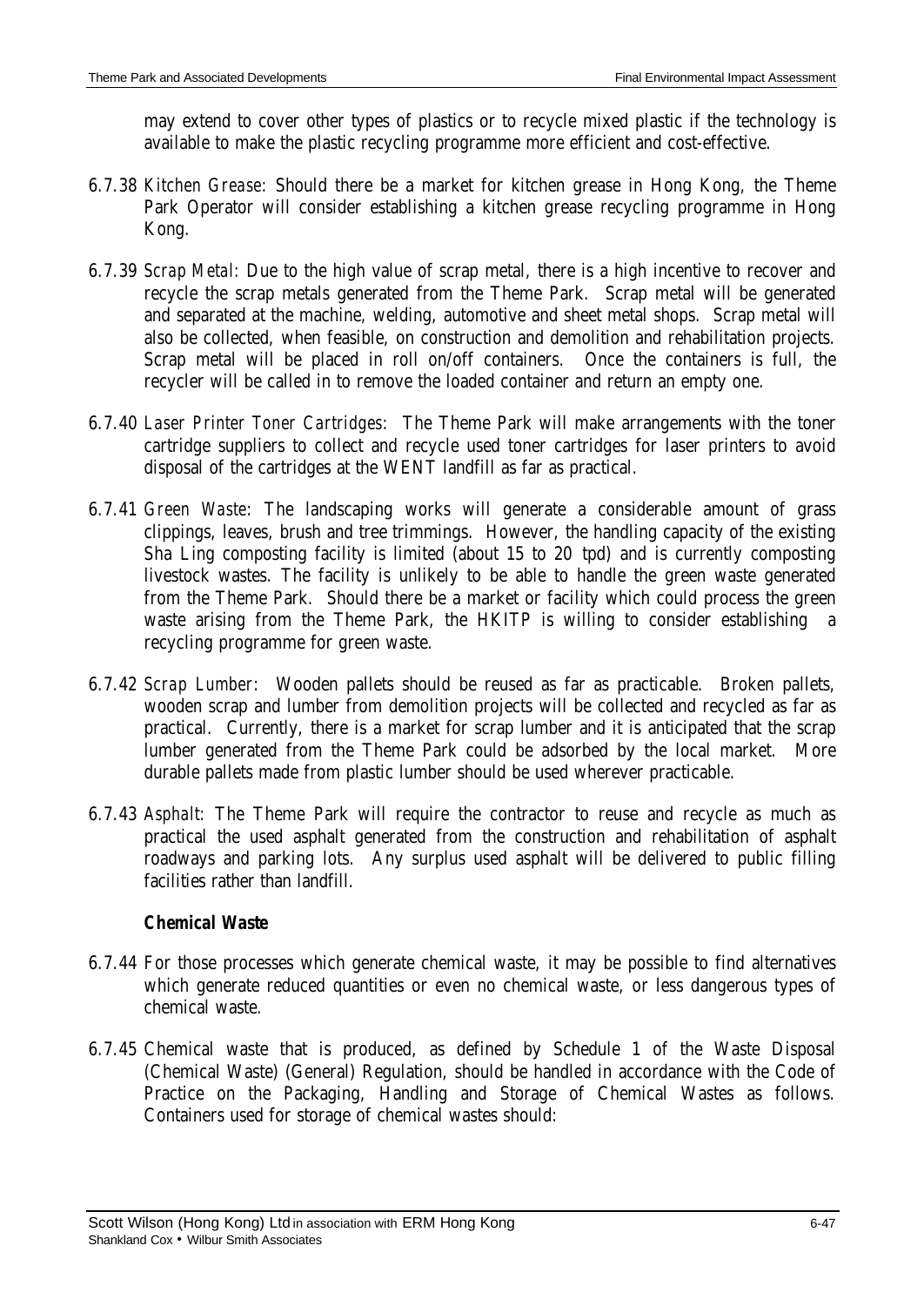may extend to cover other types of plastics or to recycle mixed plastic if the technology is available to make the plastic recycling programme more efficient and cost-effective.

6.7.38 *Kitchen Grease*: Should there be a market for kitchen grease in Hong Kong, the Theme Park Operator will consider establishing a kitchen grease recycling programme in Hong Kong.

6.7.39 *Scrap Metal*: Due to the high value of scrap metal, there is a high incentive to recover and recycle the scrap metals generated from the Theme Park. Scrap metal will be generated and separated at the machine, welding, automotive and sheet metal shops. Scrap metal will also be collected, when feasible, on construction and demolition and rehabilitation projects. Scrap metal will be placed in roll on/off containers. Once the containers is full, the recycler will be called in to remove the loaded container and return an empty one.

6.7.40 *Laser Printer Toner Cartridges*: The Theme Park will make arrangements with the toner cartridge suppliers to collect and recycle used toner cartridges for laser printers to avoid disposal of the cartridges at the WENT landfill as far as practical.

6.7.41 *Green Waste*: The landscaping works will generate a considerable amount of grass clippings, leaves, brush and tree trimmings. However, the handling capacity of the existing Sha Ling composting facility is limited (about 15 to 20 tpd) and is currently composting livestock wastes. The facility is unlikely to be able to handle the green waste generated from the Theme Park. Should there be a market or facility which could process the green waste arising from the Theme Park, the HKITP is willing to consider establishing a recycling programme for green waste.

6.7.42 *Scrap Lumber*: Wooden pallets should be reused as far as practicable. Broken pallets, wooden scrap and lumber from demolition projects will be collected and recycled as far as practical. Currently, there is a market for scrap lumber and it is anticipated that the scrap lumber generated from the Theme Park could be adsorbed by the local market. More durable pallets made from plastic lumber should be used wherever practicable.

6.7.43 *Asphalt*: The Theme Park will require the contractor to reuse and recycle as much as practical the used asphalt generated from the construction and rehabilitation of asphalt roadways and parking lots. Any surplus used asphalt will be delivered to public filling facilities rather than landfill.

**Chemical Waste**

6.7.44 For those processes which generate chemical waste, it may be possible to find alternatives which generate reduced quantities or even no chemical waste, or less dangerous types of chemical waste.

6.7.45 Chemical waste that is produced, as defined by Schedule 1 of the Waste Disposal (Chemical Waste) (General) Regulation, should be handled in accordance with the Code of Practice on the Packaging, Handling and Storage of Chemical Wastes as follows. Containers used for storage of chemical wastes should: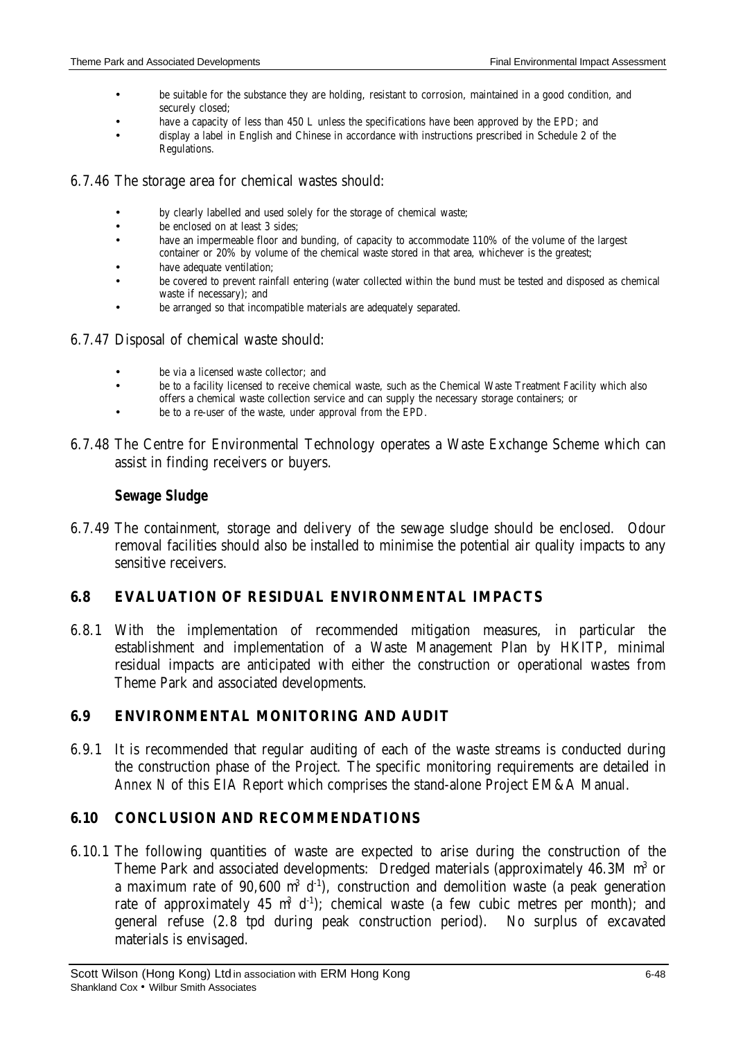- be suitable for the substance they are holding, resistant to corrosion, maintained in a good condition, and securely closed;
- have a capacity of less than 450 L unless the specifications have been approved by the EPD; and
- display a label in English and Chinese in accordance with instructions prescribed in Schedule 2 of the Regulations.

6.7.46 The storage area for chemical wastes should:

- by clearly labelled and used solely for the storage of chemical waste;
- be enclosed on at least 3 sides;
- have an impermeable floor and bunding, of capacity to accommodate 110% of the volume of the largest container or 20% by volume of the chemical waste stored in that area, whichever is the greatest;
- have adequate ventilation;
- be covered to prevent rainfall entering (water collected within the bund must be tested and disposed as chemical waste if necessary); and
- be arranged so that incompatible materials are adequately separated.

6.7.47 Disposal of chemical waste should:

- be via a licensed waste collector; and
- be to a facility licensed to receive chemical waste, such as the Chemical Waste Treatment Facility which also offers a chemical waste collection service and can supply the necessary storage containers; or
- be to a re-user of the waste, under approval from the EPD.

6.7.48 The Centre for Environmental Technology operates a Waste Exchange Scheme which can assist in finding receivers or buyers.

**Sewage Sludge**

6.7.49 The containment, storage and delivery of the sewage sludge should be enclosed. Odour removal facilities should also be installed to minimise the potential air quality impacts to any sensitive receivers.

## 6.8 EVALUATION OF RESIDUAL ENVIRONMENTAL IMPACTS

6.8.1 With the implementation of recommended mitigation measures, in particular the establishment and implementation of a Waste Management Plan by HKITP, minimal residual impacts are anticipated with either the construction or operational wastes from Theme Park and associated developments.

## 6.9 ENVIRONMENTAL MONITORING AND AUDIT

6.9.1 It is recommended that regular auditing of each of the waste streams is conducted during the construction phase of the Project. The specific monitoring requirements are detailed in *Annex N* of this EIA Report which comprises the stand-alone Project EM&A Manual.

## 6.10 CONCLUSION AND RECOMMENDATIONS

6.10.1 The following quantities of waste are expected to arise during the construction of the Theme Park and associated developments: Dredged materials (approximately 46.3M $m^3$ or a maximum rate of 90,600 $m^3\ d^{-1}$), construction and demolition waste (a peak generation rate of approximately 45 $m^3\ d^{-1}$); chemical waste (a few cubic metres per month); and general refuse (2.8 tpd during peak construction period). No surplus of excavated materials is envisaged.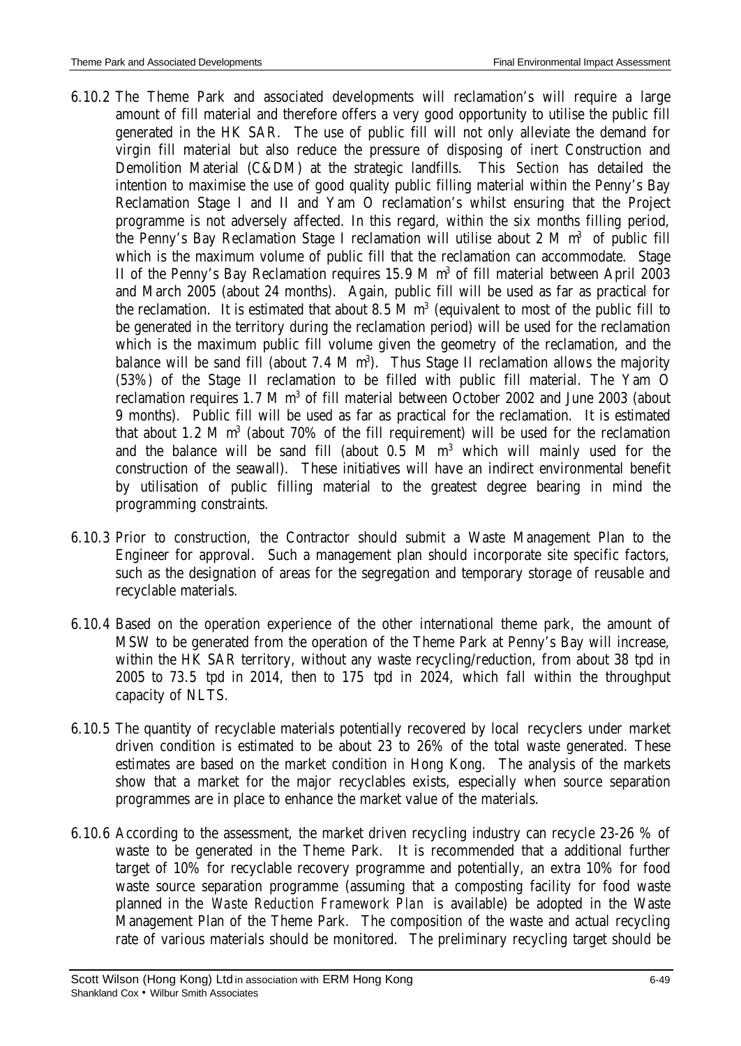6.10.2 The Theme Park and associated developments will reclamation's will require a large amount of fill material and therefore offers a very good opportunity to utilise the public fill generated in the HK SAR. The use of public fill will not only alleviate the demand for virgin fill material but also reduce the pressure of disposing of inert Construction and Demolition Material (C&DM) at the strategic landfills. This *Section* has detailed the intention to maximise the use of good quality public filling material within the Penny's Bay Reclamation Stage I and II and Yam O reclamation's whilst ensuring that the Project programme is not adversely affected. In this regard, within the six months filling period, the Penny's Bay Reclamation Stage I reclamation will utilise about 2 M $m^3$ of public fill which is the maximum volume of public fill that the reclamation can accommodate. Stage II of the Penny's Bay Reclamation requires 15.9 M $m^3$ of fill material between April 2003 and March 2005 (about 24 months). Again, public fill will be used as far as practical for the reclamation. It is estimated that about 8.5 M $m^3$ (equivalent to most of the public fill to be generated in the territory during the reclamation period) will be used for the reclamation which is the maximum public fill volume given the geometry of the reclamation, and the balance will be sand fill (about 7.4 M $m^3$). Thus Stage II reclamation allows the majority (53%) of the Stage II reclamation to be filled with public fill material. The Yam O reclamation requires 1.7 M $m^3$ of fill material between October 2002 and June 2003 (about 9 months). Public fill will be used as far as practical for the reclamation. It is estimated that about 1.2 M $m^3$ (about 70% of the fill requirement) will be used for the reclamation and the balance will be sand fill (about 0.5 M $m^3$ which will mainly used for the construction of the seawall). These initiatives will have an indirect environmental benefit by utilisation of public filling material to the greatest degree bearing in mind the programming constraints.

6.10.3 Prior to construction, the Contractor should submit a Waste Management Plan to the Engineer for approval. Such a management plan should incorporate site specific factors, such as the designation of areas for the segregation and temporary storage of reusable and recyclable materials.

6.10.4 Based on the operation experience of the other international theme park, the amount of MSW to be generated from the operation of the Theme Park at Penny's Bay will increase, within the HK SAR territory, without any waste recycling/reduction, from about 38 tpd in 2005 to 73.5 tpd in 2014, then to 175 tpd in 2024, which fall within the throughput capacity of NLTS.

6.10.5 The quantity of recyclable materials potentially recovered by local recyclers under market driven condition is estimated to be about 23 to 26% of the total waste generated. These estimates are based on the market condition in Hong Kong. The analysis of the markets show that a market for the major recyclables exists, especially when source separation programmes are in place to enhance the market value of the materials.

6.10.6 According to the assessment, the market driven recycling industry can recycle 23-26 % of waste to be generated in the Theme Park. It is recommended that a additional further target of 10% for recyclable recovery programme and potentially, an extra 10% for food waste source separation programme (assuming that a composting facility for food waste planned in the *Waste Reduction Framework Plan* is available) be adopted in the Waste Management Plan of the Theme Park. The composition of the waste and actual recycling rate of various materials should be monitored. The preliminary recycling target should be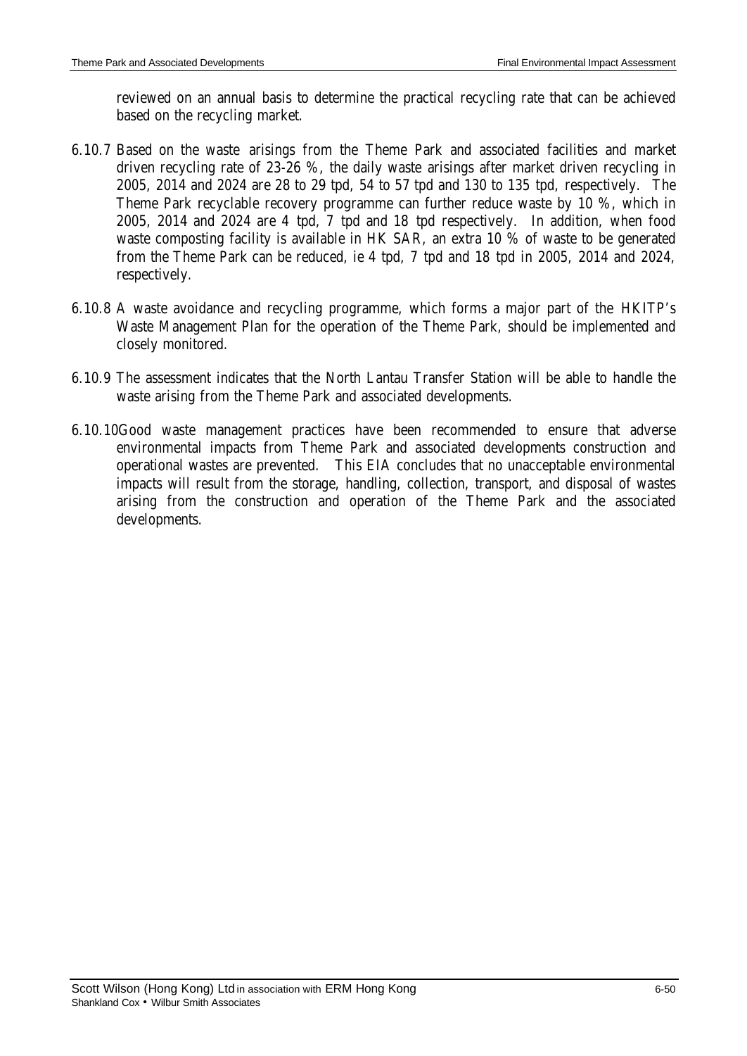reviewed on an annual basis to determine the practical recycling rate that can be achieved based on the recycling market.

6.10.7 Based on the waste arisings from the Theme Park and associated facilities and market driven recycling rate of 23-26 %, the daily waste arisings after market driven recycling in 2005, 2014 and 2024 are 28 to 29 tpd, 54 to 57 tpd and 130 to 135 tpd, respectively. The Theme Park recyclable recovery programme can further reduce waste by 10 %, which in 2005, 2014 and 2024 are 4 tpd, 7 tpd and 18 tpd respectively. In addition, when food waste composting facility is available in HK SAR, an extra 10 % of waste to be generated from the Theme Park can be reduced, ie 4 tpd, 7 tpd and 18 tpd in 2005, 2014 and 2024, respectively.

6.10.8 A waste avoidance and recycling programme, which forms a major part of the HKITP's Waste Management Plan for the operation of the Theme Park, should be implemented and closely monitored.

6.10.9 The assessment indicates that the North Lantau Transfer Station will be able to handle the waste arising from the Theme Park and associated developments.

6.10.10 Good waste management practices have been recommended to ensure that adverse environmental impacts from Theme Park and associated developments construction and operational wastes are prevented. This EIA concludes that no unacceptable environmental impacts will result from the storage, handling, collection, transport, and disposal of wastes arising from the construction and operation of the Theme Park and the associated developments.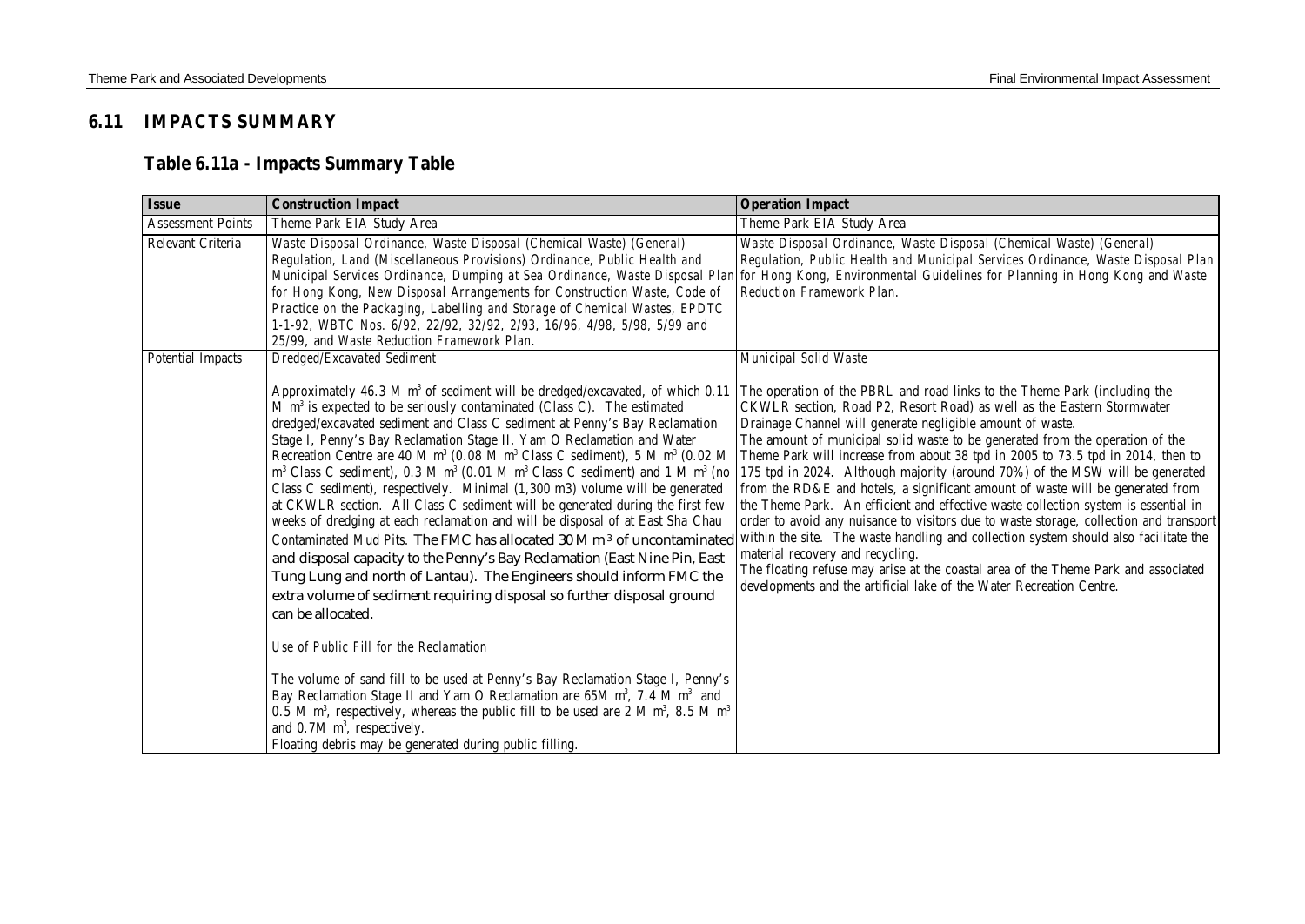## 6.11 IMPACTS SUMMARY

### Table 6.11a - Impacts Summary Table

| Issue | Construction Impact | Operation Impact |
|---|---|---|
| Assessment Points | Theme Park EIA Study Area | Theme Park EIA Study Area |
| Relevant Criteria | Waste Disposal Ordinance, Waste Disposal (Chemical Waste) (General) Regulation, Land (Miscellaneous Provisions) Ordinance, Public Health and Municipal Services Ordinance, Dumping at Sea Ordinance, Waste Disposal Plan for Hong Kong, New Disposal Arrangements for Construction Waste, Code of Practice on the Packaging, Labelling and Storage of Chemical Wastes, EPDTC 1-1-92, WBTC Nos. 6/92, 22/92, 32/92, 2/93, 16/96, 4/98, 5/98, 5/99 and 25/99, and Waste Reduction Framework Plan. | Waste Disposal Ordinance, Waste Disposal (Chemical Waste) (General) Regulation, Public Health and Municipal Services Ordinance, Waste Disposal Plan for Hong Kong, Environmental Guidelines for Planning in Hong Kong and Waste Reduction Framework Plan. |
| Potential Impacts | *Dredged/Excavated Sediment*<br><br>Approximately 46.3 M $m^3$ of sediment will be dredged/excavated, of which 0.11 M $m^3$ is expected to be seriously contaminated (Class C). The estimated dredged/excavated sediment and Class C sediment at Penny's Bay Reclamation Stage I, Penny's Bay Reclamation Stage II, Yam O Reclamation and Water Recreation Centre are 40 M $m^3$ (0.08 M $m^3$ Class C sediment), 5 M $m^3$ (0.02 M $m^3$ Class C sediment), 0.3 M $m^3$ (0.01 M $m^3$ Class C sediment) and 1 M $m^3$ (no Class C sediment), respectively. Minimal (1,300 m3) volume will be generated at CKWLR section. All Class C sediment will be generated during the first few weeks of dredging at each reclamation and will be disposal of at East Sha Chau Contaminated Mud Pits. The FMC has allocated 30 M $m^3$ of uncontaminated and disposal capacity to the Penny's Bay Reclamation (East Nine Pin, East Tung Lung and north of Lantau). The Engineers should inform FMC the extra volume of sediment requiring disposal so further disposal ground can be allocated.<br><br>*Use of Public Fill for the Reclamation*<br><br>The volume of sand fill to be used at Penny's Bay Reclamation Stage I, Penny's Bay Reclamation Stage II and Yam O Reclamation are 65M $m^3$, 7.4 M $m^3$ and 0.5 M $m^3$, respectively, whereas the public fill to be used are 2 M $m^3$, 8.5 M $m^3$ and 0.7M $m^3$, respectively.<br>Floating debris may be generated during public filling. | *Municipal Solid Waste*<br><br>The operation of the PBRL and road links to the Theme Park (including the CKWLR section, Road P2, Resort Road) as well as the Eastern Stormwater Drainage Channel will generate negligible amount of waste.<br>The amount of municipal solid waste to be generated from the operation of the Theme Park will increase from about 38 tpd in 2005 to 73.5 tpd in 2014, then to 175 tpd in 2024. Although majority (around 70%) of the MSW will be generated from the RD&E and hotels, a significant amount of waste will be generated from the Theme Park. An efficient and effective waste collection system is essential in order to avoid any nuisance to visitors due to waste storage, collection and transport within the site. The waste handling and collection system should also facilitate the material recovery and recycling.<br>The floating refuse may arise at the coastal area of the Theme Park and associated developments and the artificial lake of the Water Recreation Centre. |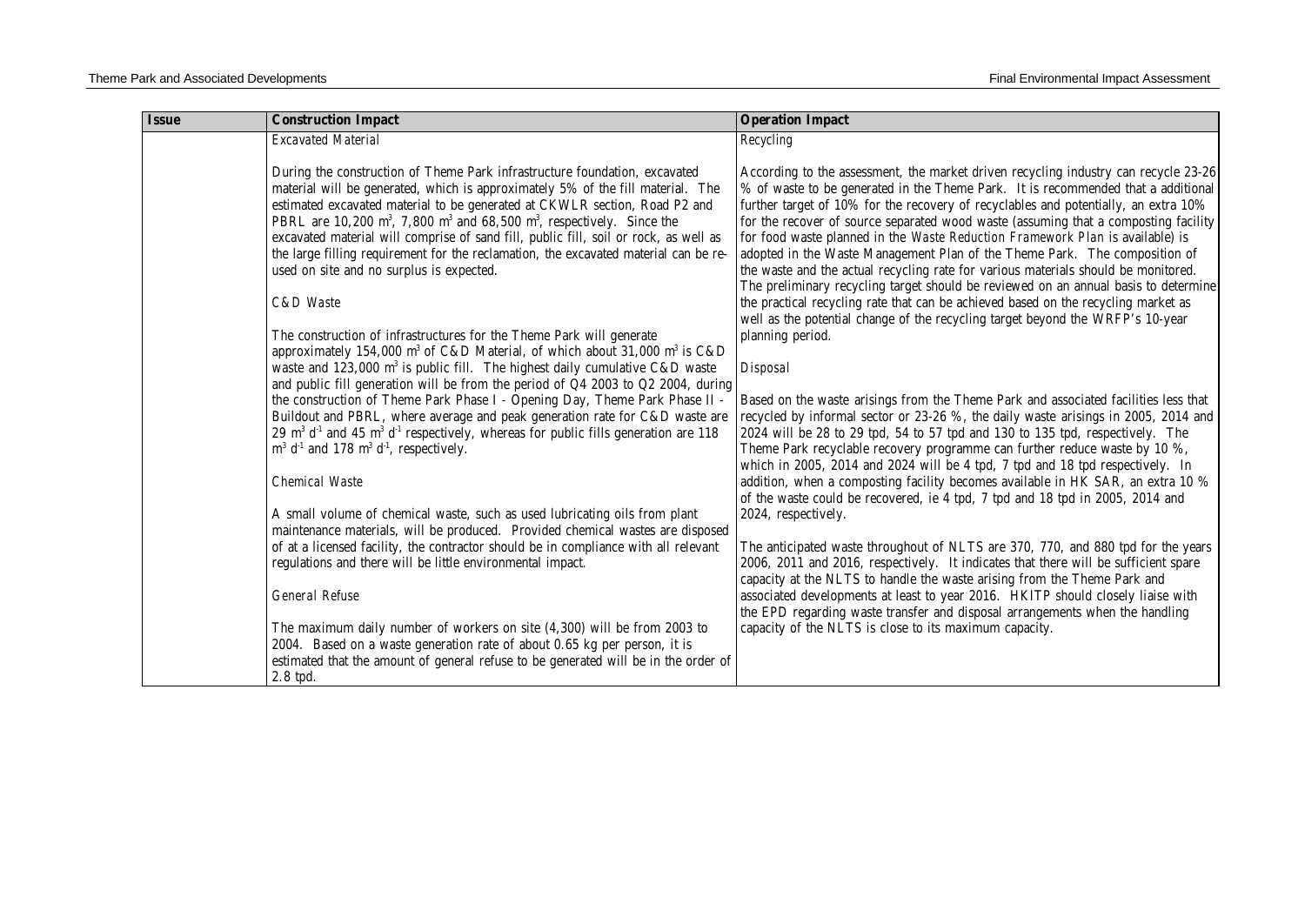| Issue | Construction Impact | Operation Impact |
|---|---|---|
| | *Excavated Material*<br><br>During the construction of Theme Park infrastructure foundation, excavated material will be generated, which is approximately 5% of the fill material. The estimated excavated material to be generated at CKWLR section, Road P2 and PBRL are 10,200 $m^3$, 7,800 $m^3$ and 68,500 $m^3$, respectively. Since the excavated material will comprise of sand fill, public fill, soil or rock, as well as the large filling requirement for the reclamation, the excavated material can be re-used on site and no surplus is expected.<br><br>*C&D Waste*<br><br>The construction of infrastructures for the Theme Park will generate approximately 154,000 $m^3$ of C&D Material, of which about 31,000 $m^3$ is C&D waste and 123,000 $m^3$ is public fill. The highest daily cumulative C&D waste and public fill generation will be from the period of Q4 2003 to Q2 2004, during the construction of Theme Park Phase I - Opening Day, Theme Park Phase II - Buildout and PBRL, where average and peak generation rate for C&D waste are 29 $m^3$ $d^{-1}$ and 45 $m^3$ $d^{-1}$ respectively, whereas for public fills generation are 118 $m^3$ $d^{-1}$ and 178 $m^3$ $d^{-1}$, respectively.<br><br>*Chemical Waste*<br><br>A small volume of chemical waste, such as used lubricating oils from plant maintenance materials, will be produced. Provided chemical wastes are disposed of at a licensed facility, the contractor should be in compliance with all relevant regulations and there will be little environmental impact.<br><br>*General Refuse*<br><br>The maximum daily number of workers on site (4,300) will be from 2003 to 2004. Based on a waste generation rate of about 0.65 kg per person, it is estimated that the amount of general refuse to be generated will be in the order of 2.8 tpd. | *Recycling*<br><br>According to the assessment, the market driven recycling industry can recycle 23-26 % of waste to be generated in the Theme Park. It is recommended that a additional further target of 10% for the recovery of recyclables and potentially, an extra 10% for the recover of source separated wood waste (assuming that a composting facility for food waste planned in the *Waste Reduction Framework Plan* is available) is adopted in the Waste Management Plan of the Theme Park. The composition of the waste and the actual recycling rate for various materials should be monitored. The preliminary recycling target should be reviewed on an annual basis to determine the practical recycling rate that can be achieved based on the recycling market as well as the potential change of the recycling target beyond the WRFP's 10-year planning period.<br><br>*Disposal*<br><br>Based on the waste arisings from the Theme Park and associated facilities less that recycled by informal sector or 23-26 %, the daily waste arisings in 2005, 2014 and 2024 will be 28 to 29 tpd, 54 to 57 tpd and 130 to 135 tpd, respectively. The Theme Park recyclable recovery programme can further reduce waste by 10 %, which in 2005, 2014 and 2024 will be 4 tpd, 7 tpd and 18 tpd respectively. In addition, when a composting facility becomes available in HK SAR, an extra 10 % of the waste could be recovered, ie 4 tpd, 7 tpd and 18 tpd in 2005, 2014 and 2024, respectively.<br><br>The anticipated waste throughout of NLTS are 370, 770, and 880 tpd for the years 2006, 2011 and 2016, respectively. It indicates that there will be sufficient spare capacity at the NLTS to handle the waste arising from the Theme Park and associated developments at least to year 2016. HKITP should closely liaise with the EPD regarding waste transfer and disposal arrangements when the handling capacity of the NLTS is close to its maximum capacity. |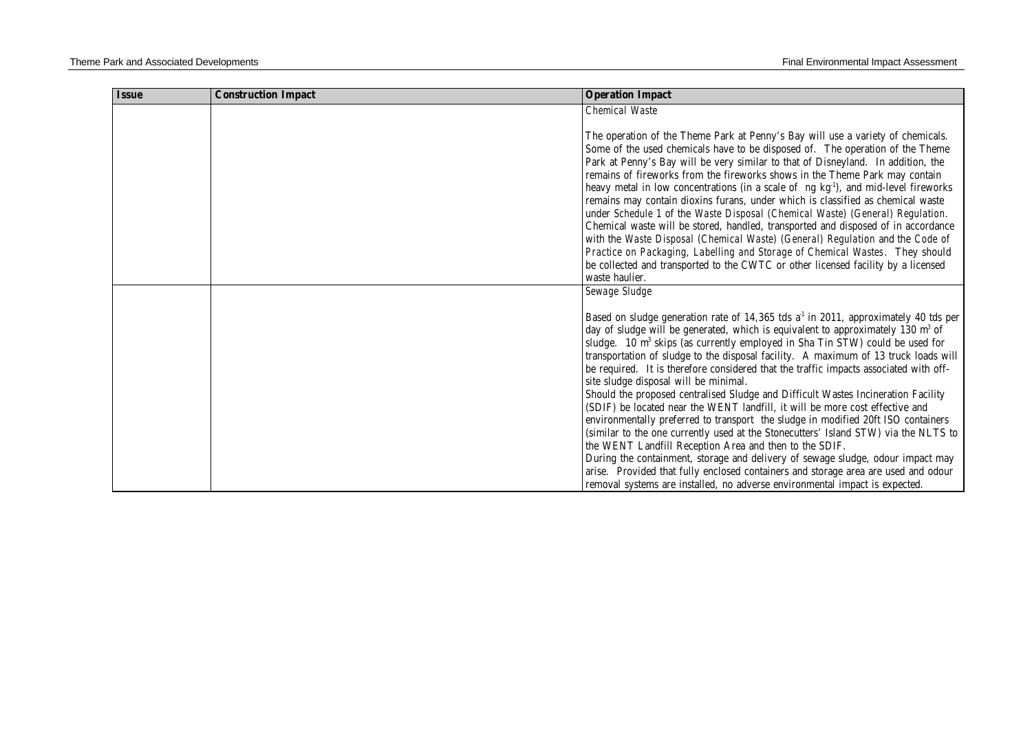| Issue | Construction Impact | Operation Impact |
|---|---|---|
| | | *Chemical Waste*<br><br>The operation of the Theme Park at Penny's Bay will use a variety of chemicals. Some of the used chemicals have to be disposed of. The operation of the Theme Park at Penny's Bay will be very similar to that of Disneyland. In addition, the remains of fireworks from the fireworks shows in the Theme Park may contain heavy metal in low concentrations (in a scale of ng $kg^{-1}$), and mid-level fireworks remains may contain dioxins furans, under which is classified as chemical waste under *Schedule 1 of the Waste Disposal (Chemical Waste) (General) Regulation*. Chemical waste will be stored, handled, transported and disposed of in accordance with the *Waste Disposal (Chemical Waste) (General) Regulation* and the *Code of Practice on Packaging, Labelling and Storage of Chemical Wastes*. They should be collected and transported to the CWTC or other licensed facility by a licensed waste haulier. |
| | | *Sewage Sludge*<br><br>Based on sludge generation rate of 14,365 tds $a^{-1}$ in 2011, approximately 40 tds per day of sludge will be generated, which is equivalent to approximately 130 $m^3$ of sludge. 10 $m^3$ skips (as currently employed in Sha Tin STW) could be used for transportation of sludge to the disposal facility. A maximum of 13 truck loads will be required. It is therefore considered that the traffic impacts associated with off-site sludge disposal will be minimal.<br>Should the proposed centralised Sludge and Difficult Wastes Incineration Facility (SDIF) be located near the WENT landfill, it will be more cost effective and environmentally preferred to transport the sludge in modified 20ft ISO containers (similar to the one currently used at the Stonecutters' Island STW) via the NLTS to the WENT Landfill Reception Area and then to the SDIF.<br>During the containment, storage and delivery of sewage sludge, odour impact may arise. Provided that fully enclosed containers and storage area are used and odour removal systems are installed, no adverse environmental impact is expected. |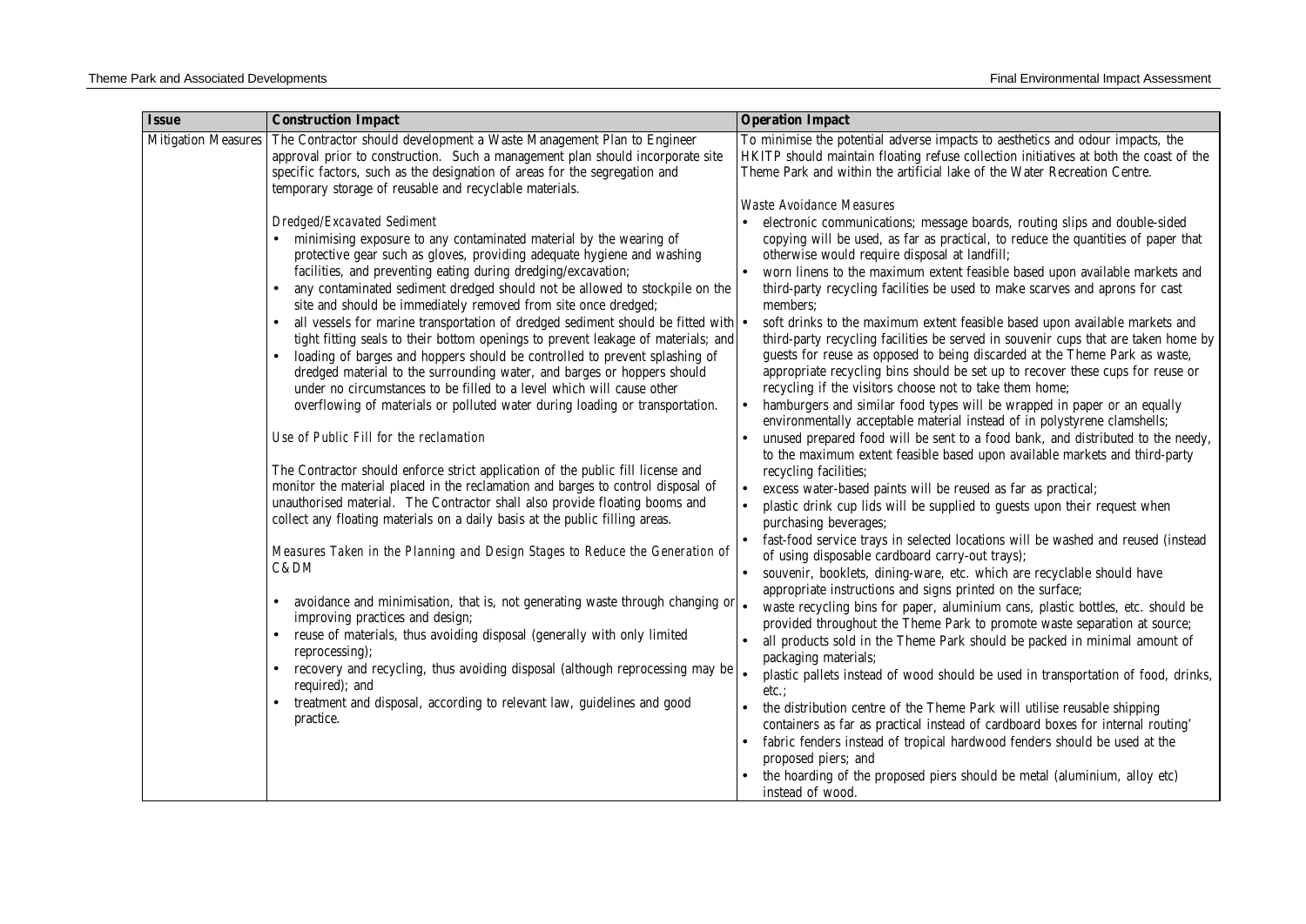| Issue | Construction Impact | Operation Impact |
|---|---|---|
| Mitigation Measures | The Contractor should development a Waste Management Plan to Engineer approval prior to construction. Such a management plan should incorporate site specific factors, such as the designation of areas for the segregation and temporary storage of reusable and recyclable materials.<br><br>*Dredged/Excavated Sediment*<br>• minimising exposure to any contaminated material by the wearing of protective gear such as gloves, providing adequate hygiene and washing facilities, and preventing eating during dredging/excavation;<br>• any contaminated sediment dredged should not be allowed to stockpile on the site and should be immediately removed from site once dredged;<br>• all vessels for marine transportation of dredged sediment should be fitted with tight fitting seals to their bottom openings to prevent leakage of materials; and<br>• loading of barges and hoppers should be controlled to prevent splashing of dredged material to the surrounding water, and barges or hoppers should under no circumstances to be filled to a level which will cause other overflowing of materials or polluted water during loading or transportation.<br><br>*Use of Public Fill for the reclamation*<br><br>The Contractor should enforce strict application of the public fill license and monitor the material placed in the reclamation and barges to control disposal of unauthorised material. The Contractor shall also provide floating booms and collect any floating materials on a daily basis at the public filling areas.<br><br>*Measures Taken in the Planning and Design Stages to Reduce the Generation of C&DM*<br><br>• avoidance and minimisation, that is, not generating waste through changing or improving practices and design;<br>• reuse of materials, thus avoiding disposal (generally with only limited reprocessing);<br>• recovery and recycling, thus avoiding disposal (although reprocessing may be required); and<br>• treatment and disposal, according to relevant law, guidelines and good practice. | To minimise the potential adverse impacts to aesthetics and odour impacts, the HKITP should maintain floating refuse collection initiatives at both the coast of the Theme Park and within the artificial lake of the Water Recreation Centre.<br><br>*Waste Avoidance Measures*<br>• electronic communications; message boards, routing slips and double-sided copying will be used, as far as practical, to reduce the quantities of paper that otherwise would require disposal at landfill;<br>• worn linens to the maximum extent feasible based upon available markets and third-party recycling facilities be used to make scarves and aprons for cast members;<br>• soft drinks to the maximum extent feasible based upon available markets and third-party recycling facilities be served in souvenir cups that are taken home by guests for reuse as opposed to being discarded at the Theme Park as waste, appropriate recycling bins should be set up to recover these cups for reuse or recycling if the visitors choose not to take them home;<br>• hamburgers and similar food types will be wrapped in paper or an equally environmentally acceptable material instead of in polystyrene clamshells;<br>• unused prepared food will be sent to a food bank, and distributed to the needy, to the maximum extent feasible based upon available markets and third-party recycling facilities;<br>• excess water-based paints will be reused as far as practical;<br>• plastic drink cup lids will be supplied to guests upon their request when purchasing beverages;<br>• fast-food service trays in selected locations will be washed and reused (instead of using disposable cardboard carry-out trays);<br>• souvenir, booklets, dining-ware, etc. which are recyclable should have appropriate instructions and signs printed on the surface;<br>• waste recycling bins for paper, aluminium cans, plastic bottles, etc. should be provided throughout the Theme Park to promote waste separation at source;<br>• all products sold in the Theme Park should be packed in minimal amount of packaging materials;<br>• plastic pallets instead of wood should be used in transportation of food, drinks, etc.;<br>• the distribution centre of the Theme Park will utilise reusable shipping containers as far as practical instead of cardboard boxes for internal routing'<br>• fabric fenders instead of tropical hardwood fenders should be used at the proposed piers; and<br>• the hoarding of the proposed piers should be metal (aluminium, alloy etc) instead of wood. |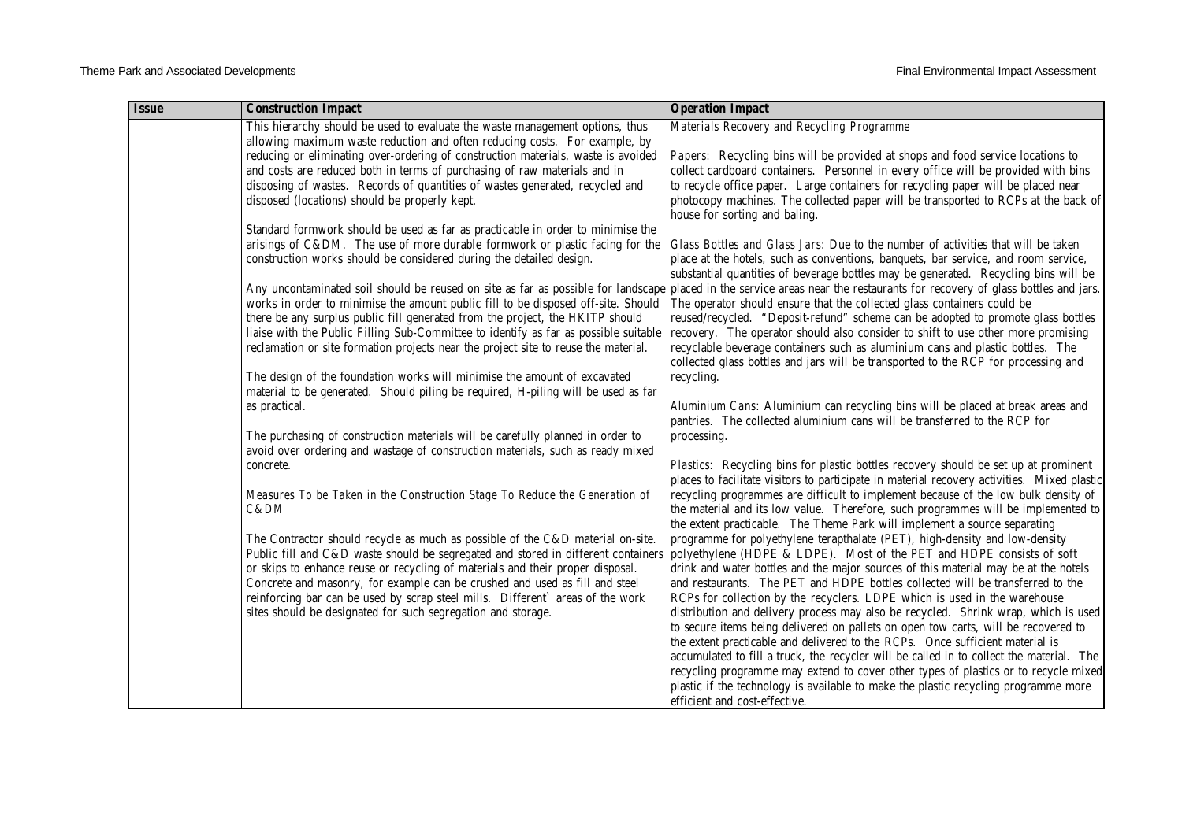| Issue | Construction Impact | Operation Impact |
|---|---|---|
| | This hierarchy should be used to evaluate the waste management options, thus allowing maximum waste reduction and often reducing costs. For example, by reducing or eliminating over-ordering of construction materials, waste is avoided and costs are reduced both in terms of purchasing of raw materials and in disposing of wastes. Records of quantities of wastes generated, recycled and disposed (locations) should be properly kept.<br><br>Standard formwork should be used as far as practicable in order to minimise the arisings of C&DM. The use of more durable formwork or plastic facing for the construction works should be considered during the detailed design.<br><br>Any uncontaminated soil should be reused on site as far as possible for landscape works in order to minimise the amount public fill to be disposed off-site. Should there be any surplus public fill generated from the project, the HKITP should liaise with the Public Filling Sub-Committee to identify as far as possible suitable reclamation or site formation projects near the project site to reuse the material.<br><br>The design of the foundation works will minimise the amount of excavated material to be generated. Should piling be required, H-piling will be used as far as practical.<br><br>The purchasing of construction materials will be carefully planned in order to avoid over ordering and wastage of construction materials, such as ready mixed concrete.<br><br>*Measures To be Taken in the Construction Stage To Reduce the Generation of C&DM*<br><br>The Contractor should recycle as much as possible of the C&D material on-site. Public fill and C&D waste should be segregated and stored in different containers or skips to enhance reuse or recycling of materials and their proper disposal. Concrete and masonry, for example can be crushed and used as fill and steel reinforcing bar can be used by scrap steel mills. Different` areas of the work sites should be designated for such segregation and storage. | *Materials Recovery and Recycling Programme*<br><br>*Papers:* Recycling bins will be provided at shops and food service locations to collect cardboard containers. Personnel in every office will be provided with bins to recycle office paper. Large containers for recycling paper will be placed near photocopy machines. The collected paper will be transported to RCPs at the back of house for sorting and baling.<br><br>*Glass Bottles and Glass Jars:* Due to the number of activities that will be taken place at the hotels, such as conventions, banquets, bar service, and room service, substantial quantities of beverage bottles may be generated. Recycling bins will be placed in the service areas near the restaurants for recovery of glass bottles and jars. The operator should ensure that the collected glass containers could be reused/recycled. "Deposit-refund" scheme can be adopted to promote glass bottles recovery. The operator should also consider to shift to use other more promising recyclable beverage containers such as aluminium cans and plastic bottles. The collected glass bottles and jars will be transported to the RCP for processing and recycling.<br><br>*Aluminium Cans:* Aluminium can recycling bins will be placed at break areas and pantries. The collected aluminium cans will be transferred to the RCP for processing.<br><br>*Plastics:* Recycling bins for plastic bottles recovery should be set up at prominent places to facilitate visitors to participate in material recovery activities. Mixed plastic recycling programmes are difficult to implement because of the low bulk density of the material and its low value. Therefore, such programmes will be implemented to the extent practicable. The Theme Park will implement a source separating programme for polyethylene terapthalate (PET), high-density and low-density polyethylene (HDPE & LDPE). Most of the PET and HDPE consists of soft drink and water bottles and the major sources of this material may be at the hotels and restaurants. The PET and HDPE bottles collected will be transferred to the RCPs for collection by the recyclers. LDPE which is used in the warehouse distribution and delivery process may also be recycled. Shrink wrap, which is used to secure items being delivered on pallets on open tow carts, will be recovered to the extent practicable and delivered to the RCPs. Once sufficient material is accumulated to fill a truck, the recycler will be called in to collect the material. The recycling programme may extend to cover other types of plastics or to recycle mixed plastic if the technology is available to make the plastic recycling programme more efficient and cost-effective. |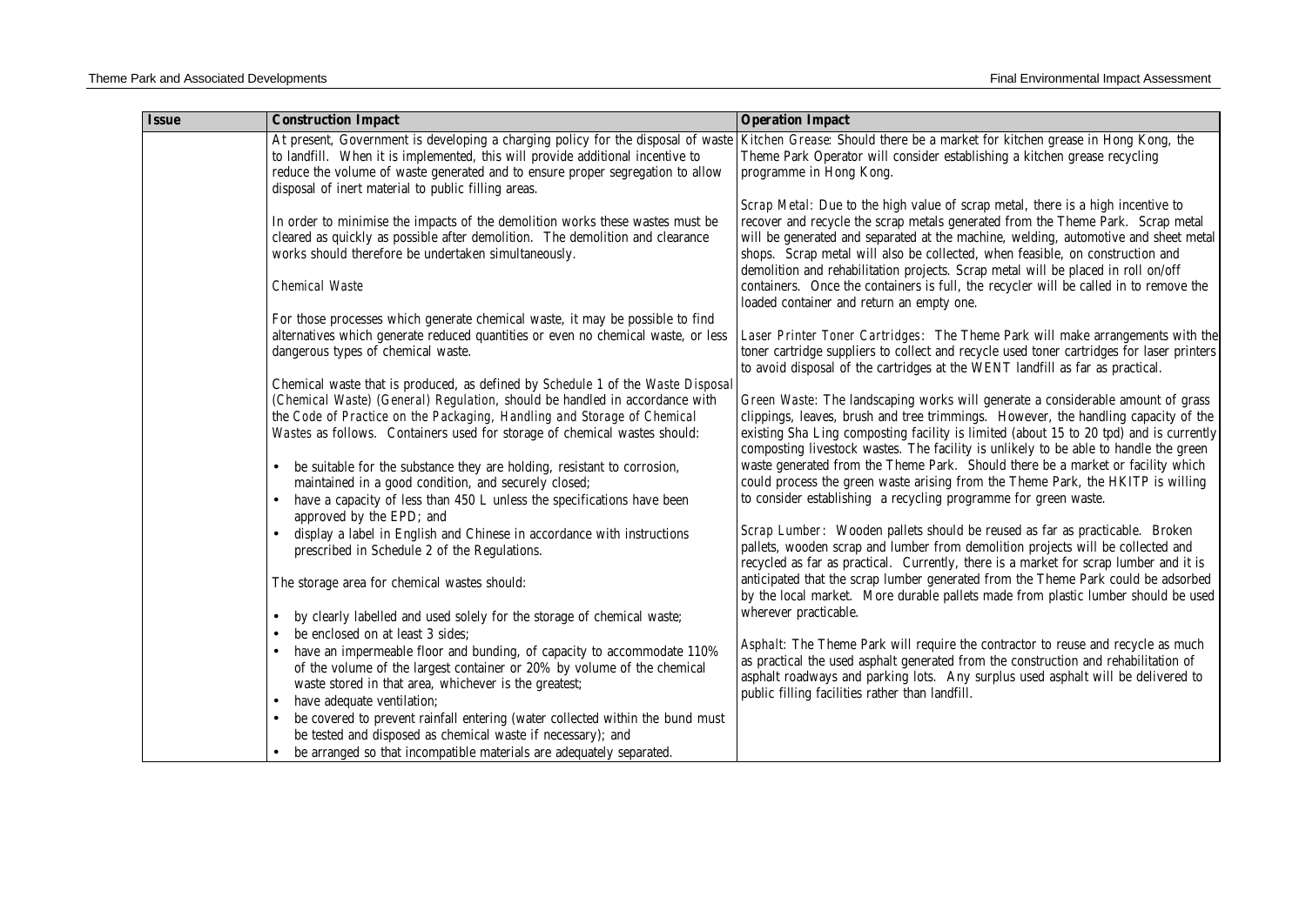| Issue | Construction Impact | Operation Impact |
|---|---|---|
| | At present, Government is developing a charging policy for the disposal of waste to landfill. When it is implemented, this will provide additional incentive to reduce the volume of waste generated and to ensure proper segregation to allow disposal of inert material to public filling areas.<br><br>In order to minimise the impacts of the demolition works these wastes must be cleared as quickly as possible after demolition. The demolition and clearance works should therefore be undertaken simultaneously.<br><br>*Chemical Waste*<br><br>For those processes which generate chemical waste, it may be possible to find alternatives which generate reduced quantities or even no chemical waste, or less dangerous types of chemical waste.<br><br>Chemical waste that is produced, as defined by *Schedule 1* of the *Waste Disposal (Chemical Waste) (General) Regulation*, should be handled in accordance with the *Code of Practice on the Packaging, Handling and Storage of Chemical Wastes* as follows. Containers used for storage of chemical wastes should:<br><br>• be suitable for the substance they are holding, resistant to corrosion, maintained in a good condition, and securely closed;<br>• have a capacity of less than 450 L unless the specifications have been approved by the EPD; and<br>• display a label in English and Chinese in accordance with instructions prescribed in Schedule 2 of the Regulations.<br><br>The storage area for chemical wastes should:<br><br>• by clearly labelled and used solely for the storage of chemical waste;<br>• be enclosed on at least 3 sides;<br>• have an impermeable floor and bunding, of capacity to accommodate 110% of the volume of the largest container or 20% by volume of the chemical waste stored in that area, whichever is the greatest;<br>• have adequate ventilation;<br>• be covered to prevent rainfall entering (water collected within the bund must be tested and disposed as chemical waste if necessary); and<br>• be arranged so that incompatible materials are adequately separated. | *Kitchen Grease*: Should there be a market for kitchen grease in Hong Kong, the Theme Park Operator will consider establishing a kitchen grease recycling programme in Hong Kong.<br><br>*Scrap Metal*: Due to the high value of scrap metal, there is a high incentive to recover and recycle the scrap metals generated from the Theme Park. Scrap metal will be generated and separated at the machine, welding, automotive and sheet metal shops. Scrap metal will also be collected, when feasible, on construction and demolition and rehabilitation projects. Scrap metal will be placed in roll on/off containers. Once the containers is full, the recycler will be called in to remove the loaded container and return an empty one.<br><br>*Laser Printer Toner Cartridges*: The Theme Park will make arrangements with the toner cartridge suppliers to collect and recycle used toner cartridges for laser printers to avoid disposal of the cartridges at the WENT landfill as far as practical.<br><br>*Green Waste*: The landscaping works will generate a considerable amount of grass clippings, leaves, brush and tree trimmings. However, the handling capacity of the existing Sha Ling composting facility is limited (about 15 to 20 tpd) and is currently composting livestock wastes. The facility is unlikely to be able to handle the green waste generated from the Theme Park. Should there be a market or facility which could process the green waste arising from the Theme Park, the HKITP is willing to consider establishing a recycling programme for green waste.<br><br>*Scrap Lumber*: Wooden pallets should be reused as far as practicable. Broken pallets, wooden scrap and lumber from demolition projects will be collected and recycled as far as practical. Currently, there is a market for scrap lumber and it is anticipated that the scrap lumber generated from the Theme Park could be adsorbed by the local market. More durable pallets made from plastic lumber should be used wherever practicable.<br><br>*Asphalt*: The Theme Park will require the contractor to reuse and recycle as much as practical the used asphalt generated from the construction and rehabilitation of asphalt roadways and parking lots. Any surplus used asphalt will be delivered to public filling facilities rather than landfill. |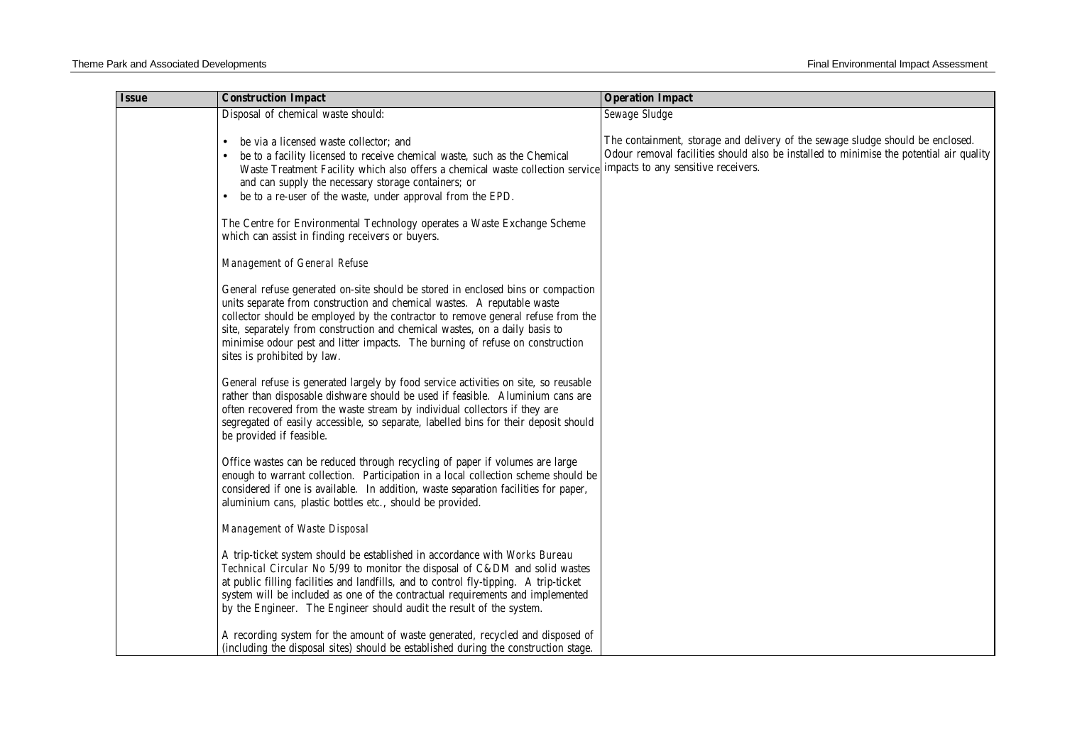| Issue | Construction Impact | Operation Impact |
|---|---|---|
| | Disposal of chemical waste should:<br><br>• be via a licensed waste collector; and<br>• be to a facility licensed to receive chemical waste, such as the Chemical Waste Treatment Facility which also offers a chemical waste collection service and can supply the necessary storage containers; or<br>• be to a re-user of the waste, under approval from the EPD.<br><br>The Centre for Environmental Technology operates a Waste Exchange Scheme which can assist in finding receivers or buyers.<br><br>*Management of General Refuse*<br><br>General refuse generated on-site should be stored in enclosed bins or compaction units separate from construction and chemical wastes. A reputable waste collector should be employed by the contractor to remove general refuse from the site, separately from construction and chemical wastes, on a daily basis to minimise odour pest and litter impacts. The burning of refuse on construction sites is prohibited by law.<br><br>General refuse is generated largely by food service activities on site, so reusable rather than disposable dishware should be used if feasible. Aluminium cans are often recovered from the waste stream by individual collectors if they are segregated of easily accessible, so separate, labelled bins for their deposit should be provided if feasible.<br><br>Office wastes can be reduced through recycling of paper if volumes are large enough to warrant collection. Participation in a local collection scheme should be considered if one is available. In addition, waste separation facilities for paper, aluminium cans, plastic bottles etc., should be provided.<br><br>*Management of Waste Disposal*<br><br>A trip-ticket system should be established in accordance with *Works Bureau Technical Circular No 5/99* to monitor the disposal of C&DM and solid wastes at public filling facilities and landfills, and to control fly-tipping. A trip-ticket system will be included as one of the contractual requirements and implemented by the Engineer. The Engineer should audit the result of the system.<br><br>A recording system for the amount of waste generated, recycled and disposed of (including the disposal sites) should be established during the construction stage. | *Sewage Sludge*<br><br>The containment, storage and delivery of the sewage sludge should be enclosed. Odour removal facilities should also be installed to minimise the potential air quality impacts to any sensitive receivers. |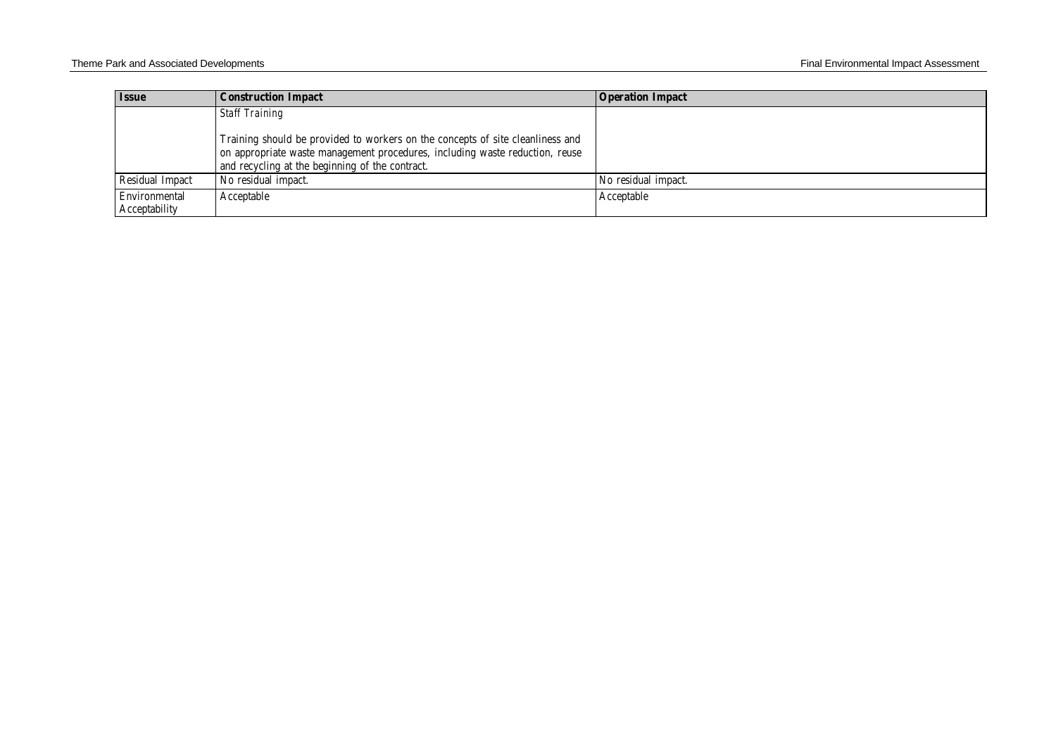| Issue | Construction Impact | Operation Impact |
| --- | --- | --- |
| | *Staff Training*<br><br>Training should be provided to workers on the concepts of site cleanliness and on appropriate waste management procedures, including waste reduction, reuse and recycling at the beginning of the contract. | |
| Residual Impact | No residual impact. | No residual impact. |
| Environmental Acceptability | Acceptable | Acceptable |